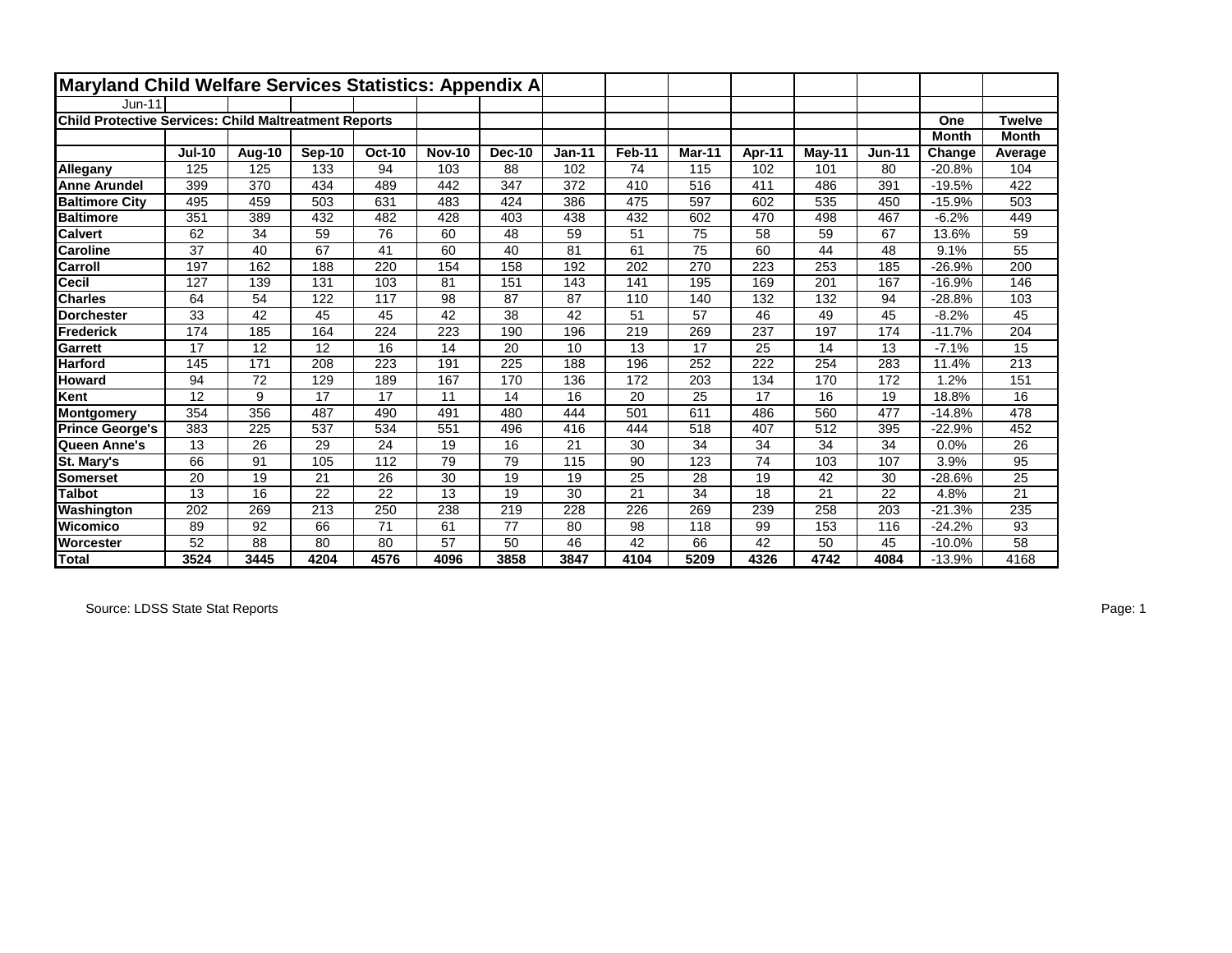# Maryland Child Welfare Services Statistics: Appendix A

Jun-11

**Child Protective Services: Child Maltreatment Reports**

| | Jul-10 | Aug-10 | Sep-10 | Oct-10 | Nov-10 | Dec-10 | Jan-11 | Feb-11 | Mar-11 | Apr-11 | May-11 | Jun-11 | One Month Change | Twelve Month Average |
|---|---|---|---|---|---|---|---|---|---|---|---|---|---|---|
| **Allegany** | 125 | 125 | 133 | 94 | 103 | 88 | 102 | 74 | 115 | 102 | 101 | 80 | -20.8% | 104 |
| **Anne Arundel** | 399 | 370 | 434 | 489 | 442 | 347 | 372 | 410 | 516 | 411 | 486 | 391 | -19.5% | 422 |
| **Baltimore City** | 495 | 459 | 503 | 631 | 483 | 424 | 386 | 475 | 597 | 602 | 535 | 450 | -15.9% | 503 |
| **Baltimore** | 351 | 389 | 432 | 482 | 428 | 403 | 438 | 432 | 602 | 470 | 498 | 467 | -6.2% | 449 |
| **Calvert** | 62 | 34 | 59 | 76 | 60 | 48 | 59 | 51 | 75 | 58 | 59 | 67 | 13.6% | 59 |
| **Caroline** | 37 | 40 | 67 | 41 | 60 | 40 | 81 | 61 | 75 | 60 | 44 | 48 | 9.1% | 55 |
| **Carroll** | 197 | 162 | 188 | 220 | 154 | 158 | 192 | 202 | 270 | 223 | 253 | 185 | -26.9% | 200 |
| **Cecil** | 127 | 139 | 131 | 103 | 81 | 151 | 143 | 141 | 195 | 169 | 201 | 167 | -16.9% | 146 |
| **Charles** | 64 | 54 | 122 | 117 | 98 | 87 | 87 | 110 | 140 | 132 | 132 | 94 | -28.8% | 103 |
| **Dorchester** | 33 | 42 | 45 | 45 | 42 | 38 | 42 | 51 | 57 | 46 | 49 | 45 | -8.2% | 45 |
| **Frederick** | 174 | 185 | 164 | 224 | 223 | 190 | 196 | 219 | 269 | 237 | 197 | 174 | -11.7% | 204 |
| **Garrett** | 17 | 12 | 12 | 16 | 14 | 20 | 10 | 13 | 17 | 25 | 14 | 13 | -7.1% | 15 |
| **Harford** | 145 | 171 | 208 | 223 | 191 | 225 | 188 | 196 | 252 | 222 | 254 | 283 | 11.4% | 213 |
| **Howard** | 94 | 72 | 129 | 189 | 167 | 170 | 136 | 172 | 203 | 134 | 170 | 172 | 1.2% | 151 |
| **Kent** | 12 | 9 | 17 | 17 | 11 | 14 | 16 | 20 | 25 | 17 | 16 | 19 | 18.8% | 16 |
| **Montgomery** | 354 | 356 | 487 | 490 | 491 | 480 | 444 | 501 | 611 | 486 | 560 | 477 | -14.8% | 478 |
| **Prince George's** | 383 | 225 | 537 | 534 | 551 | 496 | 416 | 444 | 518 | 407 | 512 | 395 | -22.9% | 452 |
| **Queen Anne's** | 13 | 26 | 29 | 24 | 19 | 16 | 21 | 30 | 34 | 34 | 34 | 34 | 0.0% | 26 |
| **St. Mary's** | 66 | 91 | 105 | 112 | 79 | 79 | 115 | 90 | 123 | 74 | 103 | 107 | 3.9% | 95 |
| **Somerset** | 20 | 19 | 21 | 26 | 30 | 19 | 19 | 25 | 28 | 19 | 42 | 30 | -28.6% | 25 |
| **Talbot** | 13 | 16 | 22 | 22 | 13 | 19 | 30 | 21 | 34 | 18 | 21 | 22 | 4.8% | 21 |
| **Washington** | 202 | 269 | 213 | 250 | 238 | 219 | 228 | 226 | 269 | 239 | 258 | 203 | -21.3% | 235 |
| **Wicomico** | 89 | 92 | 66 | 71 | 61 | 77 | 80 | 98 | 118 | 99 | 153 | 116 | -24.2% | 93 |
| **Worcester** | 52 | 88 | 80 | 80 | 57 | 50 | 46 | 42 | 66 | 42 | 50 | 45 | -10.0% | 58 |
| **Total** | **3524** | **3445** | **4204** | **4576** | **4096** | **3858** | **3847** | **4104** | **5209** | **4326** | **4742** | **4084** | -13.9% | 4168 |

Source: LDSS State Stat Reports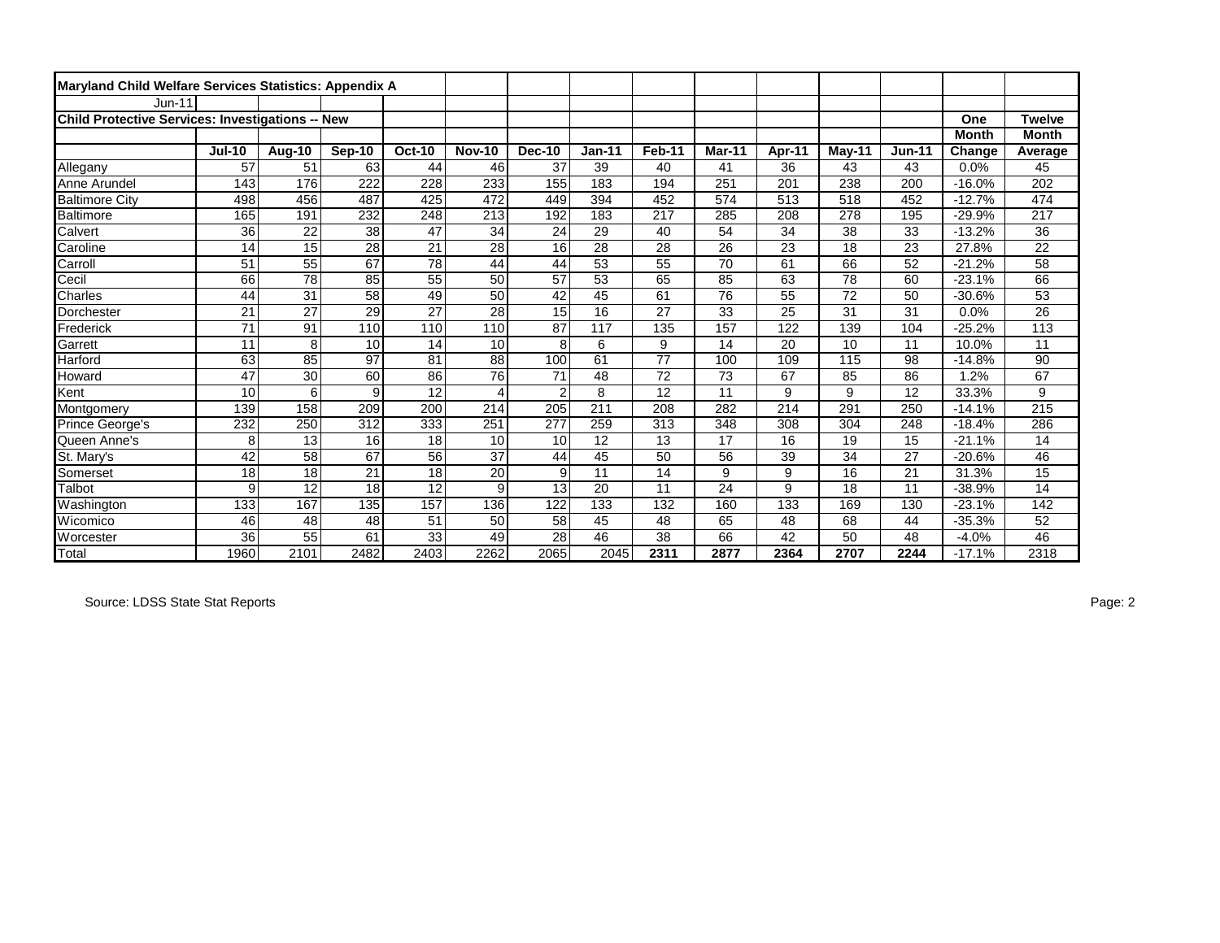**Maryland Child Welfare Services Statistics: Appendix A**

Jun-11

**Child Protective Services: Investigations -- New**

| | Jul-10 | Aug-10 | Sep-10 | Oct-10 | Nov-10 | Dec-10 | Jan-11 | Feb-11 | Mar-11 | Apr-11 | May-11 | Jun-11 | One Month Change | Twelve Month Average |
|---|---|---|---|---|---|---|---|---|---|---|---|---|---|---|
| Allegany | 57 | 51 | 63 | 44 | 46 | 37 | 39 | 40 | 41 | 36 | 43 | 43 | 0.0% | 45 |
| Anne Arundel | 143 | 176 | 222 | 228 | 233 | 155 | 183 | 194 | 251 | 201 | 238 | 200 | -16.0% | 202 |
| Baltimore City | 498 | 456 | 487 | 425 | 472 | 449 | 394 | 452 | 574 | 513 | 518 | 452 | -12.7% | 474 |
| Baltimore | 165 | 191 | 232 | 248 | 213 | 192 | 183 | 217 | 285 | 208 | 278 | 195 | -29.9% | 217 |
| Calvert | 36 | 22 | 38 | 47 | 34 | 24 | 29 | 40 | 54 | 34 | 38 | 33 | -13.2% | 36 |
| Caroline | 14 | 15 | 28 | 21 | 28 | 16 | 28 | 28 | 26 | 23 | 18 | 23 | 27.8% | 22 |
| Carroll | 51 | 55 | 67 | 78 | 44 | 44 | 53 | 55 | 70 | 61 | 66 | 52 | -21.2% | 58 |
| Cecil | 66 | 78 | 85 | 55 | 50 | 57 | 53 | 65 | 85 | 63 | 78 | 60 | -23.1% | 66 |
| Charles | 44 | 31 | 58 | 49 | 50 | 42 | 45 | 61 | 76 | 55 | 72 | 50 | -30.6% | 53 |
| Dorchester | 21 | 27 | 29 | 27 | 28 | 15 | 16 | 27 | 33 | 25 | 31 | 31 | 0.0% | 26 |
| Frederick | 71 | 91 | 110 | 110 | 110 | 87 | 117 | 135 | 157 | 122 | 139 | 104 | -25.2% | 113 |
| Garrett | 11 | 8 | 10 | 14 | 10 | 8 | 6 | 9 | 14 | 20 | 10 | 11 | 10.0% | 11 |
| Harford | 63 | 85 | 97 | 81 | 88 | 100 | 61 | 77 | 100 | 109 | 115 | 98 | -14.8% | 90 |
| Howard | 47 | 30 | 60 | 86 | 76 | 71 | 48 | 72 | 73 | 67 | 85 | 86 | 1.2% | 67 |
| Kent | 10 | 6 | 9 | 12 | 4 | 2 | 8 | 12 | 11 | 9 | 9 | 12 | 33.3% | 9 |
| Montgomery | 139 | 158 | 209 | 200 | 214 | 205 | 211 | 208 | 282 | 214 | 291 | 250 | -14.1% | 215 |
| Prince George's | 232 | 250 | 312 | 333 | 251 | 277 | 259 | 313 | 348 | 308 | 304 | 248 | -18.4% | 286 |
| Queen Anne's | 8 | 13 | 16 | 18 | 10 | 10 | 12 | 13 | 17 | 16 | 19 | 15 | -21.1% | 14 |
| St. Mary's | 42 | 58 | 67 | 56 | 37 | 44 | 45 | 50 | 56 | 39 | 34 | 27 | -20.6% | 46 |
| Somerset | 18 | 18 | 21 | 18 | 20 | 9 | 11 | 14 | 9 | 9 | 16 | 21 | 31.3% | 15 |
| Talbot | 9 | 12 | 18 | 12 | 9 | 13 | 20 | 11 | 24 | 9 | 18 | 11 | -38.9% | 14 |
| Washington | 133 | 167 | 135 | 157 | 136 | 122 | 133 | 132 | 160 | 133 | 169 | 130 | -23.1% | 142 |
| Wicomico | 46 | 48 | 48 | 51 | 50 | 58 | 45 | 48 | 65 | 48 | 68 | 44 | -35.3% | 52 |
| Worcester | 36 | 55 | 61 | 33 | 49 | 28 | 46 | 38 | 66 | 42 | 50 | 48 | -4.0% | 46 |
| Total | 1960 | 2101 | 2482 | 2403 | 2262 | 2065 | 2045 | **2311** | **2877** | **2364** | **2707** | **2244** | -17.1% | 2318 |

Source: LDSS State Stat Reports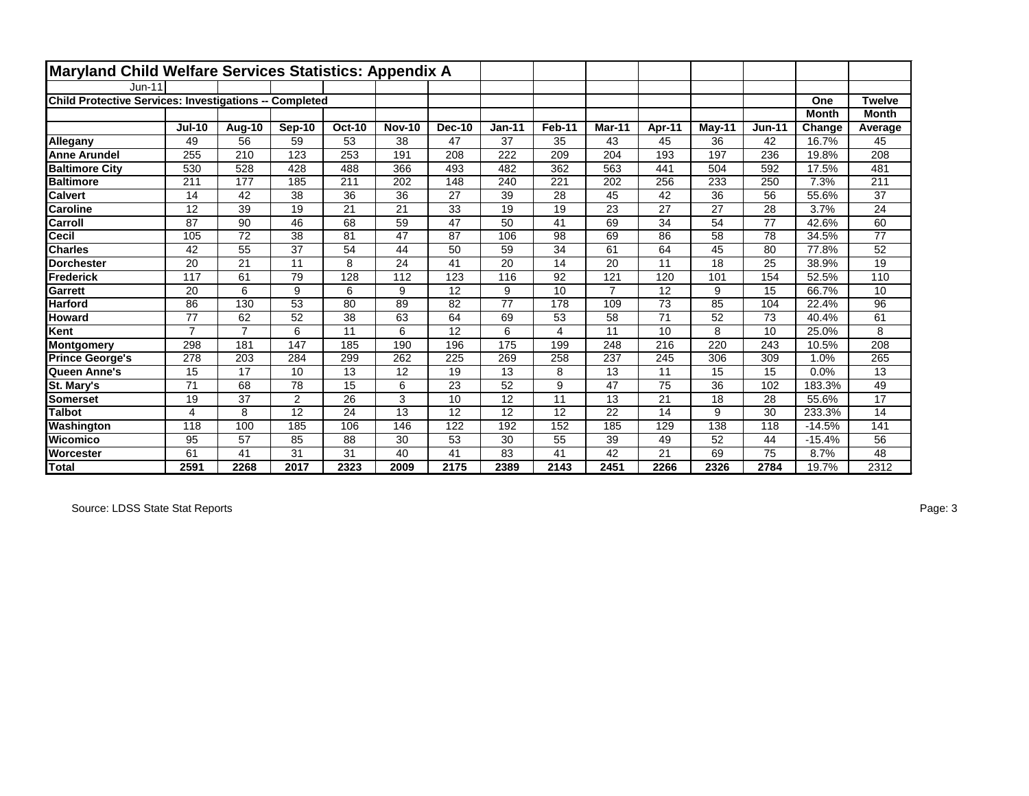# Maryland Child Welfare Services Statistics: Appendix A

Jun-11

**Child Protective Services: Investigations -- Completed**

| | Jul-10 | Aug-10 | Sep-10 | Oct-10 | Nov-10 | Dec-10 | Jan-11 | Feb-11 | Mar-11 | Apr-11 | May-11 | Jun-11 | One Month Change | Twelve Month Average |
|---|---|---|---|---|---|---|---|---|---|---|---|---|---|---|
| **Allegany** | 49 | 56 | 59 | 53 | 38 | 47 | 37 | 35 | 43 | 45 | 36 | 42 | 16.7% | 45 |
| **Anne Arundel** | 255 | 210 | 123 | 253 | 191 | 208 | 222 | 209 | 204 | 193 | 197 | 236 | 19.8% | 208 |
| **Baltimore City** | 530 | 528 | 428 | 488 | 366 | 493 | 482 | 362 | 563 | 441 | 504 | 592 | 17.5% | 481 |
| **Baltimore** | 211 | 177 | 185 | 211 | 202 | 148 | 240 | 221 | 202 | 256 | 233 | 250 | 7.3% | 211 |
| **Calvert** | 14 | 42 | 38 | 36 | 36 | 27 | 39 | 28 | 45 | 42 | 36 | 56 | 55.6% | 37 |
| **Caroline** | 12 | 39 | 19 | 21 | 21 | 33 | 19 | 19 | 23 | 27 | 27 | 28 | 3.7% | 24 |
| **Carroll** | 87 | 90 | 46 | 68 | 59 | 47 | 50 | 41 | 69 | 34 | 54 | 77 | 42.6% | 60 |
| **Cecil** | 105 | 72 | 38 | 81 | 47 | 87 | 106 | 98 | 69 | 86 | 58 | 78 | 34.5% | 77 |
| **Charles** | 42 | 55 | 37 | 54 | 44 | 50 | 59 | 34 | 61 | 64 | 45 | 80 | 77.8% | 52 |
| **Dorchester** | 20 | 21 | 11 | 8 | 24 | 41 | 20 | 14 | 20 | 11 | 18 | 25 | 38.9% | 19 |
| **Frederick** | 117 | 61 | 79 | 128 | 112 | 123 | 116 | 92 | 121 | 120 | 101 | 154 | 52.5% | 110 |
| **Garrett** | 20 | 6 | 9 | 6 | 9 | 12 | 9 | 10 | 7 | 12 | 9 | 15 | 66.7% | 10 |
| **Harford** | 86 | 130 | 53 | 80 | 89 | 82 | 77 | 178 | 109 | 73 | 85 | 104 | 22.4% | 96 |
| **Howard** | 77 | 62 | 52 | 38 | 63 | 64 | 69 | 53 | 58 | 71 | 52 | 73 | 40.4% | 61 |
| **Kent** | 7 | 7 | 6 | 11 | 6 | 12 | 6 | 4 | 11 | 10 | 8 | 10 | 25.0% | 8 |
| **Montgomery** | 298 | 181 | 147 | 185 | 190 | 196 | 175 | 199 | 248 | 216 | 220 | 243 | 10.5% | 208 |
| **Prince George's** | 278 | 203 | 284 | 299 | 262 | 225 | 269 | 258 | 237 | 245 | 306 | 309 | 1.0% | 265 |
| **Queen Anne's** | 15 | 17 | 10 | 13 | 12 | 19 | 13 | 8 | 13 | 11 | 15 | 15 | 0.0% | 13 |
| **St. Mary's** | 71 | 68 | 78 | 15 | 6 | 23 | 52 | 9 | 47 | 75 | 36 | 102 | 183.3% | 49 |
| **Somerset** | 19 | 37 | 2 | 26 | 3 | 10 | 12 | 11 | 13 | 21 | 18 | 28 | 55.6% | 17 |
| **Talbot** | 4 | 8 | 12 | 24 | 13 | 12 | 12 | 12 | 22 | 14 | 9 | 30 | 233.3% | 14 |
| **Washington** | 118 | 100 | 185 | 106 | 146 | 122 | 192 | 152 | 185 | 129 | 138 | 118 | -14.5% | 141 |
| **Wicomico** | 95 | 57 | 85 | 88 | 30 | 53 | 30 | 55 | 39 | 49 | 52 | 44 | -15.4% | 56 |
| **Worcester** | 61 | 41 | 31 | 31 | 40 | 41 | 83 | 41 | 42 | 21 | 69 | 75 | 8.7% | 48 |
| **Total** | **2591** | **2268** | **2017** | **2323** | **2009** | **2175** | **2389** | **2143** | **2451** | **2266** | **2326** | **2784** | 19.7% | 2312 |

Source: LDSS State Stat Reports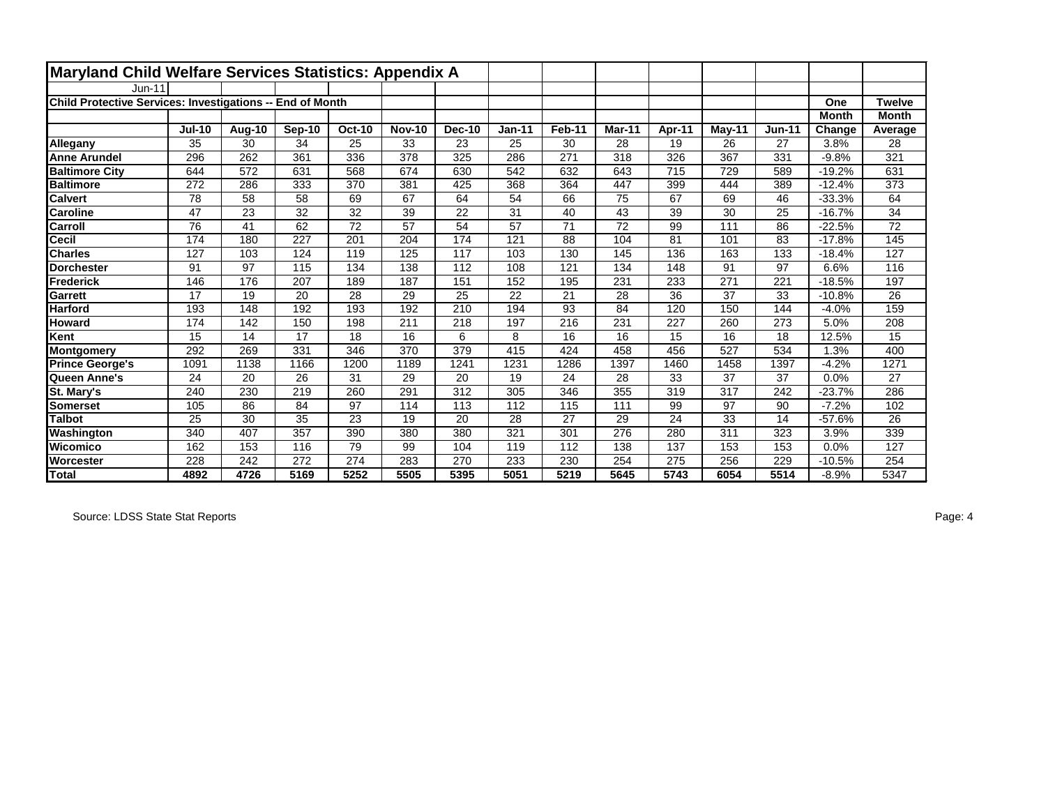# Maryland Child Welfare Services Statistics: Appendix A

Jun-11

**Child Protective Services: Investigations -- End of Month**

| | Jul-10 | Aug-10 | Sep-10 | Oct-10 | Nov-10 | Dec-10 | Jan-11 | Feb-11 | Mar-11 | Apr-11 | May-11 | Jun-11 | One Month Change | Twelve Month Average |
|---|---|---|---|---|---|---|---|---|---|---|---|---|---|---|
| **Allegany** | 35 | 30 | 34 | 25 | 33 | 23 | 25 | 30 | 28 | 19 | 26 | 27 | 3.8% | 28 |
| **Anne Arundel** | 296 | 262 | 361 | 336 | 378 | 325 | 286 | 271 | 318 | 326 | 367 | 331 | -9.8% | 321 |
| **Baltimore City** | 644 | 572 | 631 | 568 | 674 | 630 | 542 | 632 | 643 | 715 | 729 | 589 | -19.2% | 631 |
| **Baltimore** | 272 | 286 | 333 | 370 | 381 | 425 | 368 | 364 | 447 | 399 | 444 | 389 | -12.4% | 373 |
| **Calvert** | 78 | 58 | 58 | 69 | 67 | 64 | 54 | 66 | 75 | 67 | 69 | 46 | -33.3% | 64 |
| **Caroline** | 47 | 23 | 32 | 32 | 39 | 22 | 31 | 40 | 43 | 39 | 30 | 25 | -16.7% | 34 |
| **Carroll** | 76 | 41 | 62 | 72 | 57 | 54 | 57 | 71 | 72 | 99 | 111 | 86 | -22.5% | 72 |
| **Cecil** | 174 | 180 | 227 | 201 | 204 | 174 | 121 | 88 | 104 | 81 | 101 | 83 | -17.8% | 145 |
| **Charles** | 127 | 103 | 124 | 119 | 125 | 117 | 103 | 130 | 145 | 136 | 163 | 133 | -18.4% | 127 |
| **Dorchester** | 91 | 97 | 115 | 134 | 138 | 112 | 108 | 121 | 134 | 148 | 91 | 97 | 6.6% | 116 |
| **Frederick** | 146 | 176 | 207 | 189 | 187 | 151 | 152 | 195 | 231 | 233 | 271 | 221 | -18.5% | 197 |
| **Garrett** | 17 | 19 | 20 | 28 | 29 | 25 | 22 | 21 | 28 | 36 | 37 | 33 | -10.8% | 26 |
| **Harford** | 193 | 148 | 192 | 193 | 192 | 210 | 194 | 93 | 84 | 120 | 150 | 144 | -4.0% | 159 |
| **Howard** | 174 | 142 | 150 | 198 | 211 | 218 | 197 | 216 | 231 | 227 | 260 | 273 | 5.0% | 208 |
| **Kent** | 15 | 14 | 17 | 18 | 16 | 6 | 8 | 16 | 16 | 15 | 16 | 18 | 12.5% | 15 |
| **Montgomery** | 292 | 269 | 331 | 346 | 370 | 379 | 415 | 424 | 458 | 456 | 527 | 534 | 1.3% | 400 |
| **Prince George's** | 1091 | 1138 | 1166 | 1200 | 1189 | 1241 | 1231 | 1286 | 1397 | 1460 | 1458 | 1397 | -4.2% | 1271 |
| **Queen Anne's** | 24 | 20 | 26 | 31 | 29 | 20 | 19 | 24 | 28 | 33 | 37 | 37 | 0.0% | 27 |
| **St. Mary's** | 240 | 230 | 219 | 260 | 291 | 312 | 305 | 346 | 355 | 319 | 317 | 242 | -23.7% | 286 |
| **Somerset** | 105 | 86 | 84 | 97 | 114 | 113 | 112 | 115 | 111 | 99 | 97 | 90 | -7.2% | 102 |
| **Talbot** | 25 | 30 | 35 | 23 | 19 | 20 | 28 | 27 | 29 | 24 | 33 | 14 | -57.6% | 26 |
| **Washington** | 340 | 407 | 357 | 390 | 380 | 380 | 321 | 301 | 276 | 280 | 311 | 323 | 3.9% | 339 |
| **Wicomico** | 162 | 153 | 116 | 79 | 99 | 104 | 119 | 112 | 138 | 137 | 153 | 153 | 0.0% | 127 |
| **Worcester** | 228 | 242 | 272 | 274 | 283 | 270 | 233 | 230 | 254 | 275 | 256 | 229 | -10.5% | 254 |
| **Total** | **4892** | **4726** | **5169** | **5252** | **5505** | **5395** | **5051** | **5219** | **5645** | **5743** | **6054** | **5514** | -8.9% | 5347 |

Source: LDSS State Stat Reports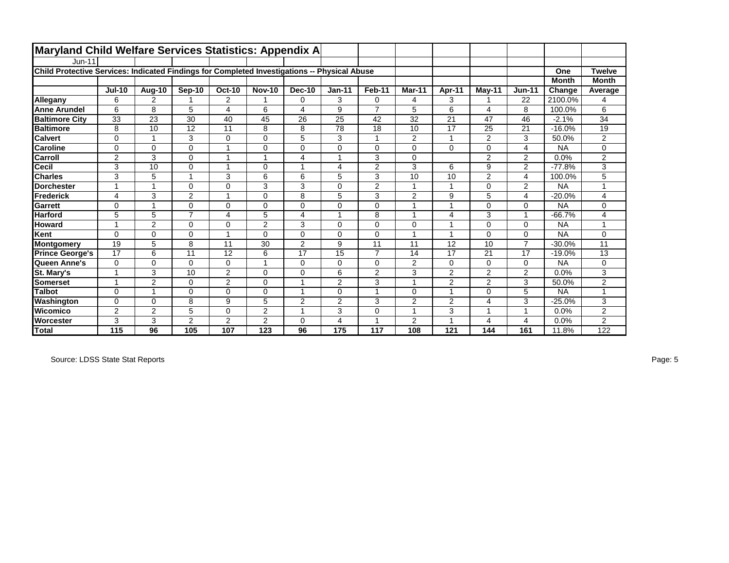# Maryland Child Welfare Services Statistics: Appendix A

Jun-11

**Child Protective Services: Indicated Findings for Completed Investigations -- Physical Abuse**

| | Jul-10 | Aug-10 | Sep-10 | Oct-10 | Nov-10 | Dec-10 | Jan-11 | Feb-11 | Mar-11 | Apr-11 | May-11 | Jun-11 | One Month Change | Twelve Month Average |
|---|---|---|---|---|---|---|---|---|---|---|---|---|---|---|
| **Allegany** | 6 | 2 | 1 | 2 | 1 | 0 | 3 | 0 | 4 | 3 | 1 | 22 | 2100.0% | 4 |
| **Anne Arundel** | 6 | 8 | 5 | 4 | 6 | 4 | 9 | 7 | 5 | 6 | 4 | 8 | 100.0% | 6 |
| **Baltimore City** | 33 | 23 | 30 | 40 | 45 | 26 | 25 | 42 | 32 | 21 | 47 | 46 | -2.1% | 34 |
| **Baltimore** | 8 | 10 | 12 | 11 | 8 | 8 | 78 | 18 | 10 | 17 | 25 | 21 | -16.0% | 19 |
| **Calvert** | 0 | 1 | 3 | 0 | 0 | 5 | 3 | 1 | 2 | 1 | 2 | 3 | 50.0% | 2 |
| **Caroline** | 0 | 0 | 0 | 1 | 0 | 0 | 0 | 0 | 0 | 0 | 0 | 4 | NA | 0 |
| **Carroll** | 2 | 3 | 0 | 1 | 1 | 4 | 1 | 3 | 0 | | 2 | 2 | 0.0% | 2 |
| **Cecil** | 3 | 10 | 0 | 1 | 0 | 1 | 4 | 2 | 3 | 6 | 9 | 2 | -77.8% | 3 |
| **Charles** | 3 | 5 | 1 | 3 | 6 | 6 | 5 | 3 | 10 | 10 | 2 | 4 | 100.0% | 5 |
| **Dorchester** | 1 | 1 | 0 | 0 | 3 | 3 | 0 | 2 | 1 | 1 | 0 | 2 | NA | 1 |
| **Frederick** | 4 | 3 | 2 | 1 | 0 | 8 | 5 | 3 | 2 | 9 | 5 | 4 | -20.0% | 4 |
| **Garrett** | 0 | 1 | 0 | 0 | 0 | 0 | 0 | 0 | 1 | 1 | 0 | 0 | NA | 0 |
| **Harford** | 5 | 5 | 7 | 4 | 5 | 4 | 1 | 8 | 1 | 4 | 3 | 1 | -66.7% | 4 |
| **Howard** | 1 | 2 | 0 | 0 | 2 | 3 | 0 | 0 | 0 | 1 | 0 | 0 | NA | 1 |
| **Kent** | 0 | 0 | 0 | 1 | 0 | 0 | 0 | 0 | 1 | 1 | 0 | 0 | NA | 0 |
| **Montgomery** | 19 | 5 | 8 | 11 | 30 | 2 | 9 | 11 | 11 | 12 | 10 | 7 | -30.0% | 11 |
| **Prince George's** | 17 | 6 | 11 | 12 | 6 | 17 | 15 | 7 | 14 | 17 | 21 | 17 | -19.0% | 13 |
| **Queen Anne's** | 0 | 0 | 0 | 0 | 1 | 0 | 0 | 0 | 2 | 0 | 0 | 0 | NA | 0 |
| **St. Mary's** | 1 | 3 | 10 | 2 | 0 | 0 | 6 | 2 | 3 | 2 | 2 | 2 | 0.0% | 3 |
| **Somerset** | 1 | 2 | 0 | 2 | 0 | 1 | 2 | 3 | 1 | 2 | 2 | 3 | 50.0% | 2 |
| **Talbot** | 0 | 1 | 0 | 0 | 0 | 1 | 0 | 1 | 0 | 1 | 0 | 5 | NA | 1 |
| **Washington** | 0 | 0 | 8 | 9 | 5 | 2 | 2 | 3 | 2 | 2 | 4 | 3 | -25.0% | 3 |
| **Wicomico** | 2 | 2 | 5 | 0 | 2 | 1 | 3 | 0 | 1 | 3 | 1 | 1 | 0.0% | 2 |
| **Worcester** | 3 | 3 | 2 | 2 | 2 | 0 | 4 | 1 | 2 | 1 | 4 | 4 | 0.0% | 2 |
| **Total** | **115** | **96** | **105** | **107** | **123** | **96** | **175** | **117** | **108** | **121** | **144** | **161** | 11.8% | 122 |

Source: LDSS State Stat Reports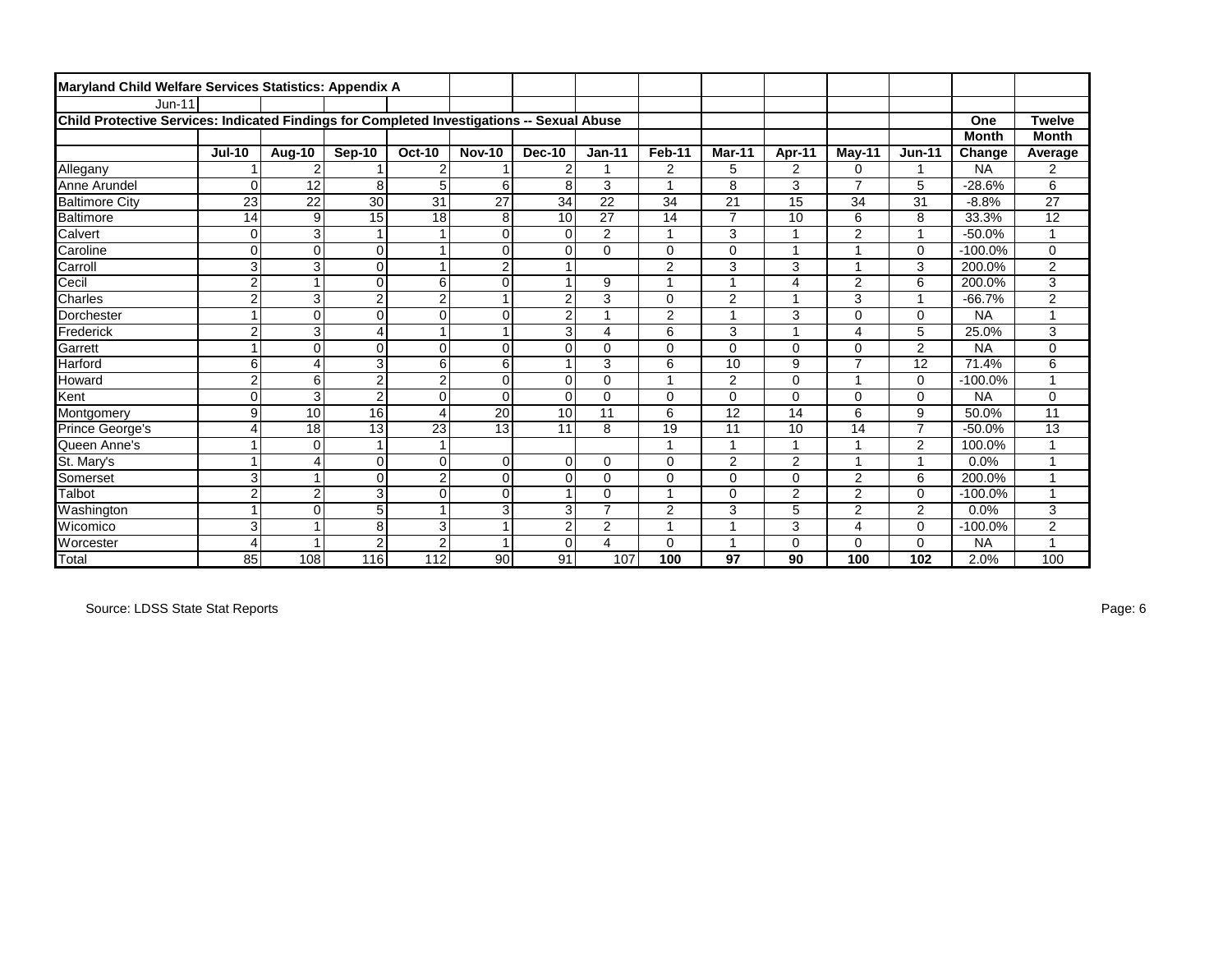**Maryland Child Welfare Services Statistics: Appendix A**

Jun-11

**Child Protective Services: Indicated Findings for Completed Investigations -- Sexual Abuse**

| | Jul-10 | Aug-10 | Sep-10 | Oct-10 | Nov-10 | Dec-10 | Jan-11 | Feb-11 | Mar-11 | Apr-11 | May-11 | Jun-11 | One Month Change | Twelve Month Average |
|---|---|---|---|---|---|---|---|---|---|---|---|---|---|---|
| Allegany | 1 | 2 | 1 | 2 | 1 | 2 | 1 | 2 | 5 | 2 | 0 | 1 | NA | 2 |
| Anne Arundel | 0 | 12 | 8 | 5 | 6 | 8 | 3 | 1 | 8 | 3 | 7 | 5 | -28.6% | 6 |
| Baltimore City | 23 | 22 | 30 | 31 | 27 | 34 | 22 | 34 | 21 | 15 | 34 | 31 | -8.8% | 27 |
| Baltimore | 14 | 9 | 15 | 18 | 8 | 10 | 27 | 14 | 7 | 10 | 6 | 8 | 33.3% | 12 |
| Calvert | 0 | 3 | 1 | 1 | 0 | 0 | 2 | 1 | 3 | 1 | 2 | 1 | -50.0% | 1 |
| Caroline | 0 | 0 | 0 | 1 | 0 | 0 | 0 | 0 | 0 | 1 | 1 | 0 | -100.0% | 0 |
| Carroll | 3 | 3 | 0 | 1 | 2 | 1 | | 2 | 3 | 3 | 1 | 3 | 200.0% | 2 |
| Cecil | 2 | 1 | 0 | 6 | 0 | 1 | 9 | 1 | 1 | 4 | 2 | 6 | 200.0% | 3 |
| Charles | 2 | 3 | 2 | 2 | 1 | 2 | 3 | 0 | 2 | 1 | 3 | 1 | -66.7% | 2 |
| Dorchester | 1 | 0 | 0 | 0 | 0 | 2 | 1 | 2 | 1 | 3 | 0 | 0 | NA | 1 |
| Frederick | 2 | 3 | 4 | 1 | 1 | 3 | 4 | 6 | 3 | 1 | 4 | 5 | 25.0% | 3 |
| Garrett | 1 | 0 | 0 | 0 | 0 | 0 | 0 | 0 | 0 | 0 | 0 | 2 | NA | 0 |
| Harford | 6 | 4 | 3 | 6 | 6 | 1 | 3 | 6 | 10 | 9 | 7 | 12 | 71.4% | 6 |
| Howard | 2 | 6 | 2 | 2 | 0 | 0 | 0 | 1 | 2 | 0 | 1 | 0 | -100.0% | 1 |
| Kent | 0 | 3 | 2 | 0 | 0 | 0 | 0 | 0 | 0 | 0 | 0 | 0 | NA | 0 |
| Montgomery | 9 | 10 | 16 | 4 | 20 | 10 | 11 | 6 | 12 | 14 | 6 | 9 | 50.0% | 11 |
| Prince George's | 4 | 18 | 13 | 23 | 13 | 11 | 8 | 19 | 11 | 10 | 14 | 7 | -50.0% | 13 |
| Queen Anne's | 1 | 0 | 1 | 1 | | | | 1 | 1 | 1 | 1 | 2 | 100.0% | 1 |
| St. Mary's | 1 | 4 | 0 | 0 | 0 | 0 | 0 | 0 | 2 | 2 | 1 | 1 | 0.0% | 1 |
| Somerset | 3 | 1 | 0 | 2 | 0 | 0 | 0 | 0 | 0 | 0 | 2 | 6 | 200.0% | 1 |
| Talbot | 2 | 2 | 3 | 0 | 0 | 1 | 0 | 1 | 0 | 2 | 2 | 0 | -100.0% | 1 |
| Washington | 1 | 0 | 5 | 1 | 3 | 3 | 7 | 2 | 3 | 5 | 2 | 2 | 0.0% | 3 |
| Wicomico | 3 | 1 | 8 | 3 | 1 | 2 | 2 | 1 | 1 | 3 | 4 | 0 | -100.0% | 2 |
| Worcester | 4 | 1 | 2 | 2 | 1 | 0 | 4 | 0 | 1 | 0 | 0 | 0 | NA | 1 |
| Total | 85 | 108 | 116 | 112 | 90 | 91 | 107 | **100** | **97** | **90** | **100** | **102** | 2.0% | 100 |

Source: LDSS State Stat Reports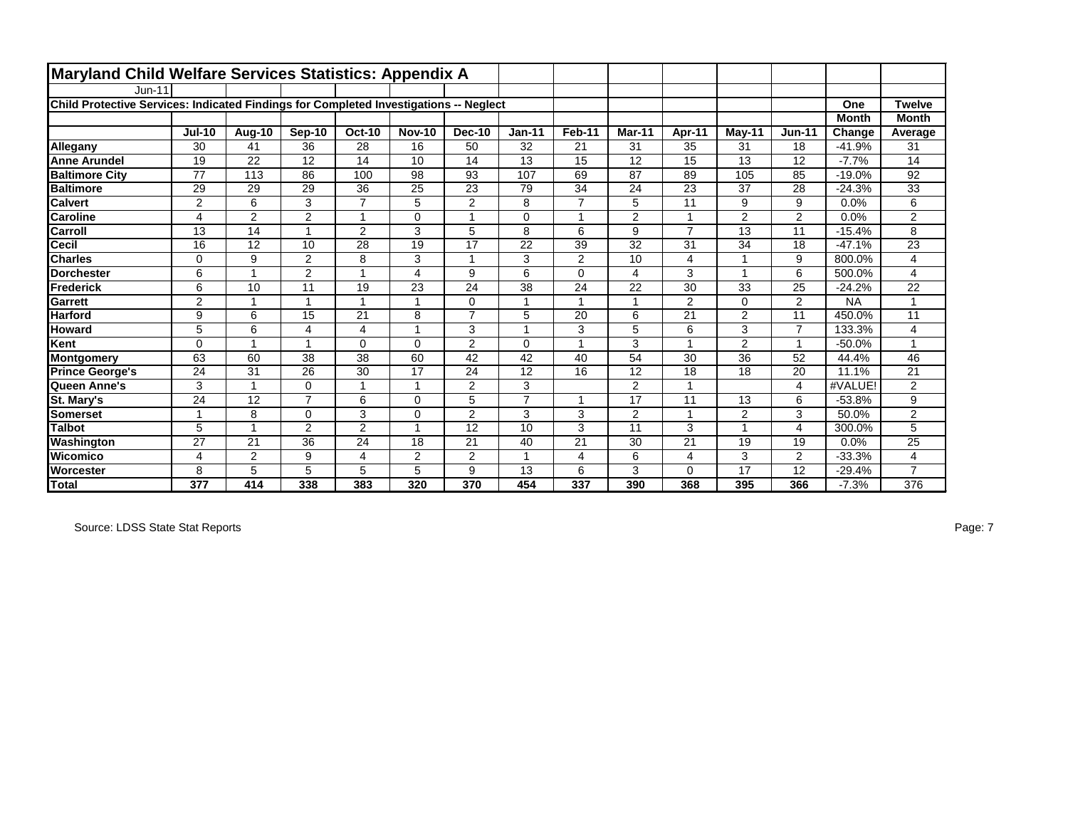# Maryland Child Welfare Services Statistics: Appendix A

Jun-11

## Child Protective Services: Indicated Findings for Completed Investigations -- Neglect

| | Jul-10 | Aug-10 | Sep-10 | Oct-10 | Nov-10 | Dec-10 | Jan-11 | Feb-11 | Mar-11 | Apr-11 | May-11 | Jun-11 | One Month Change | Twelve Month Average |
|---|---|---|---|---|---|---|---|---|---|---|---|---|---|---|
| **Allegany** | 30 | 41 | 36 | 28 | 16 | 50 | 32 | 21 | 31 | 35 | 31 | 18 | -41.9% | 31 |
| **Anne Arundel** | 19 | 22 | 12 | 14 | 10 | 14 | 13 | 15 | 12 | 15 | 13 | 12 | -7.7% | 14 |
| **Baltimore City** | 77 | 113 | 86 | 100 | 98 | 93 | 107 | 69 | 87 | 89 | 105 | 85 | -19.0% | 92 |
| **Baltimore** | 29 | 29 | 29 | 36 | 25 | 23 | 79 | 34 | 24 | 23 | 37 | 28 | -24.3% | 33 |
| **Calvert** | 2 | 6 | 3 | 7 | 5 | 2 | 8 | 7 | 5 | 11 | 9 | 9 | 0.0% | 6 |
| **Caroline** | 4 | 2 | 2 | 1 | 0 | 1 | 0 | 1 | 2 | 1 | 2 | 2 | 0.0% | 2 |
| **Carroll** | 13 | 14 | 1 | 2 | 3 | 5 | 8 | 6 | 9 | 7 | 13 | 11 | -15.4% | 8 |
| **Cecil** | 16 | 12 | 10 | 28 | 19 | 17 | 22 | 39 | 32 | 31 | 34 | 18 | -47.1% | 23 |
| **Charles** | 0 | 9 | 2 | 8 | 3 | 1 | 3 | 2 | 10 | 4 | 1 | 9 | 800.0% | 4 |
| **Dorchester** | 6 | 1 | 2 | 1 | 4 | 9 | 6 | 0 | 4 | 3 | 1 | 6 | 500.0% | 4 |
| **Frederick** | 6 | 10 | 11 | 19 | 23 | 24 | 38 | 24 | 22 | 30 | 33 | 25 | -24.2% | 22 |
| **Garrett** | 2 | 1 | 1 | 1 | 1 | 0 | 1 | 1 | 1 | 2 | 0 | 2 | NA | 1 |
| **Harford** | 9 | 6 | 15 | 21 | 8 | 7 | 5 | 20 | 6 | 21 | 2 | 11 | 450.0% | 11 |
| **Howard** | 5 | 6 | 4 | 4 | 1 | 3 | 1 | 3 | 5 | 6 | 3 | 7 | 133.3% | 4 |
| **Kent** | 0 | 1 | 1 | 0 | 0 | 2 | 0 | 1 | 3 | 1 | 2 | 1 | -50.0% | 1 |
| **Montgomery** | 63 | 60 | 38 | 38 | 60 | 42 | 42 | 40 | 54 | 30 | 36 | 52 | 44.4% | 46 |
| **Prince George's** | 24 | 31 | 26 | 30 | 17 | 24 | 12 | 16 | 12 | 18 | 18 | 20 | 11.1% | 21 |
| **Queen Anne's** | 3 | 1 | 0 | 1 | 1 | 2 | 3 | | 2 | 1 | | 4 | #VALUE! | 2 |
| **St. Mary's** | 24 | 12 | 7 | 6 | 0 | 5 | 7 | 1 | 17 | 11 | 13 | 6 | -53.8% | 9 |
| **Somerset** | 1 | 8 | 0 | 3 | 0 | 2 | 3 | 3 | 2 | 1 | 2 | 3 | 50.0% | 2 |
| **Talbot** | 5 | 1 | 2 | 2 | 1 | 12 | 10 | 3 | 11 | 3 | 1 | 4 | 300.0% | 5 |
| **Washington** | 27 | 21 | 36 | 24 | 18 | 21 | 40 | 21 | 30 | 21 | 19 | 19 | 0.0% | 25 |
| **Wicomico** | 4 | 2 | 9 | 4 | 2 | 2 | 1 | 4 | 6 | 4 | 3 | 2 | -33.3% | 4 |
| **Worcester** | 8 | 5 | 5 | 5 | 5 | 9 | 13 | 6 | 3 | 0 | 17 | 12 | -29.4% | 7 |
| **Total** | **377** | **414** | **338** | **383** | **320** | **370** | **454** | **337** | **390** | **368** | **395** | **366** | -7.3% | 376 |

Source: LDSS State Stat Reports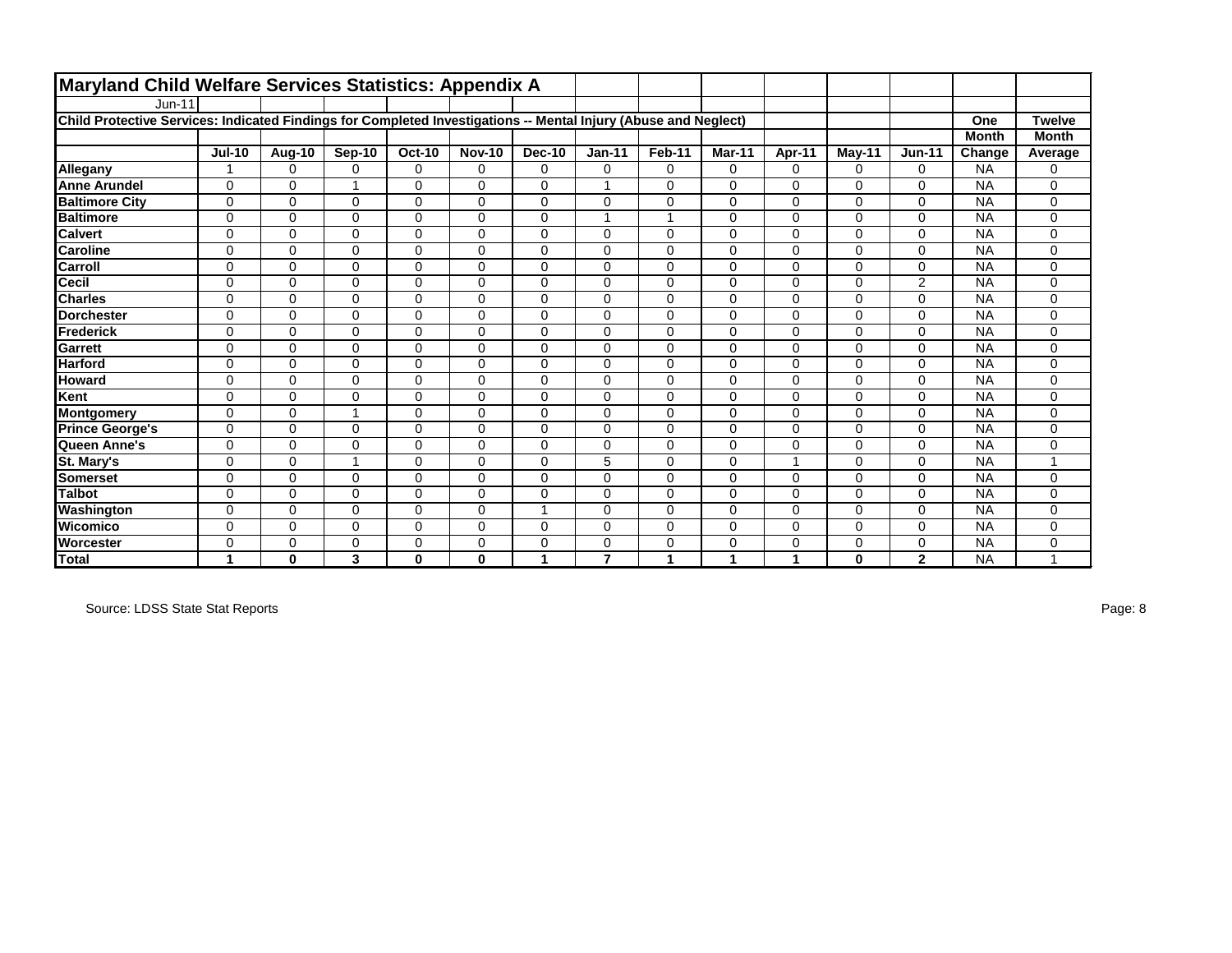# Maryland Child Welfare Services Statistics: Appendix A

Jun-11

## Child Protective Services: Indicated Findings for Completed Investigations -- Mental Injury (Abuse and Neglect)

| | Jul-10 | Aug-10 | Sep-10 | Oct-10 | Nov-10 | Dec-10 | Jan-11 | Feb-11 | Mar-11 | Apr-11 | May-11 | Jun-11 | One Month Change | Twelve Month Average |
|---|---|---|---|---|---|---|---|---|---|---|---|---|---|---|
| **Allegany** | 1 | 0 | 0 | 0 | 0 | 0 | 0 | 0 | 0 | 0 | 0 | 0 | NA | 0 |
| **Anne Arundel** | 0 | 0 | 1 | 0 | 0 | 0 | 1 | 0 | 0 | 0 | 0 | 0 | NA | 0 |
| **Baltimore City** | 0 | 0 | 0 | 0 | 0 | 0 | 0 | 0 | 0 | 0 | 0 | 0 | NA | 0 |
| **Baltimore** | 0 | 0 | 0 | 0 | 0 | 0 | 1 | 1 | 0 | 0 | 0 | 0 | NA | 0 |
| **Calvert** | 0 | 0 | 0 | 0 | 0 | 0 | 0 | 0 | 0 | 0 | 0 | 0 | NA | 0 |
| **Caroline** | 0 | 0 | 0 | 0 | 0 | 0 | 0 | 0 | 0 | 0 | 0 | 0 | NA | 0 |
| **Carroll** | 0 | 0 | 0 | 0 | 0 | 0 | 0 | 0 | 0 | 0 | 0 | 0 | NA | 0 |
| **Cecil** | 0 | 0 | 0 | 0 | 0 | 0 | 0 | 0 | 0 | 0 | 0 | 2 | NA | 0 |
| **Charles** | 0 | 0 | 0 | 0 | 0 | 0 | 0 | 0 | 0 | 0 | 0 | 0 | NA | 0 |
| **Dorchester** | 0 | 0 | 0 | 0 | 0 | 0 | 0 | 0 | 0 | 0 | 0 | 0 | NA | 0 |
| **Frederick** | 0 | 0 | 0 | 0 | 0 | 0 | 0 | 0 | 0 | 0 | 0 | 0 | NA | 0 |
| **Garrett** | 0 | 0 | 0 | 0 | 0 | 0 | 0 | 0 | 0 | 0 | 0 | 0 | NA | 0 |
| **Harford** | 0 | 0 | 0 | 0 | 0 | 0 | 0 | 0 | 0 | 0 | 0 | 0 | NA | 0 |
| **Howard** | 0 | 0 | 0 | 0 | 0 | 0 | 0 | 0 | 0 | 0 | 0 | 0 | NA | 0 |
| **Kent** | 0 | 0 | 0 | 0 | 0 | 0 | 0 | 0 | 0 | 0 | 0 | 0 | NA | 0 |
| **Montgomery** | 0 | 0 | 1 | 0 | 0 | 0 | 0 | 0 | 0 | 0 | 0 | 0 | NA | 0 |
| **Prince George's** | 0 | 0 | 0 | 0 | 0 | 0 | 0 | 0 | 0 | 0 | 0 | 0 | NA | 0 |
| **Queen Anne's** | 0 | 0 | 0 | 0 | 0 | 0 | 0 | 0 | 0 | 0 | 0 | 0 | NA | 0 |
| **St. Mary's** | 0 | 0 | 1 | 0 | 0 | 0 | 5 | 0 | 0 | 1 | 0 | 0 | NA | 1 |
| **Somerset** | 0 | 0 | 0 | 0 | 0 | 0 | 0 | 0 | 0 | 0 | 0 | 0 | NA | 0 |
| **Talbot** | 0 | 0 | 0 | 0 | 0 | 0 | 0 | 0 | 0 | 0 | 0 | 0 | NA | 0 |
| **Washington** | 0 | 0 | 0 | 0 | 0 | 1 | 0 | 0 | 0 | 0 | 0 | 0 | NA | 0 |
| **Wicomico** | 0 | 0 | 0 | 0 | 0 | 0 | 0 | 0 | 0 | 0 | 0 | 0 | NA | 0 |
| **Worcester** | 0 | 0 | 0 | 0 | 0 | 0 | 0 | 0 | 0 | 0 | 0 | 0 | NA | 0 |
| **Total** | **1** | **0** | **3** | **0** | **0** | **1** | **7** | **1** | **1** | **1** | **0** | **2** | NA | 1 |

Source: LDSS State Stat Reports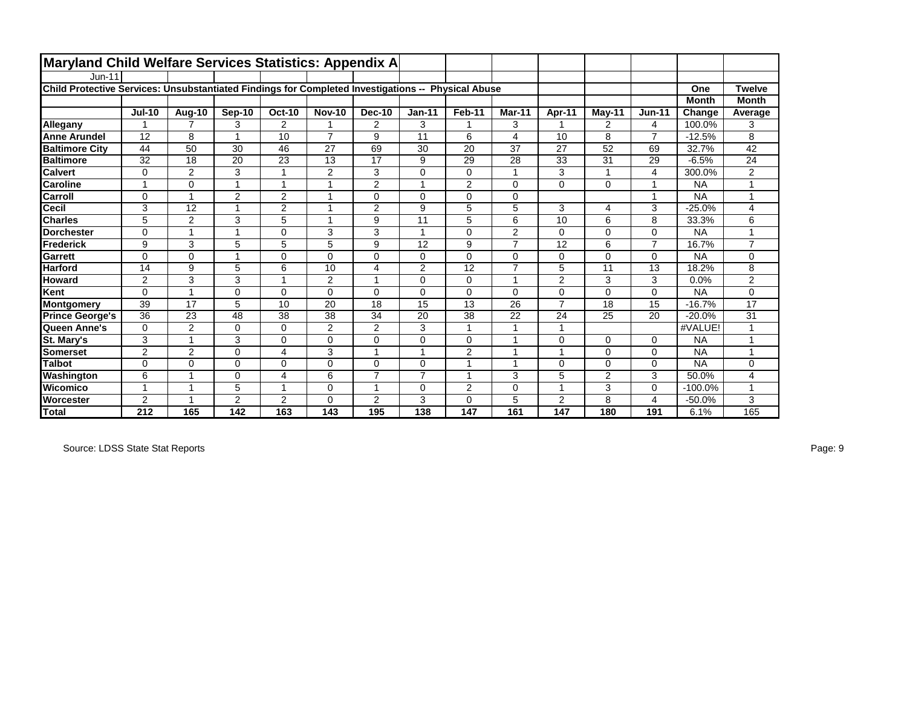# Maryland Child Welfare Services Statistics: Appendix A

Jun-11

**Child Protective Services: Unsubstantiated Findings for Completed Investigations -- Physical Abuse**

| | Jul-10 | Aug-10 | Sep-10 | Oct-10 | Nov-10 | Dec-10 | Jan-11 | Feb-11 | Mar-11 | Apr-11 | May-11 | Jun-11 | One Month Change | Twelve Month Average |
|---|---|---|---|---|---|---|---|---|---|---|---|---|---|---|
| **Allegany** | 1 | 7 | 3 | 2 | 1 | 2 | 3 | 1 | 3 | 1 | 2 | 4 | 100.0% | 3 |
| **Anne Arundel** | 12 | 8 | 1 | 10 | 7 | 9 | 11 | 6 | 4 | 10 | 8 | 7 | -12.5% | 8 |
| **Baltimore City** | 44 | 50 | 30 | 46 | 27 | 69 | 30 | 20 | 37 | 27 | 52 | 69 | 32.7% | 42 |
| **Baltimore** | 32 | 18 | 20 | 23 | 13 | 17 | 9 | 29 | 28 | 33 | 31 | 29 | -6.5% | 24 |
| **Calvert** | 0 | 2 | 3 | 1 | 2 | 3 | 0 | 0 | 1 | 3 | 1 | 4 | 300.0% | 2 |
| **Caroline** | 1 | 0 | 1 | 1 | 1 | 2 | 1 | 2 | 0 | 0 | 0 | 1 | NA | 1 |
| **Carroll** | 0 | 1 | 2 | 2 | 1 | 0 | 0 | 0 | 0 | | | 1 | NA | 1 |
| **Cecil** | 3 | 12 | 1 | 2 | 1 | 2 | 9 | 5 | 5 | 3 | 4 | 3 | -25.0% | 4 |
| **Charles** | 5 | 2 | 3 | 5 | 1 | 9 | 11 | 5 | 6 | 10 | 6 | 8 | 33.3% | 6 |
| **Dorchester** | 0 | 1 | 1 | 0 | 3 | 3 | 1 | 0 | 2 | 0 | 0 | 0 | NA | 1 |
| **Frederick** | 9 | 3 | 5 | 5 | 5 | 9 | 12 | 9 | 7 | 12 | 6 | 7 | 16.7% | 7 |
| **Garrett** | 0 | 0 | 1 | 0 | 0 | 0 | 0 | 0 | 0 | 0 | 0 | 0 | NA | 0 |
| **Harford** | 14 | 9 | 5 | 6 | 10 | 4 | 2 | 12 | 7 | 5 | 11 | 13 | 18.2% | 8 |
| **Howard** | 2 | 3 | 3 | 1 | 2 | 1 | 0 | 0 | 1 | 2 | 3 | 3 | 0.0% | 2 |
| **Kent** | 0 | 1 | 0 | 0 | 0 | 0 | 0 | 0 | 0 | 0 | 0 | 0 | NA | 0 |
| **Montgomery** | 39 | 17 | 5 | 10 | 20 | 18 | 15 | 13 | 26 | 7 | 18 | 15 | -16.7% | 17 |
| **Prince George's** | 36 | 23 | 48 | 38 | 38 | 34 | 20 | 38 | 22 | 24 | 25 | 20 | -20.0% | 31 |
| **Queen Anne's** | 0 | 2 | 0 | 0 | 2 | 2 | 3 | 1 | 1 | 1 | | | #VALUE! | 1 |
| **St. Mary's** | 3 | 1 | 3 | 0 | 0 | 0 | 0 | 0 | 1 | 0 | 0 | 0 | NA | 1 |
| **Somerset** | 2 | 2 | 0 | 4 | 3 | 1 | 1 | 2 | 1 | 1 | 0 | 0 | NA | 1 |
| **Talbot** | 0 | 0 | 0 | 0 | 0 | 0 | 0 | 1 | 1 | 0 | 0 | 0 | NA | 0 |
| **Washington** | 6 | 1 | 0 | 4 | 6 | 7 | 7 | 1 | 3 | 5 | 2 | 3 | 50.0% | 4 |
| **Wicomico** | 1 | 1 | 5 | 1 | 0 | 1 | 0 | 2 | 0 | 1 | 3 | 0 | -100.0% | 1 |
| **Worcester** | 2 | 1 | 2 | 2 | 0 | 2 | 3 | 0 | 5 | 2 | 8 | 4 | -50.0% | 3 |
| **Total** | **212** | **165** | **142** | **163** | **143** | **195** | **138** | **147** | **161** | **147** | **180** | **191** | 6.1% | 165 |

Source: LDSS State Stat Reports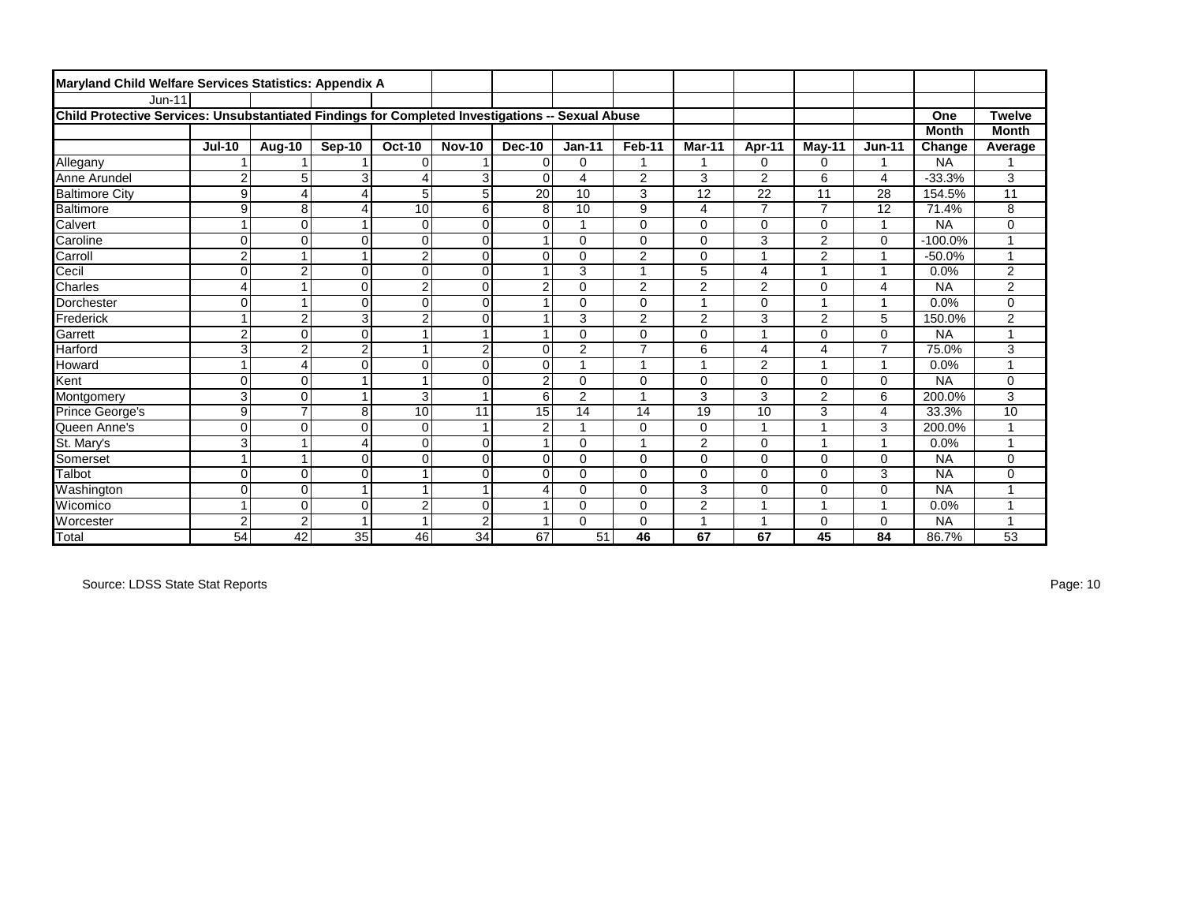**Maryland Child Welfare Services Statistics: Appendix A**

Jun-11

**Child Protective Services: Unsubstantiated Findings for Completed Investigations -- Sexual Abuse**

| | Jul-10 | Aug-10 | Sep-10 | Oct-10 | Nov-10 | Dec-10 | Jan-11 | Feb-11 | Mar-11 | Apr-11 | May-11 | Jun-11 | One Month Change | Twelve Month Average |
|---|---|---|---|---|---|---|---|---|---|---|---|---|---|---|
| Allegany | 1 | 1 | 1 | 0 | 1 | 0 | 0 | 1 | 1 | 0 | 0 | 1 | NA | 1 |
| Anne Arundel | 2 | 5 | 3 | 4 | 3 | 0 | 4 | 2 | 3 | 2 | 6 | 4 | -33.3% | 3 |
| Baltimore City | 9 | 4 | 4 | 5 | 5 | 20 | 10 | 3 | 12 | 22 | 11 | 28 | 154.5% | 11 |
| Baltimore | 9 | 8 | 4 | 10 | 6 | 8 | 10 | 9 | 4 | 7 | 7 | 12 | 71.4% | 8 |
| Calvert | 1 | 0 | 1 | 0 | 0 | 0 | 1 | 0 | 0 | 0 | 0 | 1 | NA | 0 |
| Caroline | 0 | 0 | 0 | 0 | 0 | 1 | 0 | 0 | 0 | 3 | 2 | 0 | -100.0% | 1 |
| Carroll | 2 | 1 | 1 | 2 | 0 | 0 | 0 | 2 | 0 | 1 | 2 | 1 | -50.0% | 1 |
| Cecil | 0 | 2 | 0 | 0 | 0 | 1 | 3 | 1 | 5 | 4 | 1 | 1 | 0.0% | 2 |
| Charles | 4 | 1 | 0 | 2 | 0 | 2 | 0 | 2 | 2 | 2 | 0 | 4 | NA | 2 |
| Dorchester | 0 | 1 | 0 | 0 | 0 | 1 | 0 | 0 | 1 | 0 | 1 | 1 | 0.0% | 0 |
| Frederick | 1 | 2 | 3 | 2 | 0 | 1 | 3 | 2 | 2 | 3 | 2 | 5 | 150.0% | 2 |
| Garrett | 2 | 0 | 0 | 1 | 1 | 1 | 0 | 0 | 0 | 1 | 0 | 0 | NA | 1 |
| Harford | 3 | 2 | 2 | 1 | 2 | 0 | 2 | 7 | 6 | 4 | 4 | 7 | 75.0% | 3 |
| Howard | 1 | 4 | 0 | 0 | 0 | 0 | 1 | 1 | 1 | 2 | 1 | 1 | 0.0% | 1 |
| Kent | 0 | 0 | 1 | 1 | 0 | 2 | 0 | 0 | 0 | 0 | 0 | 0 | NA | 0 |
| Montgomery | 3 | 0 | 1 | 3 | 1 | 6 | 2 | 1 | 3 | 3 | 2 | 6 | 200.0% | 3 |
| Prince George's | 9 | 7 | 8 | 10 | 11 | 15 | 14 | 14 | 19 | 10 | 3 | 4 | 33.3% | 10 |
| Queen Anne's | 0 | 0 | 0 | 0 | 1 | 2 | 1 | 0 | 0 | 1 | 1 | 3 | 200.0% | 1 |
| St. Mary's | 3 | 1 | 4 | 0 | 0 | 1 | 0 | 1 | 2 | 0 | 1 | 1 | 0.0% | 1 |
| Somerset | 1 | 1 | 0 | 0 | 0 | 0 | 0 | 0 | 0 | 0 | 0 | 0 | NA | 0 |
| Talbot | 0 | 0 | 0 | 1 | 0 | 0 | 0 | 0 | 0 | 0 | 0 | 3 | NA | 0 |
| Washington | 0 | 0 | 1 | 1 | 1 | 4 | 0 | 0 | 3 | 0 | 0 | 0 | NA | 1 |
| Wicomico | 1 | 0 | 0 | 2 | 0 | 1 | 0 | 0 | 2 | 1 | 1 | 1 | 0.0% | 1 |
| Worcester | 2 | 2 | 1 | 1 | 2 | 1 | 0 | 0 | 1 | 1 | 0 | 0 | NA | 1 |
| Total | 54 | 42 | 35 | 46 | 34 | 67 | 51 | 46 | 67 | 67 | 45 | 84 | 86.7% | 53 |

Source: LDSS State Stat Reports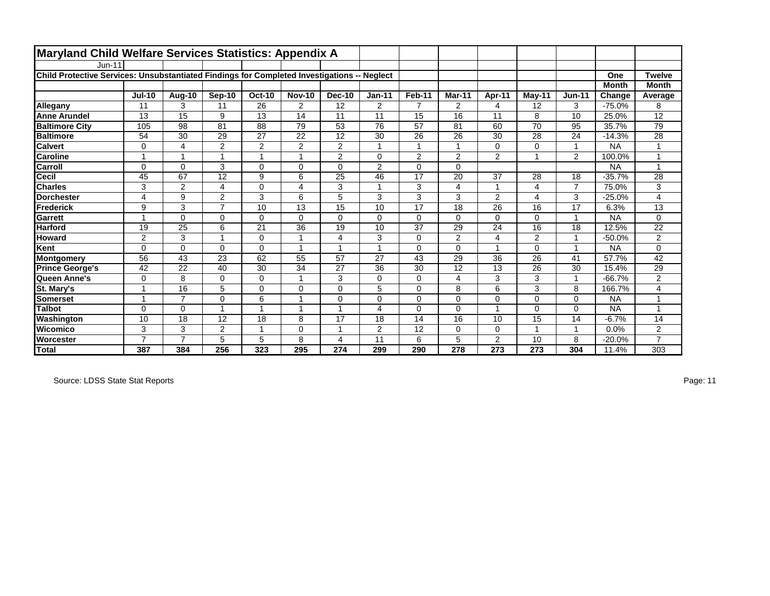# Maryland Child Welfare Services Statistics: Appendix A

Jun-11

## Child Protective Services: Unsubstantiated Findings for Completed Investigations -- Neglect

| | Jul-10 | Aug-10 | Sep-10 | Oct-10 | Nov-10 | Dec-10 | Jan-11 | Feb-11 | Mar-11 | Apr-11 | May-11 | Jun-11 | One Month Change | Twelve Month Average |
|---|---|---|---|---|---|---|---|---|---|---|---|---|---|---|
| **Allegany** | 11 | 3 | 11 | 26 | 2 | 12 | 2 | 7 | 2 | 4 | 12 | 3 | -75.0% | 8 |
| **Anne Arundel** | 13 | 15 | 9 | 13 | 14 | 11 | 11 | 15 | 16 | 11 | 8 | 10 | 25.0% | 12 |
| **Baltimore City** | 105 | 98 | 81 | 88 | 79 | 53 | 76 | 57 | 81 | 60 | 70 | 95 | 35.7% | 79 |
| **Baltimore** | 54 | 30 | 29 | 27 | 22 | 12 | 30 | 26 | 26 | 30 | 28 | 24 | -14.3% | 28 |
| **Calvert** | 0 | 4 | 2 | 2 | 2 | 2 | 1 | 1 | 1 | 0 | 0 | 1 | NA | 1 |
| **Caroline** | 1 | 1 | 1 | 1 | 1 | 2 | 0 | 2 | 2 | 2 | 1 | 2 | 100.0% | 1 |
| **Carroll** | 0 | 0 | 3 | 0 | 0 | 0 | 2 | 0 | 0 | | | | NA | 1 |
| **Cecil** | 45 | 67 | 12 | 9 | 6 | 25 | 46 | 17 | 20 | 37 | 28 | 18 | -35.7% | 28 |
| **Charles** | 3 | 2 | 4 | 0 | 4 | 3 | 1 | 3 | 4 | 1 | 4 | 7 | 75.0% | 3 |
| **Dorchester** | 4 | 9 | 2 | 3 | 6 | 5 | 3 | 3 | 3 | 2 | 4 | 3 | -25.0% | 4 |
| **Frederick** | 9 | 3 | 7 | 10 | 13 | 15 | 10 | 17 | 18 | 26 | 16 | 17 | 6.3% | 13 |
| **Garrett** | 1 | 0 | 0 | 0 | 0 | 0 | 0 | 0 | 0 | 0 | 0 | 1 | NA | 0 |
| **Harford** | 19 | 25 | 6 | 21 | 36 | 19 | 10 | 37 | 29 | 24 | 16 | 18 | 12.5% | 22 |
| **Howard** | 2 | 3 | 1 | 0 | 1 | 4 | 3 | 0 | 2 | 4 | 2 | 1 | -50.0% | 2 |
| **Kent** | 0 | 0 | 0 | 0 | 1 | 1 | 1 | 0 | 0 | 1 | 0 | 1 | NA | 0 |
| **Montgomery** | 56 | 43 | 23 | 62 | 55 | 57 | 27 | 43 | 29 | 36 | 26 | 41 | 57.7% | 42 |
| **Prince George's** | 42 | 22 | 40 | 30 | 34 | 27 | 36 | 30 | 12 | 13 | 26 | 30 | 15.4% | 29 |
| **Queen Anne's** | 0 | 8 | 0 | 0 | 1 | 3 | 0 | 0 | 4 | 3 | 3 | 1 | -66.7% | 2 |
| **St. Mary's** | 1 | 16 | 5 | 0 | 0 | 0 | 5 | 0 | 8 | 6 | 3 | 8 | 166.7% | 4 |
| **Somerset** | 1 | 7 | 0 | 6 | 1 | 0 | 0 | 0 | 0 | 0 | 0 | 0 | NA | 1 |
| **Talbot** | 0 | 0 | 1 | 1 | 1 | 1 | 4 | 0 | 0 | 1 | 0 | 0 | NA | 1 |
| **Washington** | 10 | 18 | 12 | 18 | 8 | 17 | 18 | 14 | 16 | 10 | 15 | 14 | -6.7% | 14 |
| **Wicomico** | 3 | 3 | 2 | 1 | 0 | 1 | 2 | 12 | 0 | 0 | 1 | 1 | 0.0% | 2 |
| **Worcester** | 7 | 7 | 5 | 5 | 8 | 4 | 11 | 6 | 5 | 2 | 10 | 8 | -20.0% | 7 |
| **Total** | **387** | **384** | **256** | **323** | **295** | **274** | **299** | **290** | **278** | **273** | **273** | **304** | 11.4% | 303 |

Source: LDSS State Stat Reports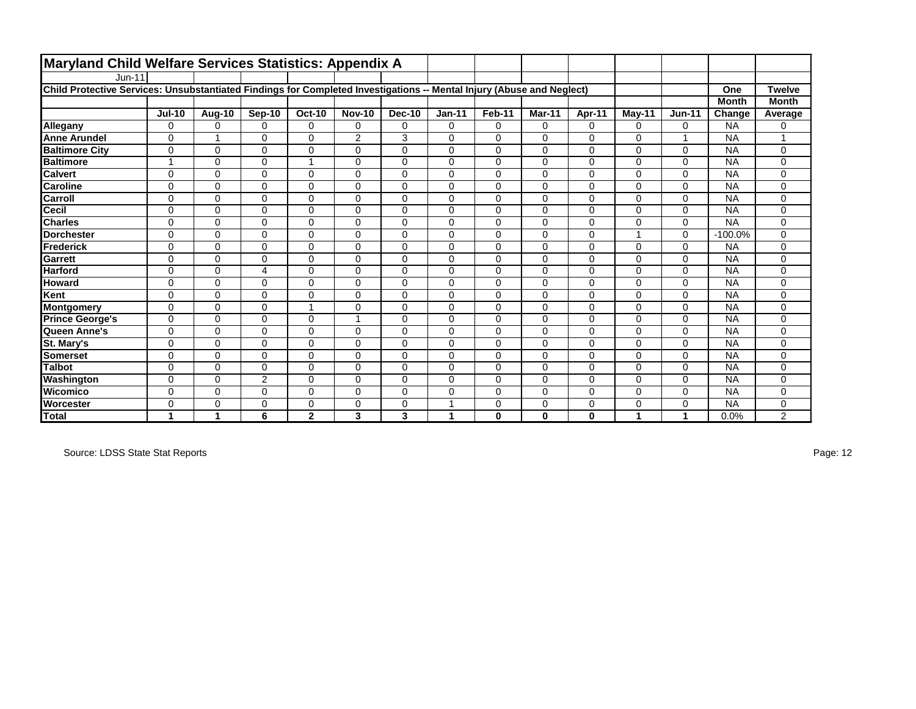# Maryland Child Welfare Services Statistics: Appendix A

Jun-11

## Child Protective Services: Unsubstantiated Findings for Completed Investigations -- Mental Injury (Abuse and Neglect)

| | Jul-10 | Aug-10 | Sep-10 | Oct-10 | Nov-10 | Dec-10 | Jan-11 | Feb-11 | Mar-11 | Apr-11 | May-11 | Jun-11 | One Month Change | Twelve Month Average |
|---|---|---|---|---|---|---|---|---|---|---|---|---|---|---|
| **Allegany** | 0 | 0 | 0 | 0 | 0 | 0 | 0 | 0 | 0 | 0 | 0 | 0 | NA | 0 |
| **Anne Arundel** | 0 | 1 | 0 | 0 | 2 | 3 | 0 | 0 | 0 | 0 | 0 | 1 | NA | 1 |
| **Baltimore City** | 0 | 0 | 0 | 0 | 0 | 0 | 0 | 0 | 0 | 0 | 0 | 0 | NA | 0 |
| **Baltimore** | 1 | 0 | 0 | 1 | 0 | 0 | 0 | 0 | 0 | 0 | 0 | 0 | NA | 0 |
| **Calvert** | 0 | 0 | 0 | 0 | 0 | 0 | 0 | 0 | 0 | 0 | 0 | 0 | NA | 0 |
| **Caroline** | 0 | 0 | 0 | 0 | 0 | 0 | 0 | 0 | 0 | 0 | 0 | 0 | NA | 0 |
| **Carroll** | 0 | 0 | 0 | 0 | 0 | 0 | 0 | 0 | 0 | 0 | 0 | 0 | NA | 0 |
| **Cecil** | 0 | 0 | 0 | 0 | 0 | 0 | 0 | 0 | 0 | 0 | 0 | 0 | NA | 0 |
| **Charles** | 0 | 0 | 0 | 0 | 0 | 0 | 0 | 0 | 0 | 0 | 0 | 0 | NA | 0 |
| **Dorchester** | 0 | 0 | 0 | 0 | 0 | 0 | 0 | 0 | 0 | 0 | 1 | 0 | -100.0% | 0 |
| **Frederick** | 0 | 0 | 0 | 0 | 0 | 0 | 0 | 0 | 0 | 0 | 0 | 0 | NA | 0 |
| **Garrett** | 0 | 0 | 0 | 0 | 0 | 0 | 0 | 0 | 0 | 0 | 0 | 0 | NA | 0 |
| **Harford** | 0 | 0 | 4 | 0 | 0 | 0 | 0 | 0 | 0 | 0 | 0 | 0 | NA | 0 |
| **Howard** | 0 | 0 | 0 | 0 | 0 | 0 | 0 | 0 | 0 | 0 | 0 | 0 | NA | 0 |
| **Kent** | 0 | 0 | 0 | 0 | 0 | 0 | 0 | 0 | 0 | 0 | 0 | 0 | NA | 0 |
| **Montgomery** | 0 | 0 | 0 | 1 | 0 | 0 | 0 | 0 | 0 | 0 | 0 | 0 | NA | 0 |
| **Prince George's** | 0 | 0 | 0 | 0 | 1 | 0 | 0 | 0 | 0 | 0 | 0 | 0 | NA | 0 |
| **Queen Anne's** | 0 | 0 | 0 | 0 | 0 | 0 | 0 | 0 | 0 | 0 | 0 | 0 | NA | 0 |
| **St. Mary's** | 0 | 0 | 0 | 0 | 0 | 0 | 0 | 0 | 0 | 0 | 0 | 0 | NA | 0 |
| **Somerset** | 0 | 0 | 0 | 0 | 0 | 0 | 0 | 0 | 0 | 0 | 0 | 0 | NA | 0 |
| **Talbot** | 0 | 0 | 0 | 0 | 0 | 0 | 0 | 0 | 0 | 0 | 0 | 0 | NA | 0 |
| **Washington** | 0 | 0 | 2 | 0 | 0 | 0 | 0 | 0 | 0 | 0 | 0 | 0 | NA | 0 |
| **Wicomico** | 0 | 0 | 0 | 0 | 0 | 0 | 0 | 0 | 0 | 0 | 0 | 0 | NA | 0 |
| **Worcester** | 0 | 0 | 0 | 0 | 0 | 0 | 1 | 0 | 0 | 0 | 0 | 0 | NA | 0 |
| **Total** | **1** | **1** | **6** | **2** | **3** | **3** | **1** | **0** | **0** | **0** | **1** | **1** | 0.0% | 2 |

Source: LDSS State Stat Reports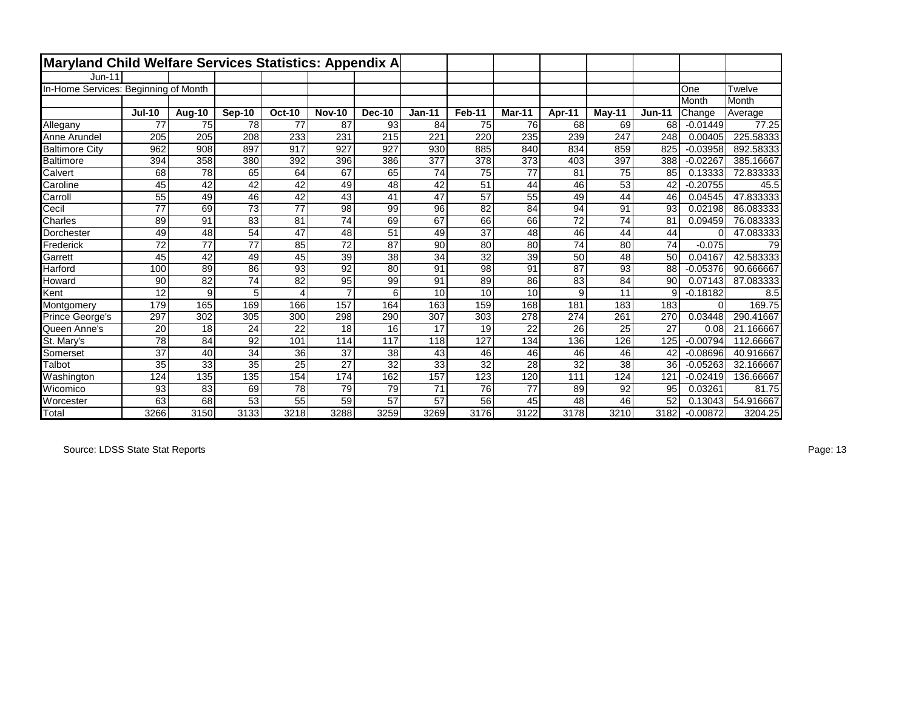# Maryland Child Welfare Services Statistics: Appendix A

Jun-11

In-Home Services: Beginning of Month

| | Jul-10 | Aug-10 | Sep-10 | Oct-10 | Nov-10 | Dec-10 | Jan-11 | Feb-11 | Mar-11 | Apr-11 | May-11 | Jun-11 | One Month Change | Twelve Month Average |
|---|---|---|---|---|---|---|---|---|---|---|---|---|---|---|
| Allegany | 77 | 75 | 78 | 77 | 87 | 93 | 84 | 75 | 76 | 68 | 69 | 68 | -0.01449 | 77.25 |
| Anne Arundel | 205 | 205 | 208 | 233 | 231 | 215 | 221 | 220 | 235 | 239 | 247 | 248 | 0.00405 | 225.58333 |
| Baltimore City | 962 | 908 | 897 | 917 | 927 | 927 | 930 | 885 | 840 | 834 | 859 | 825 | -0.03958 | 892.58333 |
| Baltimore | 394 | 358 | 380 | 392 | 396 | 386 | 377 | 378 | 373 | 403 | 397 | 388 | -0.02267 | 385.16667 |
| Calvert | 68 | 78 | 65 | 64 | 67 | 65 | 74 | 75 | 77 | 81 | 75 | 85 | 0.13333 | 72.833333 |
| Caroline | 45 | 42 | 42 | 42 | 49 | 48 | 42 | 51 | 44 | 46 | 53 | 42 | -0.20755 | 45.5 |
| Carroll | 55 | 49 | 46 | 42 | 43 | 41 | 47 | 57 | 55 | 49 | 44 | 46 | 0.04545 | 47.833333 |
| Cecil | 77 | 69 | 73 | 77 | 98 | 99 | 96 | 82 | 84 | 94 | 91 | 93 | 0.02198 | 86.083333 |
| Charles | 89 | 91 | 83 | 81 | 74 | 69 | 67 | 66 | 66 | 72 | 74 | 81 | 0.09459 | 76.083333 |
| Dorchester | 49 | 48 | 54 | 47 | 48 | 51 | 49 | 37 | 48 | 46 | 44 | 44 | 0 | 47.083333 |
| Frederick | 72 | 77 | 77 | 85 | 72 | 87 | 90 | 80 | 80 | 74 | 80 | 74 | -0.075 | 79 |
| Garrett | 45 | 42 | 49 | 45 | 39 | 38 | 34 | 32 | 39 | 50 | 48 | 50 | 0.04167 | 42.583333 |
| Harford | 100 | 89 | 86 | 93 | 92 | 80 | 91 | 98 | 91 | 87 | 93 | 88 | -0.05376 | 90.666667 |
| Howard | 90 | 82 | 74 | 82 | 95 | 99 | 91 | 89 | 86 | 83 | 84 | 90 | 0.07143 | 87.083333 |
| Kent | 12 | 9 | 5 | 4 | 7 | 6 | 10 | 10 | 10 | 9 | 11 | 9 | -0.18182 | 8.5 |
| Montgomery | 179 | 165 | 169 | 166 | 157 | 164 | 163 | 159 | 168 | 181 | 183 | 183 | 0 | 169.75 |
| Prince George's | 297 | 302 | 305 | 300 | 298 | 290 | 307 | 303 | 278 | 274 | 261 | 270 | 0.03448 | 290.41667 |
| Queen Anne's | 20 | 18 | 24 | 22 | 18 | 16 | 17 | 19 | 22 | 26 | 25 | 27 | 0.08 | 21.166667 |
| St. Mary's | 78 | 84 | 92 | 101 | 114 | 117 | 118 | 127 | 134 | 136 | 126 | 125 | -0.00794 | 112.66667 |
| Somerset | 37 | 40 | 34 | 36 | 37 | 38 | 43 | 46 | 46 | 46 | 46 | 42 | -0.08696 | 40.916667 |
| Talbot | 35 | 33 | 35 | 25 | 27 | 32 | 33 | 32 | 28 | 32 | 38 | 36 | -0.05263 | 32.166667 |
| Washington | 124 | 135 | 135 | 154 | 174 | 162 | 157 | 123 | 120 | 111 | 124 | 121 | -0.02419 | 136.66667 |
| Wicomico | 93 | 83 | 69 | 78 | 79 | 79 | 71 | 76 | 77 | 89 | 92 | 95 | 0.03261 | 81.75 |
| Worcester | 63 | 68 | 53 | 55 | 59 | 57 | 57 | 56 | 45 | 48 | 46 | 52 | 0.13043 | 54.916667 |
| Total | 3266 | 3150 | 3133 | 3218 | 3288 | 3259 | 3269 | 3176 | 3122 | 3178 | 3210 | 3182 | -0.00872 | 3204.25 |

Source: LDSS State Stat Reports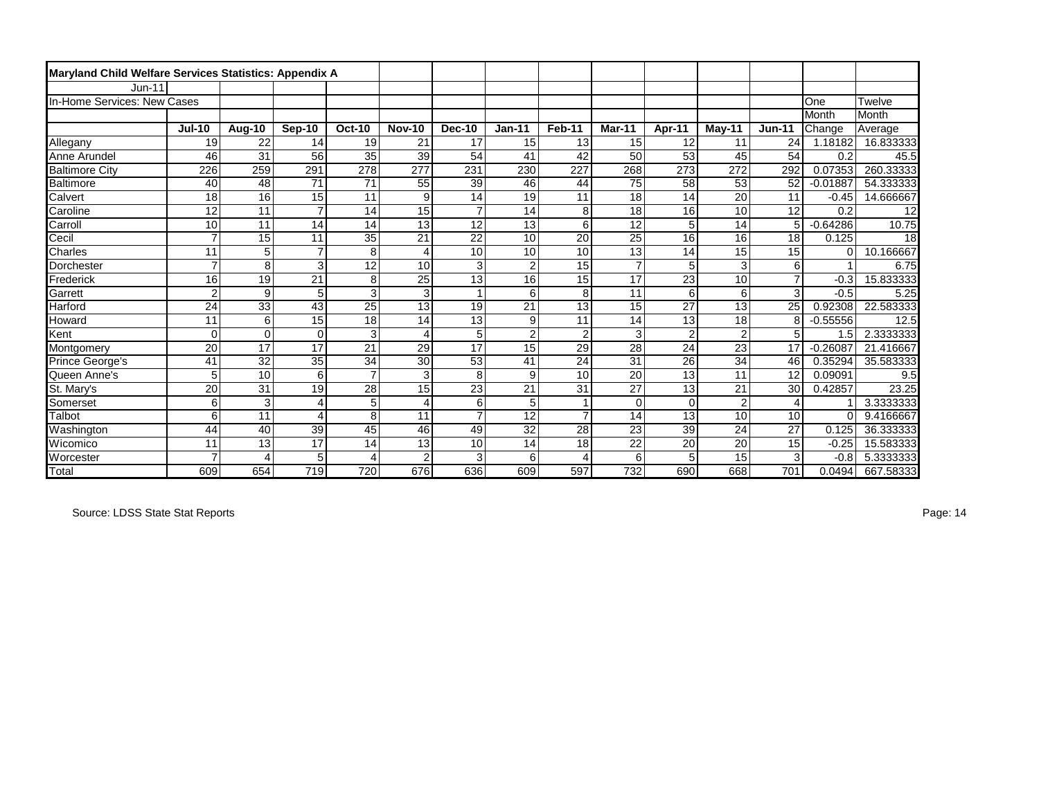**Maryland Child Welfare Services Statistics: Appendix A**

Jun-11

In-Home Services: New Cases

| | Jul-10 | Aug-10 | Sep-10 | Oct-10 | Nov-10 | Dec-10 | Jan-11 | Feb-11 | Mar-11 | Apr-11 | May-11 | Jun-11 | One Month Change | Twelve Month Average |
|---|---|---|---|---|---|---|---|---|---|---|---|---|---|---|
| Allegany | 19 | 22 | 14 | 19 | 21 | 17 | 15 | 13 | 15 | 12 | 11 | 24 | 1.18182 | 16.833333 |
| Anne Arundel | 46 | 31 | 56 | 35 | 39 | 54 | 41 | 42 | 50 | 53 | 45 | 54 | 0.2 | 45.5 |
| Baltimore City | 226 | 259 | 291 | 278 | 277 | 231 | 230 | 227 | 268 | 273 | 272 | 292 | 0.07353 | 260.33333 |
| Baltimore | 40 | 48 | 71 | 71 | 55 | 39 | 46 | 44 | 75 | 58 | 53 | 52 | -0.01887 | 54.333333 |
| Calvert | 18 | 16 | 15 | 11 | 9 | 14 | 19 | 11 | 18 | 14 | 20 | 11 | -0.45 | 14.666667 |
| Caroline | 12 | 11 | 7 | 14 | 15 | 7 | 14 | 8 | 18 | 16 | 10 | 12 | 0.2 | 12 |
| Carroll | 10 | 11 | 14 | 14 | 13 | 12 | 13 | 6 | 12 | 5 | 14 | 5 | -0.64286 | 10.75 |
| Cecil | 7 | 15 | 11 | 35 | 21 | 22 | 10 | 20 | 25 | 16 | 16 | 18 | 0.125 | 18 |
| Charles | 11 | 5 | 7 | 8 | 4 | 10 | 10 | 10 | 13 | 14 | 15 | 15 | 0 | 10.166667 |
| Dorchester | 7 | 8 | 3 | 12 | 10 | 3 | 2 | 15 | 7 | 5 | 3 | 6 | 1 | 6.75 |
| Frederick | 16 | 19 | 21 | 8 | 25 | 13 | 16 | 15 | 17 | 23 | 10 | 7 | -0.3 | 15.833333 |
| Garrett | 2 | 9 | 5 | 3 | 3 | 1 | 6 | 8 | 11 | 6 | 6 | 3 | -0.5 | 5.25 |
| Harford | 24 | 33 | 43 | 25 | 13 | 19 | 21 | 13 | 15 | 27 | 13 | 25 | 0.92308 | 22.583333 |
| Howard | 11 | 6 | 15 | 18 | 14 | 13 | 9 | 11 | 14 | 13 | 18 | 8 | -0.55556 | 12.5 |
| Kent | 0 | 0 | 0 | 3 | 4 | 5 | 2 | 2 | 3 | 2 | 2 | 5 | 1.5 | 2.3333333 |
| Montgomery | 20 | 17 | 17 | 21 | 29 | 17 | 15 | 29 | 28 | 24 | 23 | 17 | -0.26087 | 21.416667 |
| Prince George's | 41 | 32 | 35 | 34 | 30 | 53 | 41 | 24 | 31 | 26 | 34 | 46 | 0.35294 | 35.583333 |
| Queen Anne's | 5 | 10 | 6 | 7 | 3 | 8 | 9 | 10 | 20 | 13 | 11 | 12 | 0.09091 | 9.5 |
| St. Mary's | 20 | 31 | 19 | 28 | 15 | 23 | 21 | 31 | 27 | 13 | 21 | 30 | 0.42857 | 23.25 |
| Somerset | 6 | 3 | 4 | 5 | 4 | 6 | 5 | 1 | 0 | 0 | 2 | 4 | 1 | 3.3333333 |
| Talbot | 6 | 11 | 4 | 8 | 11 | 7 | 12 | 7 | 14 | 13 | 10 | 10 | 0 | 9.4166667 |
| Washington | 44 | 40 | 39 | 45 | 46 | 49 | 32 | 28 | 23 | 39 | 24 | 27 | 0.125 | 36.333333 |
| Wicomico | 11 | 13 | 17 | 14 | 13 | 10 | 14 | 18 | 22 | 20 | 20 | 15 | -0.25 | 15.583333 |
| Worcester | 7 | 4 | 5 | 4 | 2 | 3 | 6 | 4 | 6 | 5 | 15 | 3 | -0.8 | 5.3333333 |
| Total | 609 | 654 | 719 | 720 | 676 | 636 | 609 | 597 | 732 | 690 | 668 | 701 | 0.0494 | 667.58333 |

Source: LDSS State Stat Reports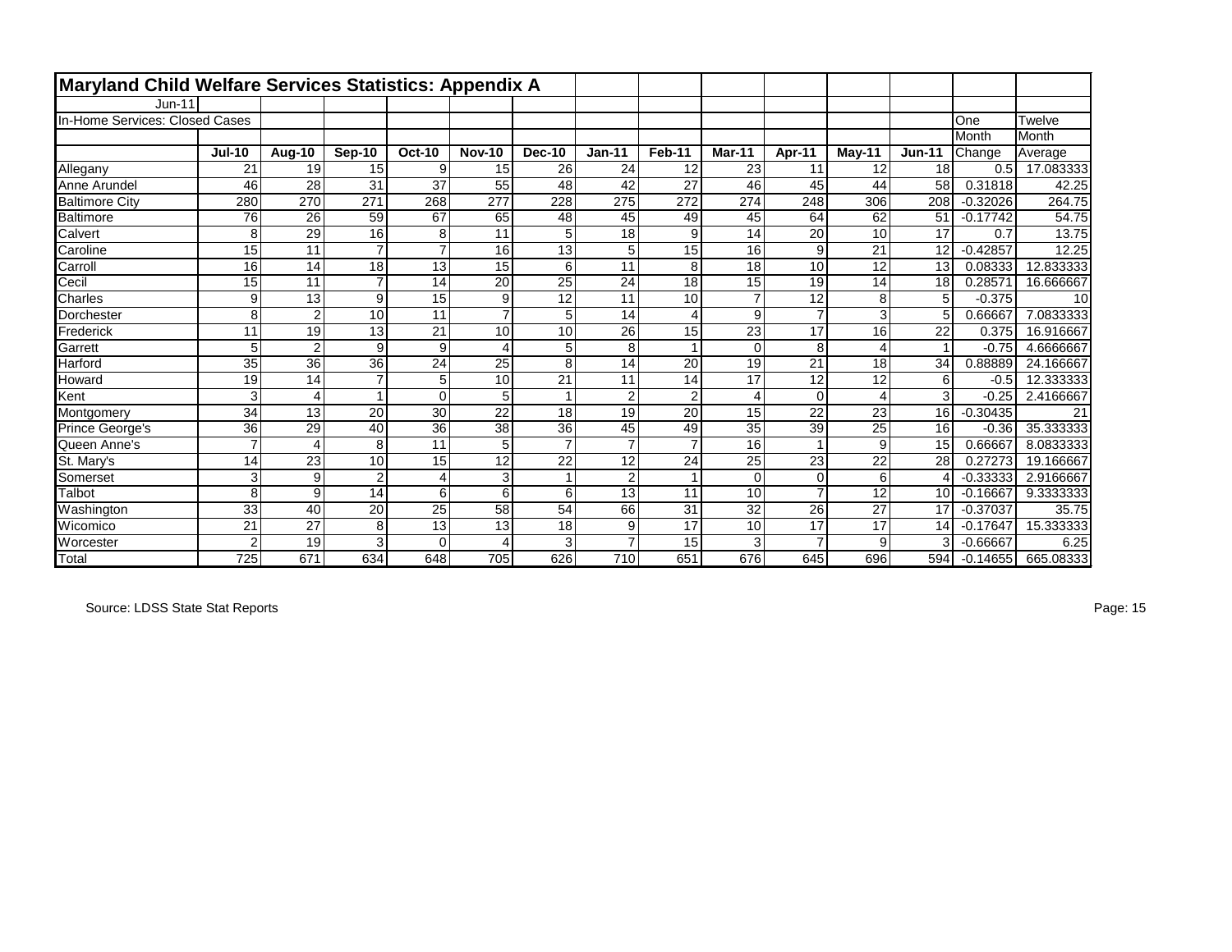# Maryland Child Welfare Services Statistics: Appendix A

Jun-11

In-Home Services: Closed Cases

| | Jul-10 | Aug-10 | Sep-10 | Oct-10 | Nov-10 | Dec-10 | Jan-11 | Feb-11 | Mar-11 | Apr-11 | May-11 | Jun-11 | One Month Change | Twelve Month Average |
|---|---|---|---|---|---|---|---|---|---|---|---|---|---|---|
| Allegany | 21 | 19 | 15 | 9 | 15 | 26 | 24 | 12 | 23 | 11 | 12 | 18 | 0.5 | 17.083333 |
| Anne Arundel | 46 | 28 | 31 | 37 | 55 | 48 | 42 | 27 | 46 | 45 | 44 | 58 | 0.31818 | 42.25 |
| Baltimore City | 280 | 270 | 271 | 268 | 277 | 228 | 275 | 272 | 274 | 248 | 306 | 208 | -0.32026 | 264.75 |
| Baltimore | 76 | 26 | 59 | 67 | 65 | 48 | 45 | 49 | 45 | 64 | 62 | 51 | -0.17742 | 54.75 |
| Calvert | 8 | 29 | 16 | 8 | 11 | 5 | 18 | 9 | 14 | 20 | 10 | 17 | 0.7 | 13.75 |
| Caroline | 15 | 11 | 7 | 7 | 16 | 13 | 5 | 15 | 16 | 9 | 21 | 12 | -0.42857 | 12.25 |
| Carroll | 16 | 14 | 18 | 13 | 15 | 6 | 11 | 8 | 18 | 10 | 12 | 13 | 0.08333 | 12.833333 |
| Cecil | 15 | 11 | 7 | 14 | 20 | 25 | 24 | 18 | 15 | 19 | 14 | 18 | 0.28571 | 16.666667 |
| Charles | 9 | 13 | 9 | 15 | 9 | 12 | 11 | 10 | 7 | 12 | 8 | 5 | -0.375 | 10 |
| Dorchester | 8 | 2 | 10 | 11 | 7 | 5 | 14 | 4 | 9 | 7 | 3 | 5 | 0.66667 | 7.0833333 |
| Frederick | 11 | 19 | 13 | 21 | 10 | 10 | 26 | 15 | 23 | 17 | 16 | 22 | 0.375 | 16.916667 |
| Garrett | 5 | 2 | 9 | 9 | 4 | 5 | 8 | 1 | 0 | 8 | 4 | 1 | -0.75 | 4.6666667 |
| Harford | 35 | 36 | 36 | 24 | 25 | 8 | 14 | 20 | 19 | 21 | 18 | 34 | 0.88889 | 24.166667 |
| Howard | 19 | 14 | 7 | 5 | 10 | 21 | 11 | 14 | 17 | 12 | 12 | 6 | -0.5 | 12.333333 |
| Kent | 3 | 4 | 1 | 0 | 5 | 1 | 2 | 2 | 4 | 0 | 4 | 3 | -0.25 | 2.4166667 |
| Montgomery | 34 | 13 | 20 | 30 | 22 | 18 | 19 | 20 | 15 | 22 | 23 | 16 | -0.30435 | 21 |
| Prince George's | 36 | 29 | 40 | 36 | 38 | 36 | 45 | 49 | 35 | 39 | 25 | 16 | -0.36 | 35.333333 |
| Queen Anne's | 7 | 4 | 8 | 11 | 5 | 7 | 7 | 7 | 16 | 1 | 9 | 15 | 0.66667 | 8.0833333 |
| St. Mary's | 14 | 23 | 10 | 15 | 12 | 22 | 12 | 24 | 25 | 23 | 22 | 28 | 0.27273 | 19.166667 |
| Somerset | 3 | 9 | 2 | 4 | 3 | 1 | 2 | 1 | 0 | 0 | 6 | 4 | -0.33333 | 2.9166667 |
| Talbot | 8 | 9 | 14 | 6 | 6 | 6 | 13 | 11 | 10 | 7 | 12 | 10 | -0.16667 | 9.3333333 |
| Washington | 33 | 40 | 20 | 25 | 58 | 54 | 66 | 31 | 32 | 26 | 27 | 17 | -0.37037 | 35.75 |
| Wicomico | 21 | 27 | 8 | 13 | 13 | 18 | 9 | 17 | 10 | 17 | 17 | 14 | -0.17647 | 15.333333 |
| Worcester | 2 | 19 | 3 | 0 | 4 | 3 | 7 | 15 | 3 | 7 | 9 | 3 | -0.66667 | 6.25 |
| Total | 725 | 671 | 634 | 648 | 705 | 626 | 710 | 651 | 676 | 645 | 696 | 594 | -0.14655 | 665.08333 |

Source: LDSS State Stat Reports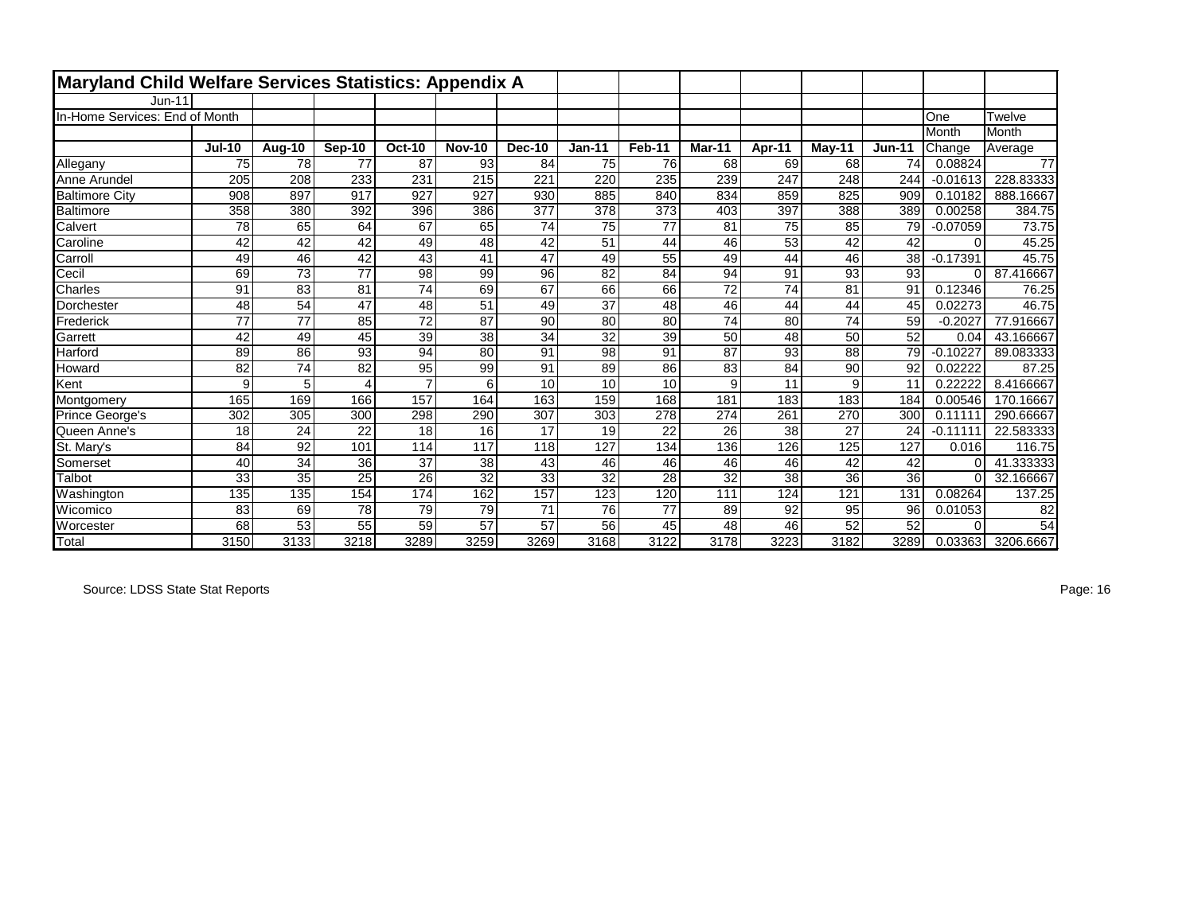# Maryland Child Welfare Services Statistics: Appendix A

Jun-11

In-Home Services: End of Month

| | Jul-10 | Aug-10 | Sep-10 | Oct-10 | Nov-10 | Dec-10 | Jan-11 | Feb-11 | Mar-11 | Apr-11 | May-11 | Jun-11 | One Month Change | Twelve Month Average |
|---|---|---|---|---|---|---|---|---|---|---|---|---|---|---|
| Allegany | 75 | 78 | 77 | 87 | 93 | 84 | 75 | 76 | 68 | 69 | 68 | 74 | 0.08824 | 77 |
| Anne Arundel | 205 | 208 | 233 | 231 | 215 | 221 | 220 | 235 | 239 | 247 | 248 | 244 | -0.01613 | 228.83333 |
| Baltimore City | 908 | 897 | 917 | 927 | 927 | 930 | 885 | 840 | 834 | 859 | 825 | 909 | 0.10182 | 888.16667 |
| Baltimore | 358 | 380 | 392 | 396 | 386 | 377 | 378 | 373 | 403 | 397 | 388 | 389 | 0.00258 | 384.75 |
| Calvert | 78 | 65 | 64 | 67 | 65 | 74 | 75 | 77 | 81 | 75 | 85 | 79 | -0.07059 | 73.75 |
| Caroline | 42 | 42 | 42 | 49 | 48 | 42 | 51 | 44 | 46 | 53 | 42 | 42 | 0 | 45.25 |
| Carroll | 49 | 46 | 42 | 43 | 41 | 47 | 49 | 55 | 49 | 44 | 46 | 38 | -0.17391 | 45.75 |
| Cecil | 69 | 73 | 77 | 98 | 99 | 96 | 82 | 84 | 94 | 91 | 93 | 93 | 0 | 87.416667 |
| Charles | 91 | 83 | 81 | 74 | 69 | 67 | 66 | 66 | 72 | 74 | 81 | 91 | 0.12346 | 76.25 |
| Dorchester | 48 | 54 | 47 | 48 | 51 | 49 | 37 | 48 | 46 | 44 | 44 | 45 | 0.02273 | 46.75 |
| Frederick | 77 | 77 | 85 | 72 | 87 | 90 | 80 | 80 | 74 | 80 | 74 | 59 | -0.2027 | 77.916667 |
| Garrett | 42 | 49 | 45 | 39 | 38 | 34 | 32 | 39 | 50 | 48 | 50 | 52 | 0.04 | 43.166667 |
| Harford | 89 | 86 | 93 | 94 | 80 | 91 | 98 | 91 | 87 | 93 | 88 | 79 | -0.10227 | 89.083333 |
| Howard | 82 | 74 | 82 | 95 | 99 | 91 | 89 | 86 | 83 | 84 | 90 | 92 | 0.02222 | 87.25 |
| Kent | 9 | 5 | 4 | 7 | 6 | 10 | 10 | 10 | 9 | 11 | 9 | 11 | 0.22222 | 8.4166667 |
| Montgomery | 165 | 169 | 166 | 157 | 164 | 163 | 159 | 168 | 181 | 183 | 183 | 184 | 0.00546 | 170.16667 |
| Prince George's | 302 | 305 | 300 | 298 | 290 | 307 | 303 | 278 | 274 | 261 | 270 | 300 | 0.11111 | 290.66667 |
| Queen Anne's | 18 | 24 | 22 | 18 | 16 | 17 | 19 | 22 | 26 | 38 | 27 | 24 | -0.11111 | 22.583333 |
| St. Mary's | 84 | 92 | 101 | 114 | 117 | 118 | 127 | 134 | 136 | 126 | 125 | 127 | 0.016 | 116.75 |
| Somerset | 40 | 34 | 36 | 37 | 38 | 43 | 46 | 46 | 46 | 46 | 42 | 42 | 0 | 41.333333 |
| Talbot | 33 | 35 | 25 | 26 | 32 | 33 | 32 | 28 | 32 | 38 | 36 | 36 | 0 | 32.166667 |
| Washington | 135 | 135 | 154 | 174 | 162 | 157 | 123 | 120 | 111 | 124 | 121 | 131 | 0.08264 | 137.25 |
| Wicomico | 83 | 69 | 78 | 79 | 79 | 71 | 76 | 77 | 89 | 92 | 95 | 96 | 0.01053 | 82 |
| Worcester | 68 | 53 | 55 | 59 | 57 | 57 | 56 | 45 | 48 | 46 | 52 | 52 | 0 | 54 |
| Total | 3150 | 3133 | 3218 | 3289 | 3259 | 3269 | 3168 | 3122 | 3178 | 3223 | 3182 | 3289 | 0.03363 | 3206.6667 |

Source: LDSS State Stat Reports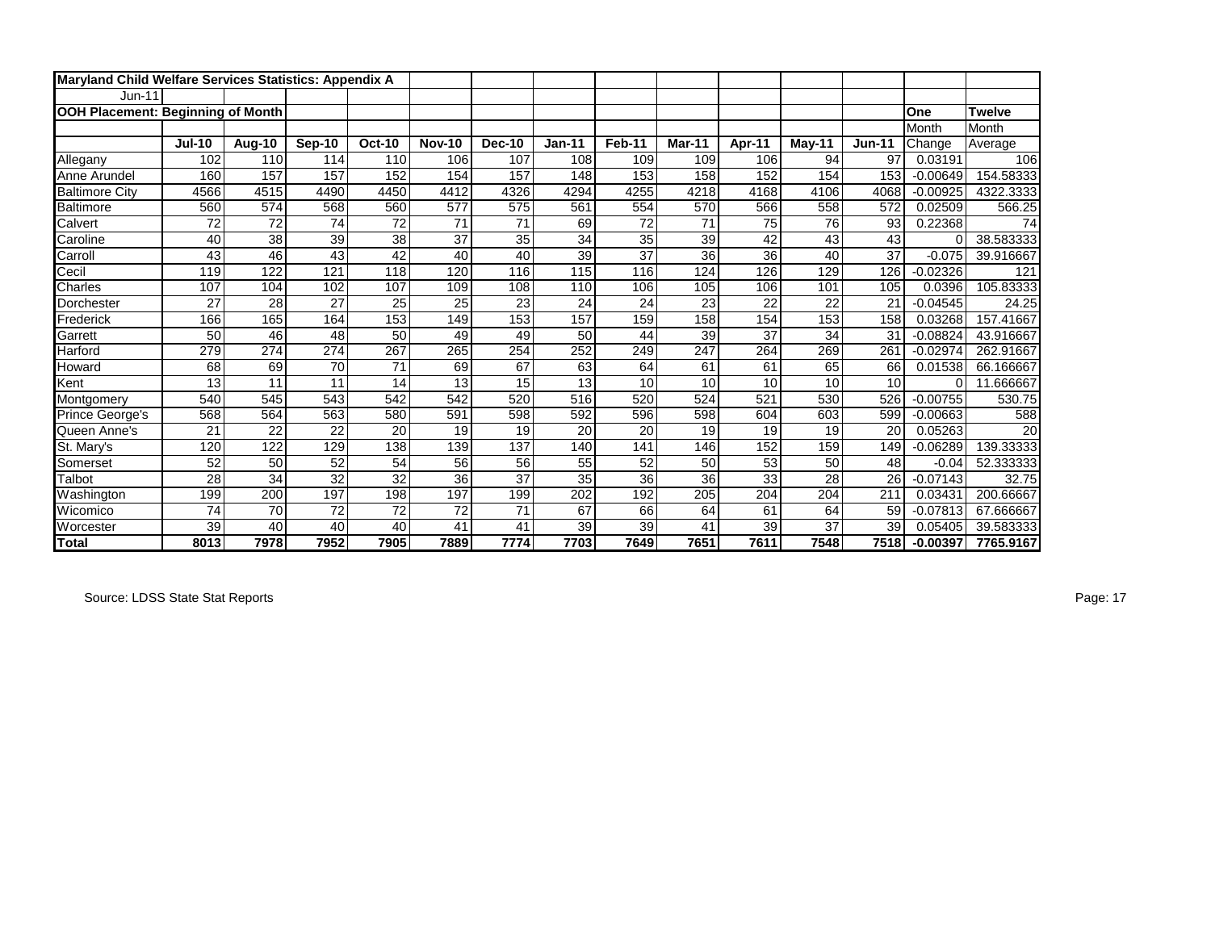**Maryland Child Welfare Services Statistics: Appendix A**

Jun-11

**OOH Placement: Beginning of Month**

| | **Jul-10** | **Aug-10** | **Sep-10** | **Oct-10** | **Nov-10** | **Dec-10** | **Jan-11** | **Feb-11** | **Mar-11** | **Apr-11** | **May-11** | **Jun-11** | **One** Month Change | **Twelve** Month Average |
|---|---|---|---|---|---|---|---|---|---|---|---|---|---|---|
| Allegany | 102 | 110 | 114 | 110 | 106 | 107 | 108 | 109 | 109 | 106 | 94 | 97 | 0.03191 | 106 |
| Anne Arundel | 160 | 157 | 157 | 152 | 154 | 157 | 148 | 153 | 158 | 152 | 154 | 153 | -0.00649 | 154.58333 |
| Baltimore City | 4566 | 4515 | 4490 | 4450 | 4412 | 4326 | 4294 | 4255 | 4218 | 4168 | 4106 | 4068 | -0.00925 | 4322.3333 |
| Baltimore | 560 | 574 | 568 | 560 | 577 | 575 | 561 | 554 | 570 | 566 | 558 | 572 | 0.02509 | 566.25 |
| Calvert | 72 | 72 | 74 | 72 | 71 | 71 | 69 | 72 | 71 | 75 | 76 | 93 | 0.22368 | 74 |
| Caroline | 40 | 38 | 39 | 38 | 37 | 35 | 34 | 35 | 39 | 42 | 43 | 43 | 0 | 38.583333 |
| Carroll | 43 | 46 | 43 | 42 | 40 | 40 | 39 | 37 | 36 | 36 | 40 | 37 | -0.075 | 39.916667 |
| Cecil | 119 | 122 | 121 | 118 | 120 | 116 | 115 | 116 | 124 | 126 | 129 | 126 | -0.02326 | 121 |
| Charles | 107 | 104 | 102 | 107 | 109 | 108 | 110 | 106 | 105 | 106 | 101 | 105 | 0.0396 | 105.83333 |
| Dorchester | 27 | 28 | 27 | 25 | 25 | 23 | 24 | 24 | 23 | 22 | 22 | 21 | -0.04545 | 24.25 |
| Frederick | 166 | 165 | 164 | 153 | 149 | 153 | 157 | 159 | 158 | 154 | 153 | 158 | 0.03268 | 157.41667 |
| Garrett | 50 | 46 | 48 | 50 | 49 | 49 | 50 | 44 | 39 | 37 | 34 | 31 | -0.08824 | 43.916667 |
| Harford | 279 | 274 | 274 | 267 | 265 | 254 | 252 | 249 | 247 | 264 | 269 | 261 | -0.02974 | 262.91667 |
| Howard | 68 | 69 | 70 | 71 | 69 | 67 | 63 | 64 | 61 | 61 | 65 | 66 | 0.01538 | 66.166667 |
| Kent | 13 | 11 | 11 | 14 | 13 | 15 | 13 | 10 | 10 | 10 | 10 | 10 | 0 | 11.666667 |
| Montgomery | 540 | 545 | 543 | 542 | 542 | 520 | 516 | 520 | 524 | 521 | 530 | 526 | -0.00755 | 530.75 |
| Prince George's | 568 | 564 | 563 | 580 | 591 | 598 | 592 | 596 | 598 | 604 | 603 | 599 | -0.00663 | 588 |
| Queen Anne's | 21 | 22 | 22 | 20 | 19 | 19 | 20 | 20 | 19 | 19 | 19 | 20 | 0.05263 | 20 |
| St. Mary's | 120 | 122 | 129 | 138 | 139 | 137 | 140 | 141 | 146 | 152 | 159 | 149 | -0.06289 | 139.33333 |
| Somerset | 52 | 50 | 52 | 54 | 56 | 56 | 55 | 52 | 50 | 53 | 50 | 48 | -0.04 | 52.333333 |
| Talbot | 28 | 34 | 32 | 32 | 36 | 37 | 35 | 36 | 36 | 33 | 28 | 26 | -0.07143 | 32.75 |
| Washington | 199 | 200 | 197 | 198 | 197 | 199 | 202 | 192 | 205 | 204 | 204 | 211 | 0.03431 | 200.66667 |
| Wicomico | 74 | 70 | 72 | 72 | 72 | 71 | 67 | 66 | 64 | 61 | 64 | 59 | -0.07813 | 67.666667 |
| Worcester | 39 | 40 | 40 | 40 | 41 | 41 | 39 | 39 | 41 | 39 | 37 | 39 | 0.05405 | 39.583333 |
| **Total** | **8013** | **7978** | **7952** | **7905** | **7889** | **7774** | **7703** | **7649** | **7651** | **7611** | **7548** | **7518** | **-0.00397** | **7765.9167** |

Source: LDSS State Stat Reports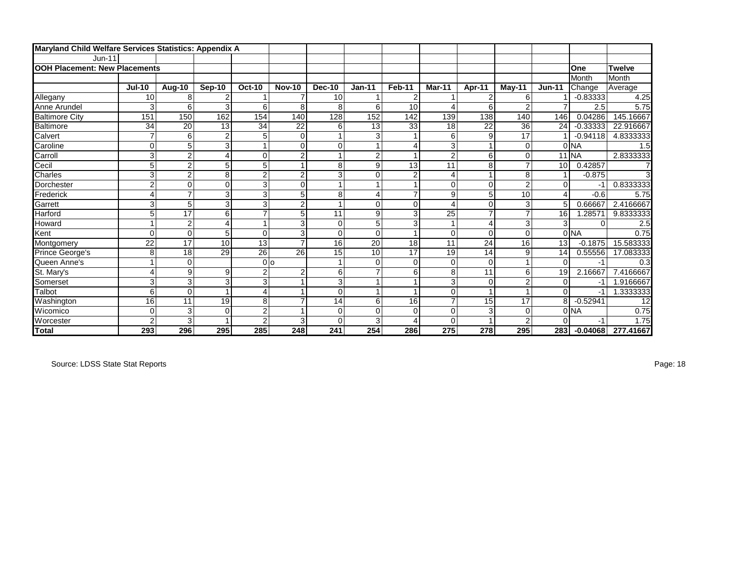**Maryland Child Welfare Services Statistics: Appendix A**

Jun-11

**OOH Placement: New Placements**

| | Jul-10 | Aug-10 | Sep-10 | Oct-10 | Nov-10 | Dec-10 | Jan-11 | Feb-11 | Mar-11 | Apr-11 | May-11 | Jun-11 | One Month Change | Twelve Month Average |
|---|---|---|---|---|---|---|---|---|---|---|---|---|---|---|
| Allegany | 10 | 8 | 2 | 1 | 7 | 10 | 1 | 2 | 1 | 2 | 6 | 1 | -0.83333 | 4.25 |
| Anne Arundel | 3 | 6 | 3 | 6 | 8 | 8 | 6 | 10 | 4 | 6 | 2 | 7 | 2.5 | 5.75 |
| Baltimore City | 151 | 150 | 162 | 154 | 140 | 128 | 152 | 142 | 139 | 138 | 140 | 146 | 0.04286 | 145.16667 |
| Baltimore | 34 | 20 | 13 | 34 | 22 | 6 | 13 | 33 | 18 | 22 | 36 | 24 | -0.33333 | 22.916667 |
| Calvert | 7 | 6 | 2 | 5 | 0 | 1 | 3 | 1 | 6 | 9 | 17 | 1 | -0.94118 | 4.8333333 |
| Caroline | 0 | 5 | 3 | 1 | 0 | 0 | 1 | 4 | 3 | 1 | 0 | 0 | NA | 1.5 |
| Carroll | 3 | 2 | 4 | 0 | 2 | 1 | 2 | 1 | 2 | 6 | 0 | 11 | NA | 2.8333333 |
| Cecil | 5 | 2 | 5 | 5 | 1 | 8 | 9 | 13 | 11 | 8 | 7 | 10 | 0.42857 | 7 |
| Charles | 3 | 2 | 8 | 2 | 2 | 3 | 0 | 2 | 4 | 1 | 8 | 1 | -0.875 | 3 |
| Dorchester | 2 | 0 | 0 | 3 | 0 | 1 | 1 | 1 | 0 | 0 | 2 | 0 | -1 | 0.8333333 |
| Frederick | 4 | 7 | 3 | 3 | 5 | 8 | 4 | 7 | 9 | 5 | 10 | 4 | -0.6 | 5.75 |
| Garrett | 3 | 5 | 3 | 3 | 2 | 1 | 0 | 0 | 4 | 0 | 3 | 5 | 0.66667 | 2.4166667 |
| Harford | 5 | 17 | 6 | 7 | 5 | 11 | 9 | 3 | 25 | 7 | 7 | 16 | 1.28571 | 9.8333333 |
| Howard | 1 | 2 | 4 | 1 | 3 | 0 | 5 | 3 | 1 | 4 | 3 | 3 | 0 | 2.5 |
| Kent | 0 | 0 | 5 | 0 | 3 | 0 | 0 | 1 | 0 | 0 | 0 | 0 | NA | 0.75 |
| Montgomery | 22 | 17 | 10 | 13 | 7 | 16 | 20 | 18 | 11 | 24 | 16 | 13 | -0.1875 | 15.583333 |
| Prince George's | 8 | 18 | 29 | 26 | 26 | 15 | 10 | 17 | 19 | 14 | 9 | 14 | 0.55556 | 17.083333 |
| Queen Anne's | 1 | 0 | | 0 | o | 1 | 0 | 0 | 0 | 0 | 1 | 0 | -1 | 0.3 |
| St. Mary's | 4 | 9 | 9 | 2 | 2 | 6 | 7 | 6 | 8 | 11 | 6 | 19 | 2.16667 | 7.4166667 |
| Somerset | 3 | 3 | 3 | 3 | 1 | 3 | 1 | 1 | 3 | 0 | 2 | 0 | -1 | 1.9166667 |
| Talbot | 6 | 0 | 1 | 4 | 1 | 0 | 1 | 1 | 0 | 1 | 1 | 0 | -1 | 1.3333333 |
| Washington | 16 | 11 | 19 | 8 | 7 | 14 | 6 | 16 | 7 | 15 | 17 | 8 | -0.52941 | 12 |
| Wicomico | 0 | 3 | 0 | 2 | 1 | 0 | 0 | 0 | 0 | 3 | 0 | 0 | NA | 0.75 |
| Worcester | 2 | 3 | 1 | 2 | 3 | 0 | 3 | 4 | 0 | 1 | 2 | 0 | -1 | 1.75 |
| **Total** | **293** | **296** | **295** | **285** | **248** | **241** | **254** | **286** | **275** | **278** | **295** | **283** | **-0.04068** | **277.41667** |

Source: LDSS State Stat Reports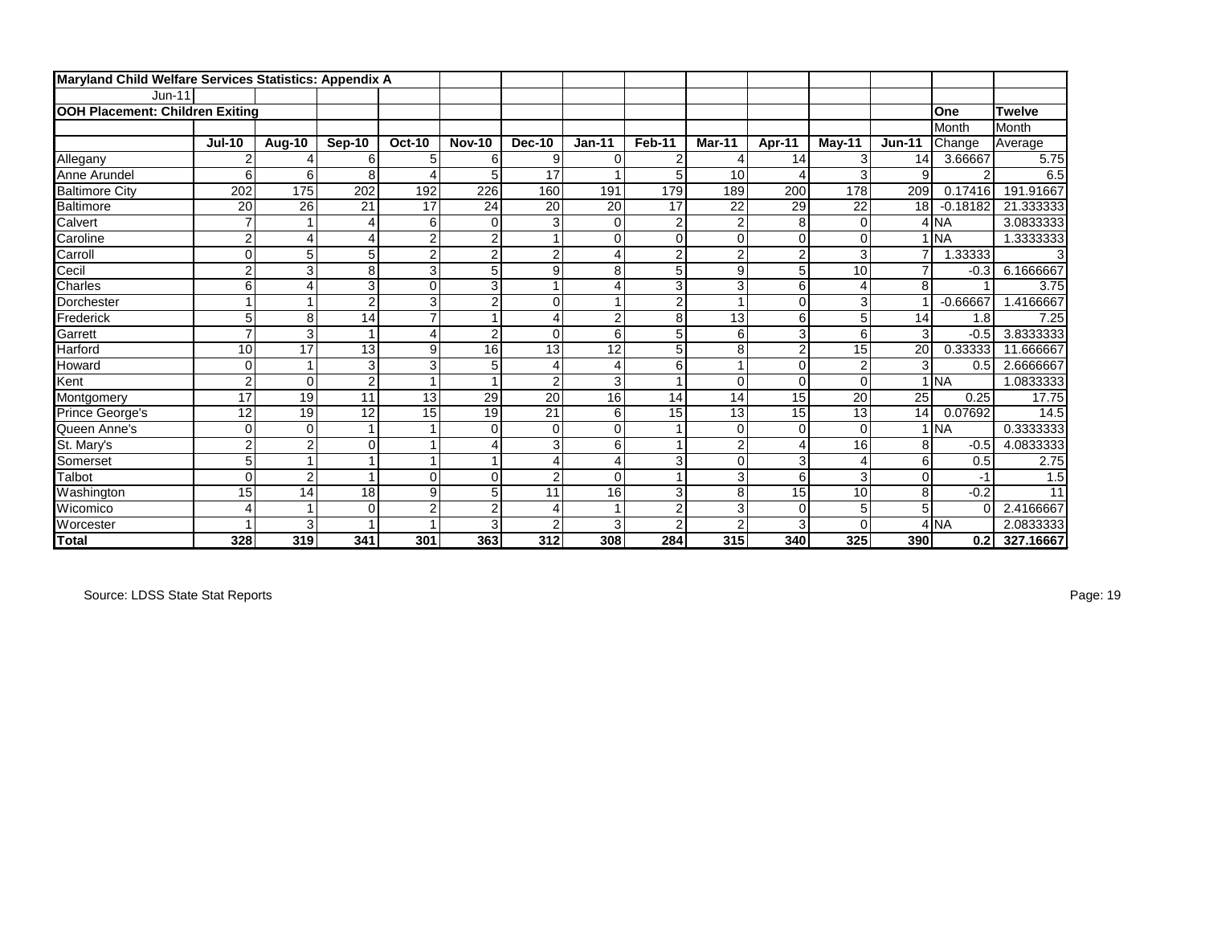**Maryland Child Welfare Services Statistics: Appendix A**

Jun-11

**OOH Placement: Children Exiting**

| | Jul-10 | Aug-10 | Sep-10 | Oct-10 | Nov-10 | Dec-10 | Jan-11 | Feb-11 | Mar-11 | Apr-11 | May-11 | Jun-11 | One Month Change | Twelve Month Average |
|---|---|---|---|---|---|---|---|---|---|---|---|---|---|---|
| Allegany | 2 | 4 | 6 | 5 | 6 | 9 | 0 | 2 | 4 | 14 | 3 | 14 | 3.66667 | 5.75 |
| Anne Arundel | 6 | 6 | 8 | 4 | 5 | 17 | 1 | 5 | 10 | 4 | 3 | 9 | 2 | 6.5 |
| Baltimore City | 202 | 175 | 202 | 192 | 226 | 160 | 191 | 179 | 189 | 200 | 178 | 209 | 0.17416 | 191.91667 |
| Baltimore | 20 | 26 | 21 | 17 | 24 | 20 | 20 | 17 | 22 | 29 | 22 | 18 | -0.18182 | 21.333333 |
| Calvert | 7 | 1 | 4 | 6 | 0 | 3 | 0 | 2 | 2 | 8 | 0 | 4 | NA | 3.0833333 |
| Caroline | 2 | 4 | 4 | 2 | 2 | 1 | 0 | 0 | 0 | 0 | 0 | 1 | NA | 1.3333333 |
| Carroll | 0 | 5 | 5 | 2 | 2 | 2 | 4 | 2 | 2 | 2 | 3 | 7 | 1.33333 | 3 |
| Cecil | 2 | 3 | 8 | 3 | 5 | 9 | 8 | 5 | 9 | 5 | 10 | 7 | -0.3 | 6.1666667 |
| Charles | 6 | 4 | 3 | 0 | 3 | 1 | 4 | 3 | 3 | 6 | 4 | 8 | 1 | 3.75 |
| Dorchester | 1 | 1 | 2 | 3 | 2 | 0 | 1 | 2 | 1 | 0 | 3 | 1 | -0.66667 | 1.4166667 |
| Frederick | 5 | 8 | 14 | 7 | 1 | 4 | 2 | 8 | 13 | 6 | 5 | 14 | 1.8 | 7.25 |
| Garrett | 7 | 3 | 1 | 4 | 2 | 0 | 6 | 5 | 6 | 3 | 6 | 3 | -0.5 | 3.8333333 |
| Harford | 10 | 17 | 13 | 9 | 16 | 13 | 12 | 5 | 8 | 2 | 15 | 20 | 0.33333 | 11.666667 |
| Howard | 0 | 1 | 3 | 3 | 5 | 4 | 4 | 6 | 1 | 0 | 2 | 3 | 0.5 | 2.6666667 |
| Kent | 2 | 0 | 2 | 1 | 1 | 2 | 3 | 1 | 0 | 0 | 0 | 1 | NA | 1.0833333 |
| Montgomery | 17 | 19 | 11 | 13 | 29 | 20 | 16 | 14 | 14 | 15 | 20 | 25 | 0.25 | 17.75 |
| Prince George's | 12 | 19 | 12 | 15 | 19 | 21 | 6 | 15 | 13 | 15 | 13 | 14 | 0.07692 | 14.5 |
| Queen Anne's | 0 | 0 | 1 | 1 | 0 | 0 | 0 | 1 | 0 | 0 | 0 | 1 | NA | 0.3333333 |
| St. Mary's | 2 | 2 | 0 | 1 | 4 | 3 | 6 | 1 | 2 | 4 | 16 | 8 | -0.5 | 4.0833333 |
| Somerset | 5 | 1 | 1 | 1 | 1 | 4 | 4 | 3 | 0 | 3 | 4 | 6 | 0.5 | 2.75 |
| Talbot | 0 | 2 | 1 | 0 | 0 | 2 | 0 | 1 | 3 | 6 | 3 | 0 | -1 | 1.5 |
| Washington | 15 | 14 | 18 | 9 | 5 | 11 | 16 | 3 | 8 | 15 | 10 | 8 | -0.2 | 11 |
| Wicomico | 4 | 1 | 0 | 2 | 2 | 4 | 1 | 2 | 3 | 0 | 5 | 5 | 0 | 2.4166667 |
| Worcester | 1 | 3 | 1 | 1 | 3 | 2 | 3 | 2 | 2 | 3 | 0 | 4 | NA | 2.0833333 |
| **Total** | **328** | **319** | **341** | **301** | **363** | **312** | **308** | **284** | **315** | **340** | **325** | **390** | **0.2** | **327.16667** |

Source: LDSS State Stat Reports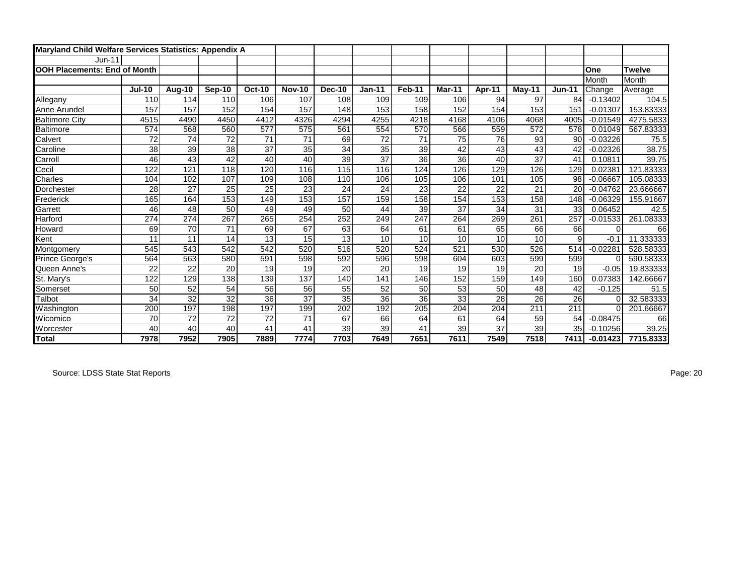**Maryland Child Welfare Services Statistics: Appendix A**

Jun-11

**OOH Placements: End of Month**

| | Jul-10 | Aug-10 | Sep-10 | Oct-10 | Nov-10 | Dec-10 | Jan-11 | Feb-11 | Mar-11 | Apr-11 | May-11 | Jun-11 | One Month Change | Twelve Month Average |
|---|---|---|---|---|---|---|---|---|---|---|---|---|---|---|
| Allegany | 110 | 114 | 110 | 106 | 107 | 108 | 109 | 109 | 106 | 94 | 97 | 84 | -0.13402 | 104.5 |
| Anne Arundel | 157 | 157 | 152 | 154 | 157 | 148 | 153 | 158 | 152 | 154 | 153 | 151 | -0.01307 | 153.83333 |
| Baltimore City | 4515 | 4490 | 4450 | 4412 | 4326 | 4294 | 4255 | 4218 | 4168 | 4106 | 4068 | 4005 | -0.01549 | 4275.5833 |
| Baltimore | 574 | 568 | 560 | 577 | 575 | 561 | 554 | 570 | 566 | 559 | 572 | 578 | 0.01049 | 567.83333 |
| Calvert | 72 | 74 | 72 | 71 | 71 | 69 | 72 | 71 | 75 | 76 | 93 | 90 | -0.03226 | 75.5 |
| Caroline | 38 | 39 | 38 | 37 | 35 | 34 | 35 | 39 | 42 | 43 | 43 | 42 | -0.02326 | 38.75 |
| Carroll | 46 | 43 | 42 | 40 | 40 | 39 | 37 | 36 | 36 | 40 | 37 | 41 | 0.10811 | 39.75 |
| Cecil | 122 | 121 | 118 | 120 | 116 | 115 | 116 | 124 | 126 | 129 | 126 | 129 | 0.02381 | 121.83333 |
| Charles | 104 | 102 | 107 | 109 | 108 | 110 | 106 | 105 | 106 | 101 | 105 | 98 | -0.06667 | 105.08333 |
| Dorchester | 28 | 27 | 25 | 25 | 23 | 24 | 24 | 23 | 22 | 22 | 21 | 20 | -0.04762 | 23.666667 |
| Frederick | 165 | 164 | 153 | 149 | 153 | 157 | 159 | 158 | 154 | 153 | 158 | 148 | -0.06329 | 155.91667 |
| Garrett | 46 | 48 | 50 | 49 | 49 | 50 | 44 | 39 | 37 | 34 | 31 | 33 | 0.06452 | 42.5 |
| Harford | 274 | 274 | 267 | 265 | 254 | 252 | 249 | 247 | 264 | 269 | 261 | 257 | -0.01533 | 261.08333 |
| Howard | 69 | 70 | 71 | 69 | 67 | 63 | 64 | 61 | 61 | 65 | 66 | 66 | 0 | 66 |
| Kent | 11 | 11 | 14 | 13 | 15 | 13 | 10 | 10 | 10 | 10 | 10 | 9 | -0.1 | 11.333333 |
| Montgomery | 545 | 543 | 542 | 542 | 520 | 516 | 520 | 524 | 521 | 530 | 526 | 514 | -0.02281 | 528.58333 |
| Prince George's | 564 | 563 | 580 | 591 | 598 | 592 | 596 | 598 | 604 | 603 | 599 | 599 | 0 | 590.58333 |
| Queen Anne's | 22 | 22 | 20 | 19 | 19 | 20 | 20 | 19 | 19 | 19 | 20 | 19 | -0.05 | 19.833333 |
| St. Mary's | 122 | 129 | 138 | 139 | 137 | 140 | 141 | 146 | 152 | 159 | 149 | 160 | 0.07383 | 142.66667 |
| Somerset | 50 | 52 | 54 | 56 | 56 | 55 | 52 | 50 | 53 | 50 | 48 | 42 | -0.125 | 51.5 |
| Talbot | 34 | 32 | 32 | 36 | 37 | 35 | 36 | 36 | 33 | 28 | 26 | 26 | 0 | 32.583333 |
| Washington | 200 | 197 | 198 | 197 | 199 | 202 | 192 | 205 | 204 | 204 | 211 | 211 | 0 | 201.66667 |
| Wicomico | 70 | 72 | 72 | 72 | 71 | 67 | 66 | 64 | 61 | 64 | 59 | 54 | -0.08475 | 66 |
| Worcester | 40 | 40 | 40 | 41 | 41 | 39 | 39 | 41 | 39 | 37 | 39 | 35 | -0.10256 | 39.25 |
| **Total** | **7978** | **7952** | **7905** | **7889** | **7774** | **7703** | **7649** | **7651** | **7611** | **7549** | **7518** | **7411** | **-0.01423** | **7715.8333** |

Source: LDSS State Stat Reports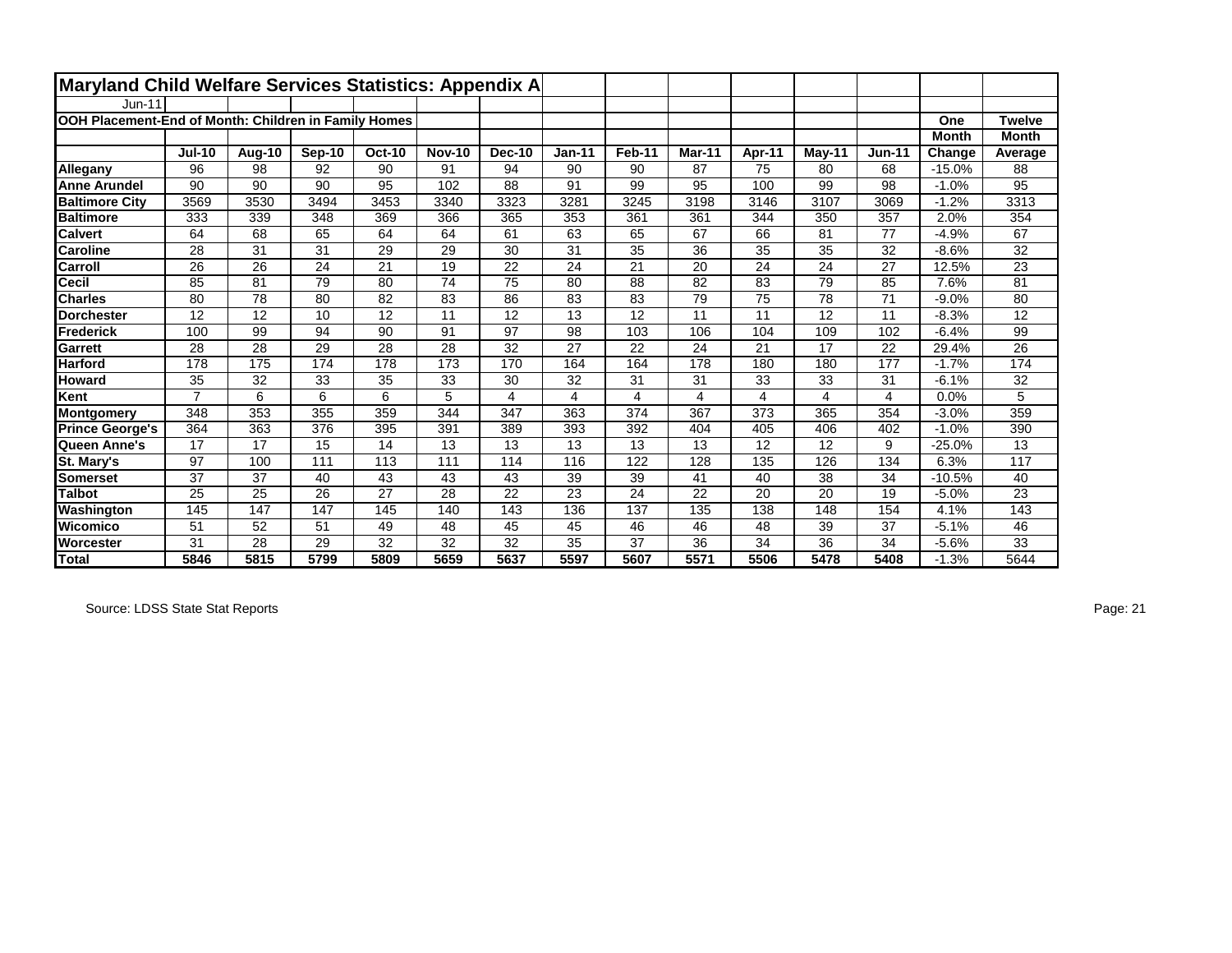# Maryland Child Welfare Services Statistics: Appendix A

Jun-11

**OOH Placement-End of Month: Children in Family Homes**

| | Jul-10 | Aug-10 | Sep-10 | Oct-10 | Nov-10 | Dec-10 | Jan-11 | Feb-11 | Mar-11 | Apr-11 | May-11 | Jun-11 | One Month Change | Twelve Month Average |
|---|---|---|---|---|---|---|---|---|---|---|---|---|---|---|
| **Allegany** | 96 | 98 | 92 | 90 | 91 | 94 | 90 | 90 | 87 | 75 | 80 | 68 | -15.0% | 88 |
| **Anne Arundel** | 90 | 90 | 90 | 95 | 102 | 88 | 91 | 99 | 95 | 100 | 99 | 98 | -1.0% | 95 |
| **Baltimore City** | 3569 | 3530 | 3494 | 3453 | 3340 | 3323 | 3281 | 3245 | 3198 | 3146 | 3107 | 3069 | -1.2% | 3313 |
| **Baltimore** | 333 | 339 | 348 | 369 | 366 | 365 | 353 | 361 | 361 | 344 | 350 | 357 | 2.0% | 354 |
| **Calvert** | 64 | 68 | 65 | 64 | 64 | 61 | 63 | 65 | 67 | 66 | 81 | 77 | -4.9% | 67 |
| **Caroline** | 28 | 31 | 31 | 29 | 29 | 30 | 31 | 35 | 36 | 35 | 35 | 32 | -8.6% | 32 |
| **Carroll** | 26 | 26 | 24 | 21 | 19 | 22 | 24 | 21 | 20 | 24 | 24 | 27 | 12.5% | 23 |
| **Cecil** | 85 | 81 | 79 | 80 | 74 | 75 | 80 | 88 | 82 | 83 | 79 | 85 | 7.6% | 81 |
| **Charles** | 80 | 78 | 80 | 82 | 83 | 86 | 83 | 83 | 79 | 75 | 78 | 71 | -9.0% | 80 |
| **Dorchester** | 12 | 12 | 10 | 12 | 11 | 12 | 13 | 12 | 11 | 11 | 12 | 11 | -8.3% | 12 |
| **Frederick** | 100 | 99 | 94 | 90 | 91 | 97 | 98 | 103 | 106 | 104 | 109 | 102 | -6.4% | 99 |
| **Garrett** | 28 | 28 | 29 | 28 | 28 | 32 | 27 | 22 | 24 | 21 | 17 | 22 | 29.4% | 26 |
| **Harford** | 178 | 175 | 174 | 178 | 173 | 170 | 164 | 164 | 178 | 180 | 180 | 177 | -1.7% | 174 |
| **Howard** | 35 | 32 | 33 | 35 | 33 | 30 | 32 | 31 | 31 | 33 | 33 | 31 | -6.1% | 32 |
| **Kent** | 7 | 6 | 6 | 6 | 5 | 4 | 4 | 4 | 4 | 4 | 4 | 4 | 0.0% | 5 |
| **Montgomery** | 348 | 353 | 355 | 359 | 344 | 347 | 363 | 374 | 367 | 373 | 365 | 354 | -3.0% | 359 |
| **Prince George's** | 364 | 363 | 376 | 395 | 391 | 389 | 393 | 392 | 404 | 405 | 406 | 402 | -1.0% | 390 |
| **Queen Anne's** | 17 | 17 | 15 | 14 | 13 | 13 | 13 | 13 | 13 | 12 | 12 | 9 | -25.0% | 13 |
| **St. Mary's** | 97 | 100 | 111 | 113 | 111 | 114 | 116 | 122 | 128 | 135 | 126 | 134 | 6.3% | 117 |
| **Somerset** | 37 | 37 | 40 | 43 | 43 | 43 | 39 | 39 | 41 | 40 | 38 | 34 | -10.5% | 40 |
| **Talbot** | 25 | 25 | 26 | 27 | 28 | 22 | 23 | 24 | 22 | 20 | 20 | 19 | -5.0% | 23 |
| **Washington** | 145 | 147 | 147 | 145 | 140 | 143 | 136 | 137 | 135 | 138 | 148 | 154 | 4.1% | 143 |
| **Wicomico** | 51 | 52 | 51 | 49 | 48 | 45 | 45 | 46 | 46 | 48 | 39 | 37 | -5.1% | 46 |
| **Worcester** | 31 | 28 | 29 | 32 | 32 | 32 | 35 | 37 | 36 | 34 | 36 | 34 | -5.6% | 33 |
| **Total** | **5846** | **5815** | **5799** | **5809** | **5659** | **5637** | **5597** | **5607** | **5571** | **5506** | **5478** | **5408** | -1.3% | 5644 |

Source: LDSS State Stat Reports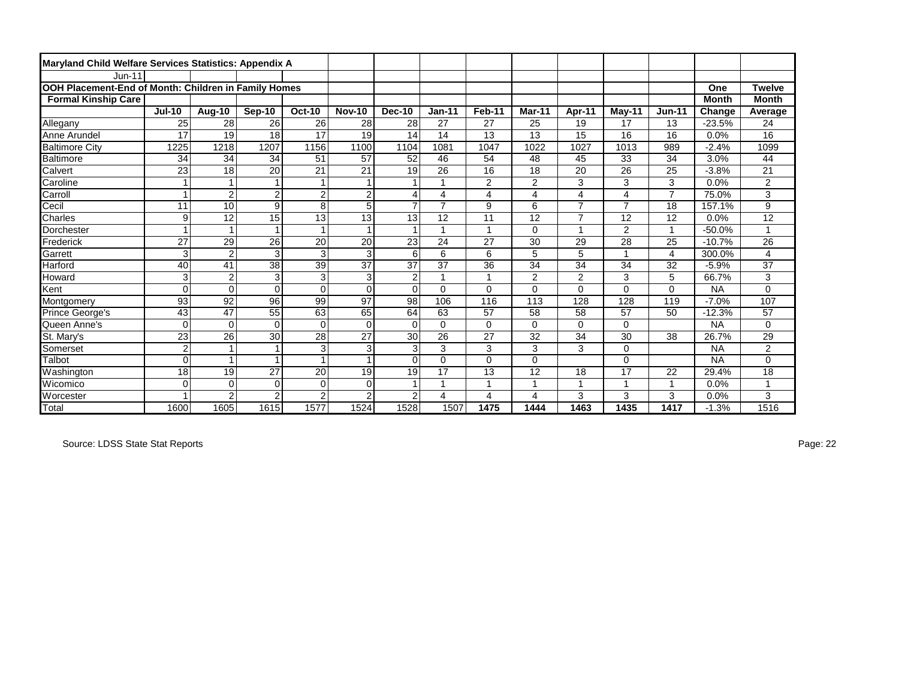**Maryland Child Welfare Services Statistics: Appendix A**

Jun-11

**OOH Placement-End of Month: Children in Family Homes**

**Formal Kinship Care**

| | Jul-10 | Aug-10 | Sep-10 | Oct-10 | Nov-10 | Dec-10 | Jan-11 | Feb-11 | Mar-11 | Apr-11 | May-11 | Jun-11 | One Month Change | Twelve Month Average |
|---|---|---|---|---|---|---|---|---|---|---|---|---|---|---|
| Allegany | 25 | 28 | 26 | 26 | 28 | 28 | 27 | 27 | 25 | 19 | 17 | 13 | -23.5% | 24 |
| Anne Arundel | 17 | 19 | 18 | 17 | 19 | 14 | 14 | 13 | 13 | 15 | 16 | 16 | 0.0% | 16 |
| Baltimore City | 1225 | 1218 | 1207 | 1156 | 1100 | 1104 | 1081 | 1047 | 1022 | 1027 | 1013 | 989 | -2.4% | 1099 |
| Baltimore | 34 | 34 | 34 | 51 | 57 | 52 | 46 | 54 | 48 | 45 | 33 | 34 | 3.0% | 44 |
| Calvert | 23 | 18 | 20 | 21 | 21 | 19 | 26 | 16 | 18 | 20 | 26 | 25 | -3.8% | 21 |
| Caroline | 1 | 1 | 1 | 1 | 1 | 1 | 1 | 2 | 2 | 3 | 3 | 3 | 0.0% | 2 |
| Carroll | 1 | 2 | 2 | 2 | 2 | 4 | 4 | 4 | 4 | 4 | 4 | 7 | 75.0% | 3 |
| Cecil | 11 | 10 | 9 | 8 | 5 | 7 | 7 | 9 | 6 | 7 | 7 | 18 | 157.1% | 9 |
| Charles | 9 | 12 | 15 | 13 | 13 | 13 | 12 | 11 | 12 | 7 | 12 | 12 | 0.0% | 12 |
| Dorchester | 1 | 1 | 1 | 1 | 1 | 1 | 1 | 1 | 0 | 1 | 2 | 1 | -50.0% | 1 |
| Frederick | 27 | 29 | 26 | 20 | 20 | 23 | 24 | 27 | 30 | 29 | 28 | 25 | -10.7% | 26 |
| Garrett | 3 | 2 | 3 | 3 | 3 | 6 | 6 | 6 | 5 | 5 | 1 | 4 | 300.0% | 4 |
| Harford | 40 | 41 | 38 | 39 | 37 | 37 | 37 | 36 | 34 | 34 | 34 | 32 | -5.9% | 37 |
| Howard | 3 | 2 | 3 | 3 | 3 | 2 | 1 | 1 | 2 | 2 | 3 | 5 | 66.7% | 3 |
| Kent | 0 | 0 | 0 | 0 | 0 | 0 | 0 | 0 | 0 | 0 | 0 | 0 | NA | 0 |
| Montgomery | 93 | 92 | 96 | 99 | 97 | 98 | 106 | 116 | 113 | 128 | 128 | 119 | -7.0% | 107 |
| Prince George's | 43 | 47 | 55 | 63 | 65 | 64 | 63 | 57 | 58 | 58 | 57 | 50 | -12.3% | 57 |
| Queen Anne's | 0 | 0 | 0 | 0 | 0 | 0 | 0 | 0 | 0 | 0 | 0 | | NA | 0 |
| St. Mary's | 23 | 26 | 30 | 28 | 27 | 30 | 26 | 27 | 32 | 34 | 30 | 38 | 26.7% | 29 |
| Somerset | 2 | 1 | 1 | 3 | 3 | 3 | 3 | 3 | 3 | 3 | 0 | | NA | 2 |
| Talbot | 0 | 1 | 1 | 1 | 1 | 0 | 0 | 0 | 0 | | 0 | | NA | 0 |
| Washington | 18 | 19 | 27 | 20 | 19 | 19 | 17 | 13 | 12 | 18 | 17 | 22 | 29.4% | 18 |
| Wicomico | 0 | 0 | 0 | 0 | 0 | 1 | 1 | 1 | 1 | 1 | 1 | 1 | 0.0% | 1 |
| Worcester | 1 | 2 | 2 | 2 | 2 | 2 | 4 | 4 | 4 | 3 | 3 | 3 | 0.0% | 3 |
| Total | 1600 | 1605 | 1615 | 1577 | 1524 | 1528 | 1507 | **1475** | **1444** | **1463** | **1435** | **1417** | -1.3% | 1516 |

Source: LDSS State Stat Reports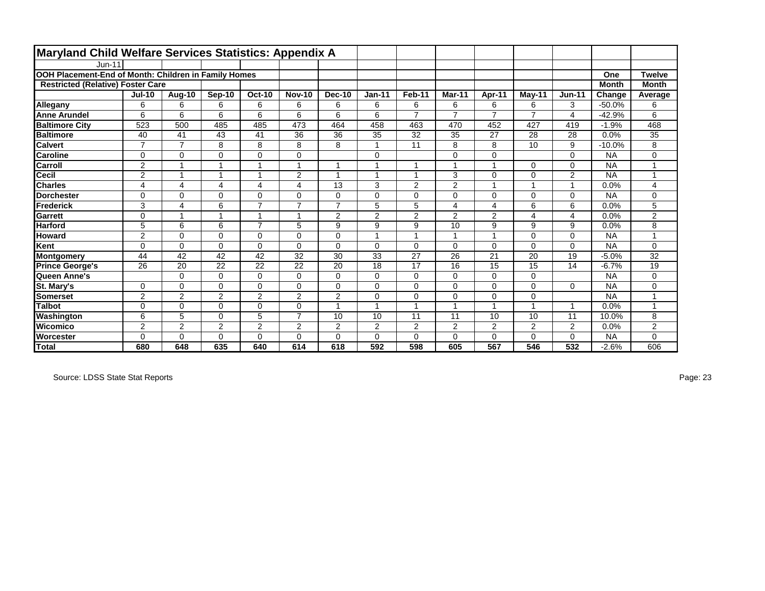## Maryland Child Welfare Services Statistics: Appendix A

Jun-11

**OOH Placement-End of Month: Children in Family Homes**

**Restricted (Relative) Foster Care**

| | Jul-10 | Aug-10 | Sep-10 | Oct-10 | Nov-10 | Dec-10 | Jan-11 | Feb-11 | Mar-11 | Apr-11 | May-11 | Jun-11 | One Month Change | Twelve Month Average |
|---|---|---|---|---|---|---|---|---|---|---|---|---|---|---|
| **Allegany** | 6 | 6 | 6 | 6 | 6 | 6 | 6 | 6 | 6 | 6 | 6 | 3 | -50.0% | 6 |
| **Anne Arundel** | 6 | 6 | 6 | 6 | 6 | 6 | 6 | 7 | 7 | 7 | 7 | 4 | -42.9% | 6 |
| **Baltimore City** | 523 | 500 | 485 | 485 | 473 | 464 | 458 | 463 | 470 | 452 | 427 | 419 | -1.9% | 468 |
| **Baltimore** | 40 | 41 | 43 | 41 | 36 | 36 | 35 | 32 | 35 | 27 | 28 | 28 | 0.0% | 35 |
| **Calvert** | 7 | 7 | 8 | 8 | 8 | 8 | 1 | 11 | 8 | 8 | 10 | 9 | -10.0% | 8 |
| **Caroline** | 0 | 0 | 0 | 0 | 0 | | 0 | | 0 | 0 | | 0 | NA | 0 |
| **Carroll** | 2 | 1 | 1 | 1 | 1 | 1 | 1 | 1 | 1 | 1 | 0 | 0 | NA | 1 |
| **Cecil** | 2 | 1 | 1 | 1 | 2 | 1 | 1 | 1 | 3 | 0 | 0 | 2 | NA | 1 |
| **Charles** | 4 | 4 | 4 | 4 | 4 | 13 | 3 | 2 | 2 | 1 | 1 | 1 | 0.0% | 4 |
| **Dorchester** | 0 | 0 | 0 | 0 | 0 | 0 | 0 | 0 | 0 | 0 | 0 | 0 | NA | 0 |
| **Frederick** | 3 | 4 | 6 | 7 | 7 | 7 | 5 | 5 | 4 | 4 | 6 | 6 | 0.0% | 5 |
| **Garrett** | 0 | 1 | 1 | 1 | 1 | 2 | 2 | 2 | 2 | 2 | 4 | 4 | 0.0% | 2 |
| **Harford** | 5 | 6 | 6 | 7 | 5 | 9 | 9 | 9 | 10 | 9 | 9 | 9 | 0.0% | 8 |
| **Howard** | 2 | 0 | 0 | 0 | 0 | 0 | 1 | 1 | 1 | 1 | 0 | 0 | NA | 1 |
| **Kent** | 0 | 0 | 0 | 0 | 0 | 0 | 0 | 0 | 0 | 0 | 0 | 0 | NA | 0 |
| **Montgomery** | 44 | 42 | 42 | 42 | 32 | 30 | 33 | 27 | 26 | 21 | 20 | 19 | -5.0% | 32 |
| **Prince George's** | 26 | 20 | 22 | 22 | 22 | 20 | 18 | 17 | 16 | 15 | 15 | 14 | -6.7% | 19 |
| **Queen Anne's** | | 0 | 0 | 0 | 0 | 0 | 0 | 0 | 0 | 0 | 0 | | NA | 0 |
| **St. Mary's** | 0 | 0 | 0 | 0 | 0 | 0 | 0 | 0 | 0 | 0 | 0 | 0 | NA | 0 |
| **Somerset** | 2 | 2 | 2 | 2 | 2 | 2 | 0 | 0 | 0 | 0 | 0 | | NA | 1 |
| **Talbot** | 0 | 0 | 0 | 0 | 0 | 1 | 1 | 1 | 1 | 1 | 1 | 1 | 0.0% | 1 |
| **Washington** | 6 | 5 | 0 | 5 | 7 | 10 | 10 | 11 | 11 | 10 | 10 | 11 | 10.0% | 8 |
| **Wicomico** | 2 | 2 | 2 | 2 | 2 | 2 | 2 | 2 | 2 | 2 | 2 | 2 | 0.0% | 2 |
| **Worcester** | 0 | 0 | 0 | 0 | 0 | 0 | 0 | 0 | 0 | 0 | 0 | 0 | NA | 0 |
| **Total** | **680** | **648** | **635** | **640** | **614** | **618** | **592** | **598** | **605** | **567** | **546** | **532** | -2.6% | 606 |

Source: LDSS State Stat Reports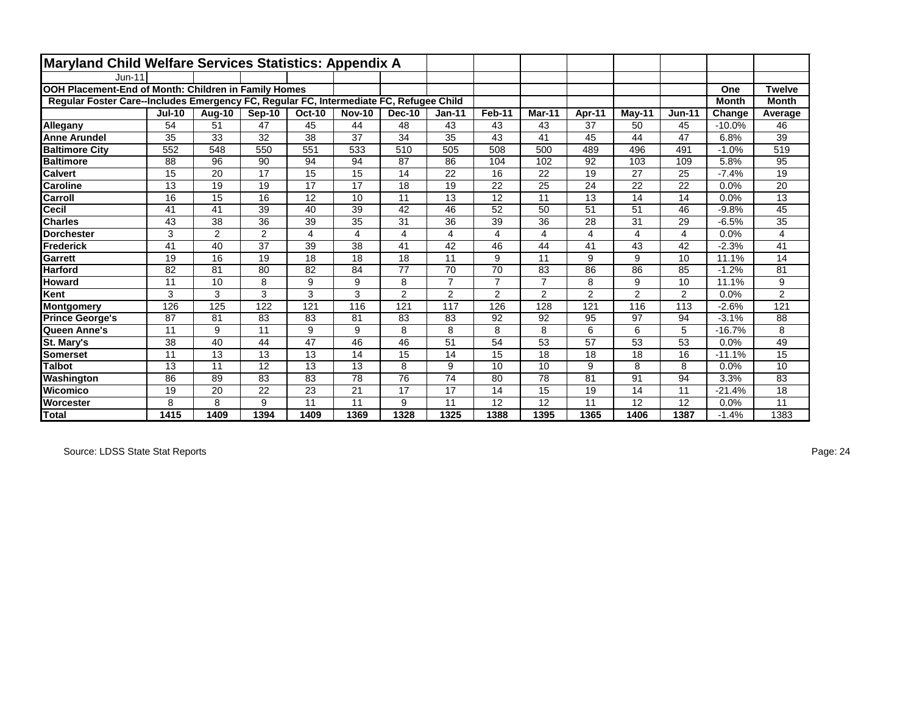# Maryland Child Welfare Services Statistics: Appendix A

Jun-11

**OOH Placement-End of Month: Children in Family Homes**

**Regular Foster Care--Includes Emergency FC, Regular FC, Intermediate FC, Refugee Child**

| | Jul-10 | Aug-10 | Sep-10 | Oct-10 | Nov-10 | Dec-10 | Jan-11 | Feb-11 | Mar-11 | Apr-11 | May-11 | Jun-11 | One Month Change | Twelve Month Average |
|---|---|---|---|---|---|---|---|---|---|---|---|---|---|---|
| **Allegany** | 54 | 51 | 47 | 45 | 44 | 48 | 43 | 43 | 43 | 37 | 50 | 45 | -10.0% | 46 |
| **Anne Arundel** | 35 | 33 | 32 | 38 | 37 | 34 | 35 | 43 | 41 | 45 | 44 | 47 | 6.8% | 39 |
| **Baltimore City** | 552 | 548 | 550 | 551 | 533 | 510 | 505 | 508 | 500 | 489 | 496 | 491 | -1.0% | 519 |
| **Baltimore** | 88 | 96 | 90 | 94 | 94 | 87 | 86 | 104 | 102 | 92 | 103 | 109 | 5.8% | 95 |
| **Calvert** | 15 | 20 | 17 | 15 | 15 | 14 | 22 | 16 | 22 | 19 | 27 | 25 | -7.4% | 19 |
| **Caroline** | 13 | 19 | 19 | 17 | 17 | 18 | 19 | 22 | 25 | 24 | 22 | 22 | 0.0% | 20 |
| **Carroll** | 16 | 15 | 16 | 12 | 10 | 11 | 13 | 12 | 11 | 13 | 14 | 14 | 0.0% | 13 |
| **Cecil** | 41 | 41 | 39 | 40 | 39 | 42 | 46 | 52 | 50 | 51 | 51 | 46 | -9.8% | 45 |
| **Charles** | 43 | 38 | 36 | 39 | 35 | 31 | 36 | 39 | 36 | 28 | 31 | 29 | -6.5% | 35 |
| **Dorchester** | 3 | 2 | 2 | 4 | 4 | 4 | 4 | 4 | 4 | 4 | 4 | 4 | 0.0% | 4 |
| **Frederick** | 41 | 40 | 37 | 39 | 38 | 41 | 42 | 46 | 44 | 41 | 43 | 42 | -2.3% | 41 |
| **Garrett** | 19 | 16 | 19 | 18 | 18 | 18 | 11 | 9 | 11 | 9 | 9 | 10 | 11.1% | 14 |
| **Harford** | 82 | 81 | 80 | 82 | 84 | 77 | 70 | 70 | 83 | 86 | 86 | 85 | -1.2% | 81 |
| **Howard** | 11 | 10 | 8 | 9 | 9 | 8 | 7 | 7 | 7 | 8 | 9 | 10 | 11.1% | 9 |
| **Kent** | 3 | 3 | 3 | 3 | 3 | 2 | 2 | 2 | 2 | 2 | 2 | 2 | 0.0% | 2 |
| **Montgomery** | 126 | 125 | 122 | 121 | 116 | 121 | 117 | 126 | 128 | 121 | 116 | 113 | -2.6% | 121 |
| **Prince George's** | 87 | 81 | 83 | 83 | 81 | 83 | 83 | 92 | 92 | 95 | 97 | 94 | -3.1% | 88 |
| **Queen Anne's** | 11 | 9 | 11 | 9 | 9 | 8 | 8 | 8 | 8 | 6 | 6 | 5 | -16.7% | 8 |
| **St. Mary's** | 38 | 40 | 44 | 47 | 46 | 46 | 51 | 54 | 53 | 57 | 53 | 53 | 0.0% | 49 |
| **Somerset** | 11 | 13 | 13 | 13 | 14 | 15 | 14 | 15 | 18 | 18 | 18 | 16 | -11.1% | 15 |
| **Talbot** | 13 | 11 | 12 | 13 | 13 | 8 | 9 | 10 | 10 | 9 | 8 | 8 | 0.0% | 10 |
| **Washington** | 86 | 89 | 83 | 83 | 78 | 76 | 74 | 80 | 78 | 81 | 91 | 94 | 3.3% | 83 |
| **Wicomico** | 19 | 20 | 22 | 23 | 21 | 17 | 17 | 14 | 15 | 19 | 14 | 11 | -21.4% | 18 |
| **Worcester** | 8 | 8 | 9 | 11 | 11 | 9 | 11 | 12 | 12 | 11 | 12 | 12 | 0.0% | 11 |
| **Total** | **1415** | **1409** | **1394** | **1409** | **1369** | **1328** | **1325** | **1388** | **1395** | **1365** | **1406** | **1387** | -1.4% | 1383 |

Source: LDSS State Stat Reports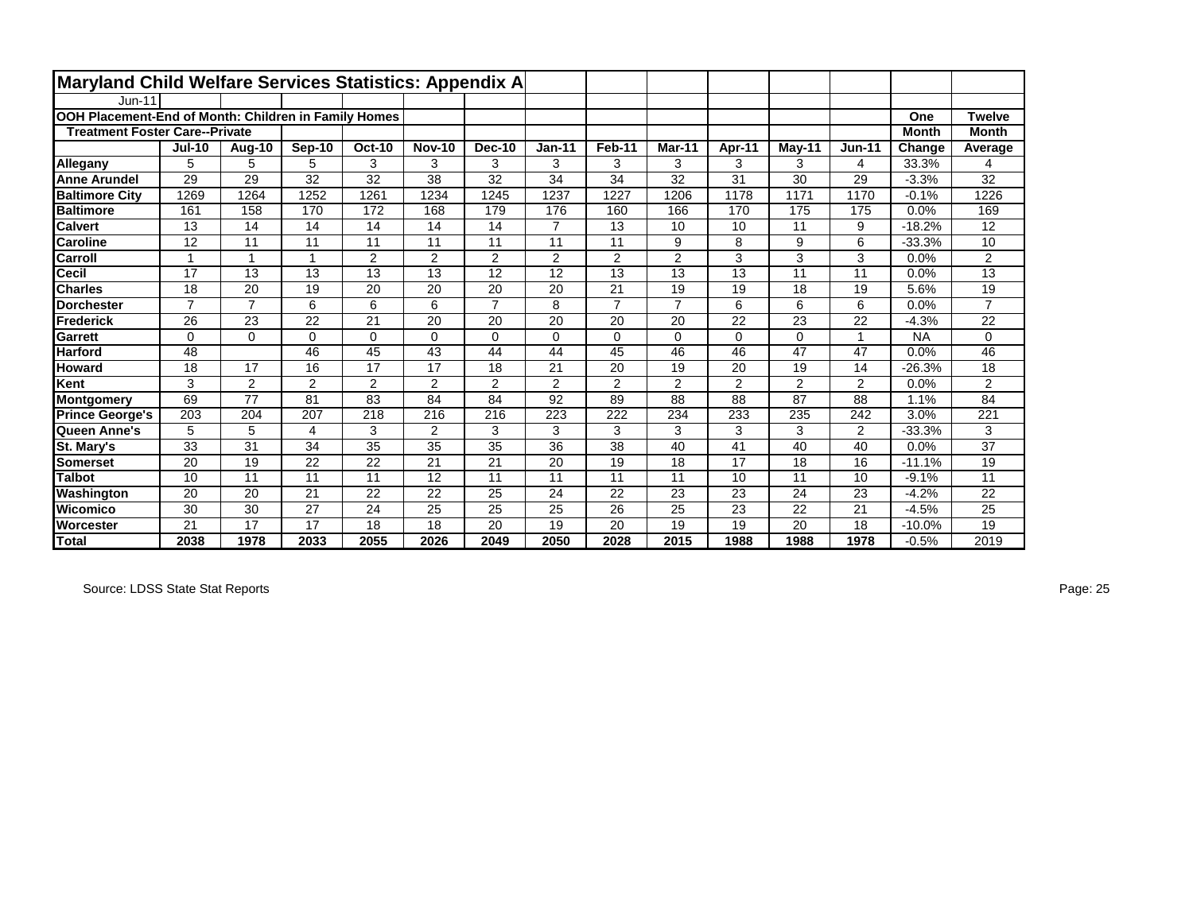# Maryland Child Welfare Services Statistics: Appendix A

Jun-11

**OOH Placement-End of Month: Children in Family Homes**

**Treatment Foster Care--Private**

| | Jul-10 | Aug-10 | Sep-10 | Oct-10 | Nov-10 | Dec-10 | Jan-11 | Feb-11 | Mar-11 | Apr-11 | May-11 | Jun-11 | One Month Change | Twelve Month Average |
|---|---|---|---|---|---|---|---|---|---|---|---|---|---|---|
| **Allegany** | 5 | 5 | 5 | 3 | 3 | 3 | 3 | 3 | 3 | 3 | 3 | 4 | 33.3% | 4 |
| **Anne Arundel** | 29 | 29 | 32 | 32 | 38 | 32 | 34 | 34 | 32 | 31 | 30 | 29 | -3.3% | 32 |
| **Baltimore City** | 1269 | 1264 | 1252 | 1261 | 1234 | 1245 | 1237 | 1227 | 1206 | 1178 | 1171 | 1170 | -0.1% | 1226 |
| **Baltimore** | 161 | 158 | 170 | 172 | 168 | 179 | 176 | 160 | 166 | 170 | 175 | 175 | 0.0% | 169 |
| **Calvert** | 13 | 14 | 14 | 14 | 14 | 14 | 7 | 13 | 10 | 10 | 11 | 9 | -18.2% | 12 |
| **Caroline** | 12 | 11 | 11 | 11 | 11 | 11 | 11 | 11 | 9 | 8 | 9 | 6 | -33.3% | 10 |
| **Carroll** | 1 | 1 | 1 | 2 | 2 | 2 | 2 | 2 | 2 | 3 | 3 | 3 | 0.0% | 2 |
| **Cecil** | 17 | 13 | 13 | 13 | 13 | 12 | 12 | 13 | 13 | 13 | 11 | 11 | 0.0% | 13 |
| **Charles** | 18 | 20 | 19 | 20 | 20 | 20 | 20 | 21 | 19 | 19 | 18 | 19 | 5.6% | 19 |
| **Dorchester** | 7 | 7 | 6 | 6 | 6 | 7 | 8 | 7 | 7 | 6 | 6 | 6 | 0.0% | 7 |
| **Frederick** | 26 | 23 | 22 | 21 | 20 | 20 | 20 | 20 | 20 | 22 | 23 | 22 | -4.3% | 22 |
| **Garrett** | 0 | 0 | 0 | 0 | 0 | 0 | 0 | 0 | 0 | 0 | 0 | 1 | NA | 0 |
| **Harford** | 48 | | 46 | 45 | 43 | 44 | 44 | 45 | 46 | 46 | 47 | 47 | 0.0% | 46 |
| **Howard** | 18 | 17 | 16 | 17 | 17 | 18 | 21 | 20 | 19 | 20 | 19 | 14 | -26.3% | 18 |
| **Kent** | 3 | 2 | 2 | 2 | 2 | 2 | 2 | 2 | 2 | 2 | 2 | 2 | 0.0% | 2 |
| **Montgomery** | 69 | 77 | 81 | 83 | 84 | 84 | 92 | 89 | 88 | 88 | 87 | 88 | 1.1% | 84 |
| **Prince George's** | 203 | 204 | 207 | 218 | 216 | 216 | 223 | 222 | 234 | 233 | 235 | 242 | 3.0% | 221 |
| **Queen Anne's** | 5 | 5 | 4 | 3 | 2 | 3 | 3 | 3 | 3 | 3 | 3 | 2 | -33.3% | 3 |
| **St. Mary's** | 33 | 31 | 34 | 35 | 35 | 35 | 36 | 38 | 40 | 41 | 40 | 40 | 0.0% | 37 |
| **Somerset** | 20 | 19 | 22 | 22 | 21 | 21 | 20 | 19 | 18 | 17 | 18 | 16 | -11.1% | 19 |
| **Talbot** | 10 | 11 | 11 | 11 | 12 | 11 | 11 | 11 | 11 | 10 | 11 | 10 | -9.1% | 11 |
| **Washington** | 20 | 20 | 21 | 22 | 22 | 25 | 24 | 22 | 23 | 23 | 24 | 23 | -4.2% | 22 |
| **Wicomico** | 30 | 30 | 27 | 24 | 25 | 25 | 25 | 26 | 25 | 23 | 22 | 21 | -4.5% | 25 |
| **Worcester** | 21 | 17 | 17 | 18 | 18 | 20 | 19 | 20 | 19 | 19 | 20 | 18 | -10.0% | 19 |
| **Total** | **2038** | **1978** | **2033** | **2055** | **2026** | **2049** | **2050** | **2028** | **2015** | **1988** | **1988** | **1978** | -0.5% | 2019 |

Source: LDSS State Stat Reports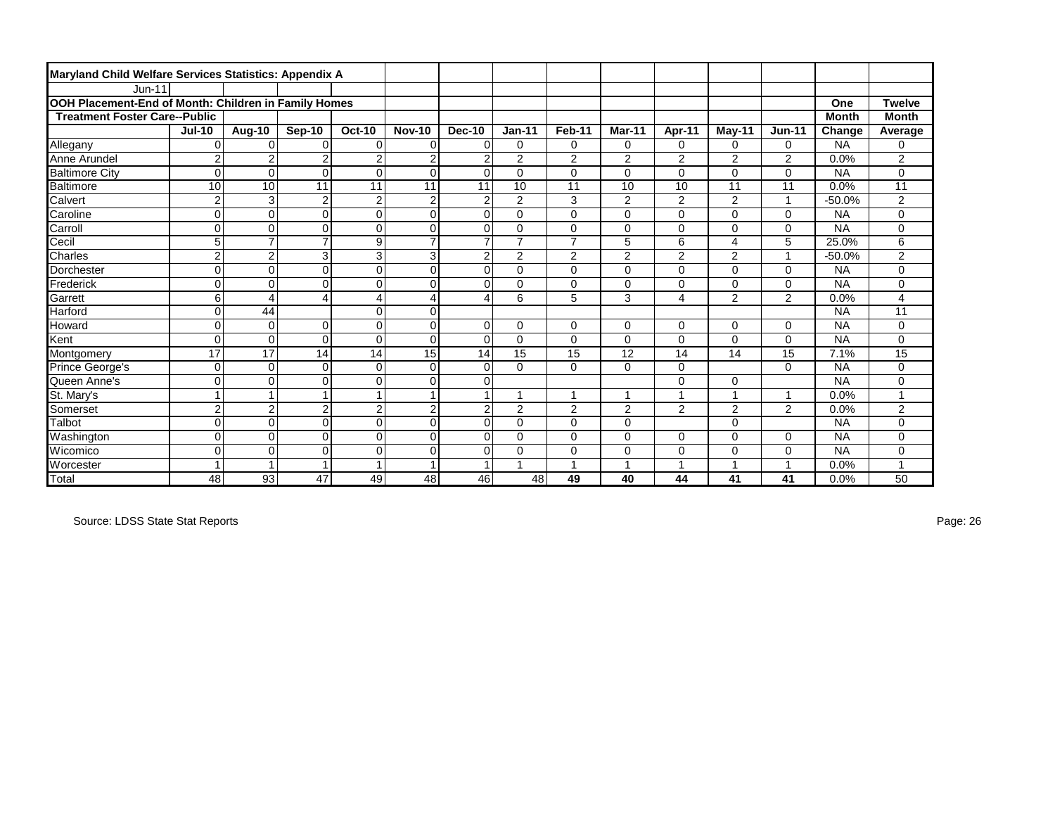**Maryland Child Welfare Services Statistics: Appendix A**

Jun-11

**OOH Placement-End of Month: Children in Family Homes**

**Treatment Foster Care--Public**

| | Jul-10 | Aug-10 | Sep-10 | Oct-10 | Nov-10 | Dec-10 | Jan-11 | Feb-11 | Mar-11 | Apr-11 | May-11 | Jun-11 | One Month Change | Twelve Month Average |
|---|---|---|---|---|---|---|---|---|---|---|---|---|---|---|
| Allegany | 0 | 0 | 0 | 0 | 0 | 0 | 0 | 0 | 0 | 0 | 0 | 0 | NA | 0 |
| Anne Arundel | 2 | 2 | 2 | 2 | 2 | 2 | 2 | 2 | 2 | 2 | 2 | 2 | 0.0% | 2 |
| Baltimore City | 0 | 0 | 0 | 0 | 0 | 0 | 0 | 0 | 0 | 0 | 0 | 0 | NA | 0 |
| Baltimore | 10 | 10 | 11 | 11 | 11 | 11 | 10 | 11 | 10 | 10 | 11 | 11 | 0.0% | 11 |
| Calvert | 2 | 3 | 2 | 2 | 2 | 2 | 2 | 3 | 2 | 2 | 2 | 1 | -50.0% | 2 |
| Caroline | 0 | 0 | 0 | 0 | 0 | 0 | 0 | 0 | 0 | 0 | 0 | 0 | NA | 0 |
| Carroll | 0 | 0 | 0 | 0 | 0 | 0 | 0 | 0 | 0 | 0 | 0 | 0 | NA | 0 |
| Cecil | 5 | 7 | 7 | 9 | 7 | 7 | 7 | 7 | 5 | 6 | 4 | 5 | 25.0% | 6 |
| Charles | 2 | 2 | 3 | 3 | 3 | 2 | 2 | 2 | 2 | 2 | 2 | 1 | -50.0% | 2 |
| Dorchester | 0 | 0 | 0 | 0 | 0 | 0 | 0 | 0 | 0 | 0 | 0 | 0 | NA | 0 |
| Frederick | 0 | 0 | 0 | 0 | 0 | 0 | 0 | 0 | 0 | 0 | 0 | 0 | NA | 0 |
| Garrett | 6 | 4 | 4 | 4 | 4 | 4 | 6 | 5 | 3 | 4 | 2 | 2 | 0.0% | 4 |
| Harford | 0 | 44 | | 0 | 0 | | | | | | | | NA | 11 |
| Howard | 0 | 0 | 0 | 0 | 0 | 0 | 0 | 0 | 0 | 0 | 0 | 0 | NA | 0 |
| Kent | 0 | 0 | 0 | 0 | 0 | 0 | 0 | 0 | 0 | 0 | 0 | 0 | NA | 0 |
| Montgomery | 17 | 17 | 14 | 14 | 15 | 14 | 15 | 15 | 12 | 14 | 14 | 15 | 7.1% | 15 |
| Prince George's | 0 | 0 | 0 | 0 | 0 | 0 | 0 | 0 | 0 | 0 | | 0 | NA | 0 |
| Queen Anne's | 0 | 0 | 0 | 0 | 0 | 0 | | | | 0 | 0 | | NA | 0 |
| St. Mary's | 1 | 1 | 1 | 1 | 1 | 1 | 1 | 1 | 1 | 1 | 1 | 1 | 0.0% | 1 |
| Somerset | 2 | 2 | 2 | 2 | 2 | 2 | 2 | 2 | 2 | 2 | 2 | 2 | 0.0% | 2 |
| Talbot | 0 | 0 | 0 | 0 | 0 | 0 | 0 | 0 | 0 | | 0 | | NA | 0 |
| Washington | 0 | 0 | 0 | 0 | 0 | 0 | 0 | 0 | 0 | 0 | 0 | 0 | NA | 0 |
| Wicomico | 0 | 0 | 0 | 0 | 0 | 0 | 0 | 0 | 0 | 0 | 0 | 0 | NA | 0 |
| Worcester | 1 | 1 | 1 | 1 | 1 | 1 | 1 | 1 | 1 | 1 | 1 | 1 | 0.0% | 1 |
| Total | 48 | 93 | 47 | 49 | 48 | 46 | 48 | **49** | **40** | **44** | **41** | **41** | 0.0% | 50 |

Source: LDSS State Stat Reports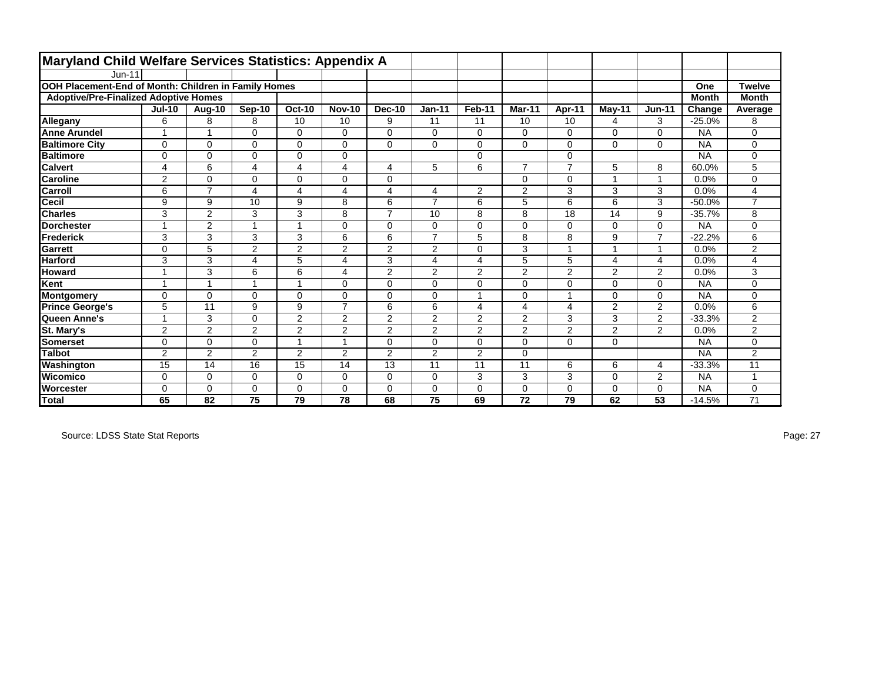# Maryland Child Welfare Services Statistics: Appendix A

Jun-11

**OOH Placement-End of Month: Children in Family Homes**

**Adoptive/Pre-Finalized Adoptive Homes**

| | Jul-10 | Aug-10 | Sep-10 | Oct-10 | Nov-10 | Dec-10 | Jan-11 | Feb-11 | Mar-11 | Apr-11 | May-11 | Jun-11 | One Month Change | Twelve Month Average |
|---|---|---|---|---|---|---|---|---|---|---|---|---|---|---|
| **Allegany** | 6 | 8 | 8 | 10 | 10 | 9 | 11 | 11 | 10 | 10 | 4 | 3 | -25.0% | 8 |
| **Anne Arundel** | 1 | 1 | 0 | 0 | 0 | 0 | 0 | 0 | 0 | 0 | 0 | 0 | NA | 0 |
| **Baltimore City** | 0 | 0 | 0 | 0 | 0 | 0 | 0 | 0 | 0 | 0 | 0 | 0 | NA | 0 |
| **Baltimore** | 0 | 0 | 0 | 0 | 0 | | | 0 | | 0 | | | NA | 0 |
| **Calvert** | 4 | 6 | 4 | 4 | 4 | 4 | 5 | 6 | 7 | 7 | 5 | 8 | 60.0% | 5 |
| **Caroline** | 2 | 0 | 0 | 0 | 0 | 0 | | | 0 | 0 | 1 | 1 | 0.0% | 0 |
| **Carroll** | 6 | 7 | 4 | 4 | 4 | 4 | 4 | 2 | 2 | 3 | 3 | 3 | 0.0% | 4 |
| **Cecil** | 9 | 9 | 10 | 9 | 8 | 6 | 7 | 6 | 5 | 6 | 6 | 3 | -50.0% | 7 |
| **Charles** | 3 | 2 | 3 | 3 | 8 | 7 | 10 | 8 | 8 | 18 | 14 | 9 | -35.7% | 8 |
| **Dorchester** | 1 | 2 | 1 | 1 | 0 | 0 | 0 | 0 | 0 | 0 | 0 | 0 | NA | 0 |
| **Frederick** | 3 | 3 | 3 | 3 | 6 | 6 | 7 | 5 | 8 | 8 | 9 | 7 | -22.2% | 6 |
| **Garrett** | 0 | 5 | 2 | 2 | 2 | 2 | 2 | 0 | 3 | 1 | 1 | 1 | 0.0% | 2 |
| **Harford** | 3 | 3 | 4 | 5 | 4 | 3 | 4 | 4 | 5 | 5 | 4 | 4 | 0.0% | 4 |
| **Howard** | 1 | 3 | 6 | 6 | 4 | 2 | 2 | 2 | 2 | 2 | 2 | 2 | 0.0% | 3 |
| **Kent** | 1 | 1 | 1 | 1 | 0 | 0 | 0 | 0 | 0 | 0 | 0 | 0 | NA | 0 |
| **Montgomery** | 0 | 0 | 0 | 0 | 0 | 0 | 0 | 1 | 0 | 1 | 0 | 0 | NA | 0 |
| **Prince George's** | 5 | 11 | 9 | 9 | 7 | 6 | 6 | 4 | 4 | 4 | 2 | 2 | 0.0% | 6 |
| **Queen Anne's** | 1 | 3 | 0 | 2 | 2 | 2 | 2 | 2 | 2 | 3 | 3 | 2 | -33.3% | 2 |
| **St. Mary's** | 2 | 2 | 2 | 2 | 2 | 2 | 2 | 2 | 2 | 2 | 2 | 2 | 0.0% | 2 |
| **Somerset** | 0 | 0 | 0 | 1 | 1 | 0 | 0 | 0 | 0 | 0 | 0 | | NA | 0 |
| **Talbot** | 2 | 2 | 2 | 2 | 2 | 2 | 2 | 2 | 0 | | | | NA | 2 |
| **Washington** | 15 | 14 | 16 | 15 | 14 | 13 | 11 | 11 | 11 | 6 | 6 | 4 | -33.3% | 11 |
| **Wicomico** | 0 | 0 | 0 | 0 | 0 | 0 | 0 | 3 | 3 | 3 | 0 | 2 | NA | 1 |
| **Worcester** | 0 | 0 | 0 | 0 | 0 | 0 | 0 | 0 | 0 | 0 | 0 | 0 | NA | 0 |
| **Total** | **65** | **82** | **75** | **79** | **78** | **68** | **75** | **69** | **72** | **79** | **62** | **53** | -14.5% | 71 |

Source: LDSS State Stat Reports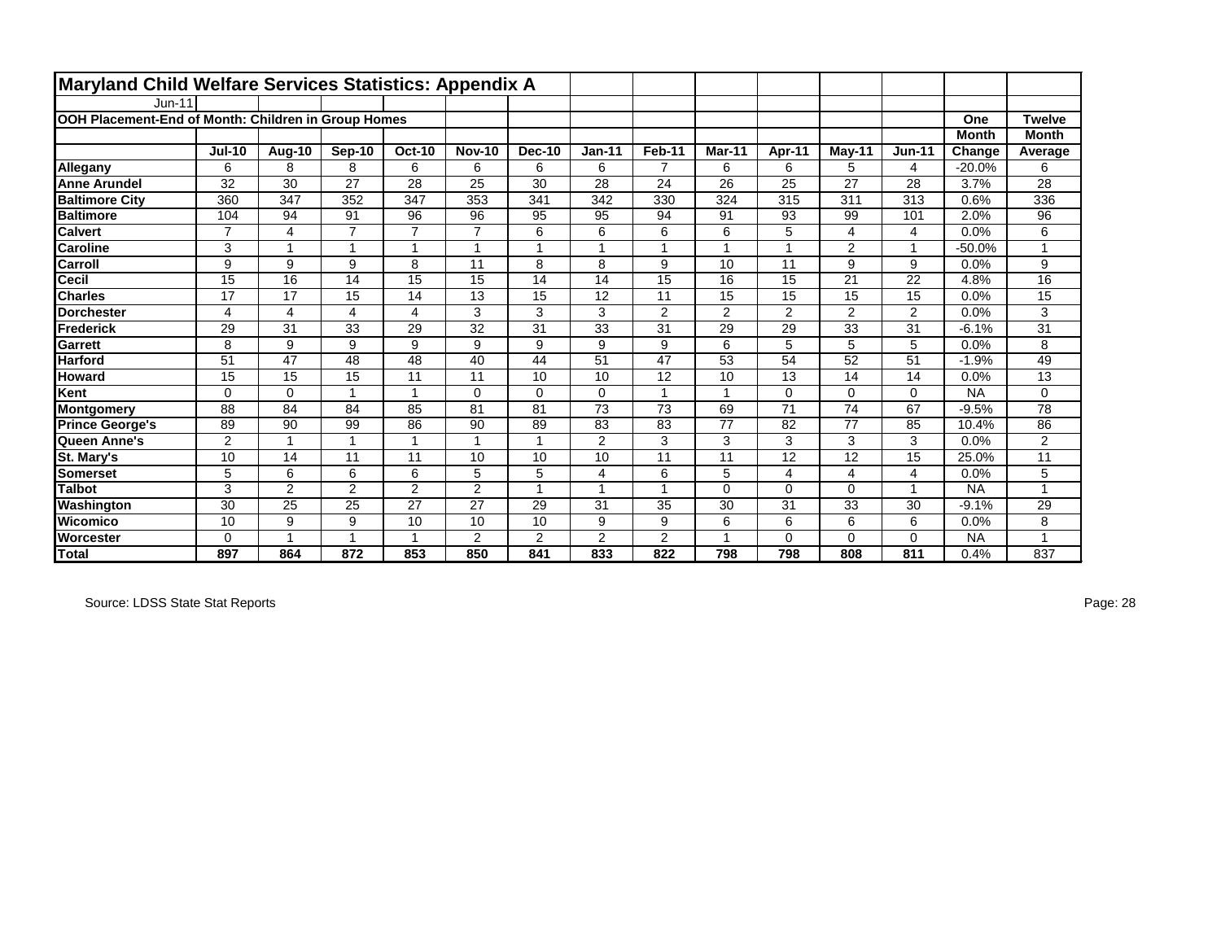# Maryland Child Welfare Services Statistics: Appendix A

Jun-11

## OOH Placement-End of Month: Children in Group Homes

| | Jul-10 | Aug-10 | Sep-10 | Oct-10 | Nov-10 | Dec-10 | Jan-11 | Feb-11 | Mar-11 | Apr-11 | May-11 | Jun-11 | One Month Change | Twelve Month Average |
|---|---|---|---|---|---|---|---|---|---|---|---|---|---|---|
| **Allegany** | 6 | 8 | 8 | 6 | 6 | 6 | 6 | 7 | 6 | 6 | 5 | 4 | -20.0% | 6 |
| **Anne Arundel** | 32 | 30 | 27 | 28 | 25 | 30 | 28 | 24 | 26 | 25 | 27 | 28 | 3.7% | 28 |
| **Baltimore City** | 360 | 347 | 352 | 347 | 353 | 341 | 342 | 330 | 324 | 315 | 311 | 313 | 0.6% | 336 |
| **Baltimore** | 104 | 94 | 91 | 96 | 96 | 95 | 95 | 94 | 91 | 93 | 99 | 101 | 2.0% | 96 |
| **Calvert** | 7 | 4 | 7 | 7 | 7 | 6 | 6 | 6 | 6 | 5 | 4 | 4 | 0.0% | 6 |
| **Caroline** | 3 | 1 | 1 | 1 | 1 | 1 | 1 | 1 | 1 | 1 | 2 | 1 | -50.0% | 1 |
| **Carroll** | 9 | 9 | 9 | 8 | 11 | 8 | 8 | 9 | 10 | 11 | 9 | 9 | 0.0% | 9 |
| **Cecil** | 15 | 16 | 14 | 15 | 15 | 14 | 14 | 15 | 16 | 15 | 21 | 22 | 4.8% | 16 |
| **Charles** | 17 | 17 | 15 | 14 | 13 | 15 | 12 | 11 | 15 | 15 | 15 | 15 | 0.0% | 15 |
| **Dorchester** | 4 | 4 | 4 | 4 | 3 | 3 | 3 | 2 | 2 | 2 | 2 | 2 | 0.0% | 3 |
| **Frederick** | 29 | 31 | 33 | 29 | 32 | 31 | 33 | 31 | 29 | 29 | 33 | 31 | -6.1% | 31 |
| **Garrett** | 8 | 9 | 9 | 9 | 9 | 9 | 9 | 9 | 6 | 5 | 5 | 5 | 0.0% | 8 |
| **Harford** | 51 | 47 | 48 | 48 | 40 | 44 | 51 | 47 | 53 | 54 | 52 | 51 | -1.9% | 49 |
| **Howard** | 15 | 15 | 15 | 11 | 11 | 10 | 10 | 12 | 10 | 13 | 14 | 14 | 0.0% | 13 |
| **Kent** | 0 | 0 | 1 | 1 | 0 | 0 | 0 | 1 | 1 | 0 | 0 | 0 | NA | 0 |
| **Montgomery** | 88 | 84 | 84 | 85 | 81 | 81 | 73 | 73 | 69 | 71 | 74 | 67 | -9.5% | 78 |
| **Prince George's** | 89 | 90 | 99 | 86 | 90 | 89 | 83 | 83 | 77 | 82 | 77 | 85 | 10.4% | 86 |
| **Queen Anne's** | 2 | 1 | 1 | 1 | 1 | 1 | 2 | 3 | 3 | 3 | 3 | 3 | 0.0% | 2 |
| **St. Mary's** | 10 | 14 | 11 | 11 | 10 | 10 | 10 | 11 | 11 | 12 | 12 | 15 | 25.0% | 11 |
| **Somerset** | 5 | 6 | 6 | 6 | 5 | 5 | 4 | 6 | 5 | 4 | 4 | 4 | 0.0% | 5 |
| **Talbot** | 3 | 2 | 2 | 2 | 2 | 1 | 1 | 1 | 0 | 0 | 0 | 1 | NA | 1 |
| **Washington** | 30 | 25 | 25 | 27 | 27 | 29 | 31 | 35 | 30 | 31 | 33 | 30 | -9.1% | 29 |
| **Wicomico** | 10 | 9 | 9 | 10 | 10 | 10 | 9 | 9 | 6 | 6 | 6 | 6 | 0.0% | 8 |
| **Worcester** | 0 | 1 | 1 | 1 | 2 | 2 | 2 | 2 | 1 | 0 | 0 | 0 | NA | 1 |
| **Total** | **897** | **864** | **872** | **853** | **850** | **841** | **833** | **822** | **798** | **798** | **808** | **811** | 0.4% | 837 |

Source: LDSS State Stat Reports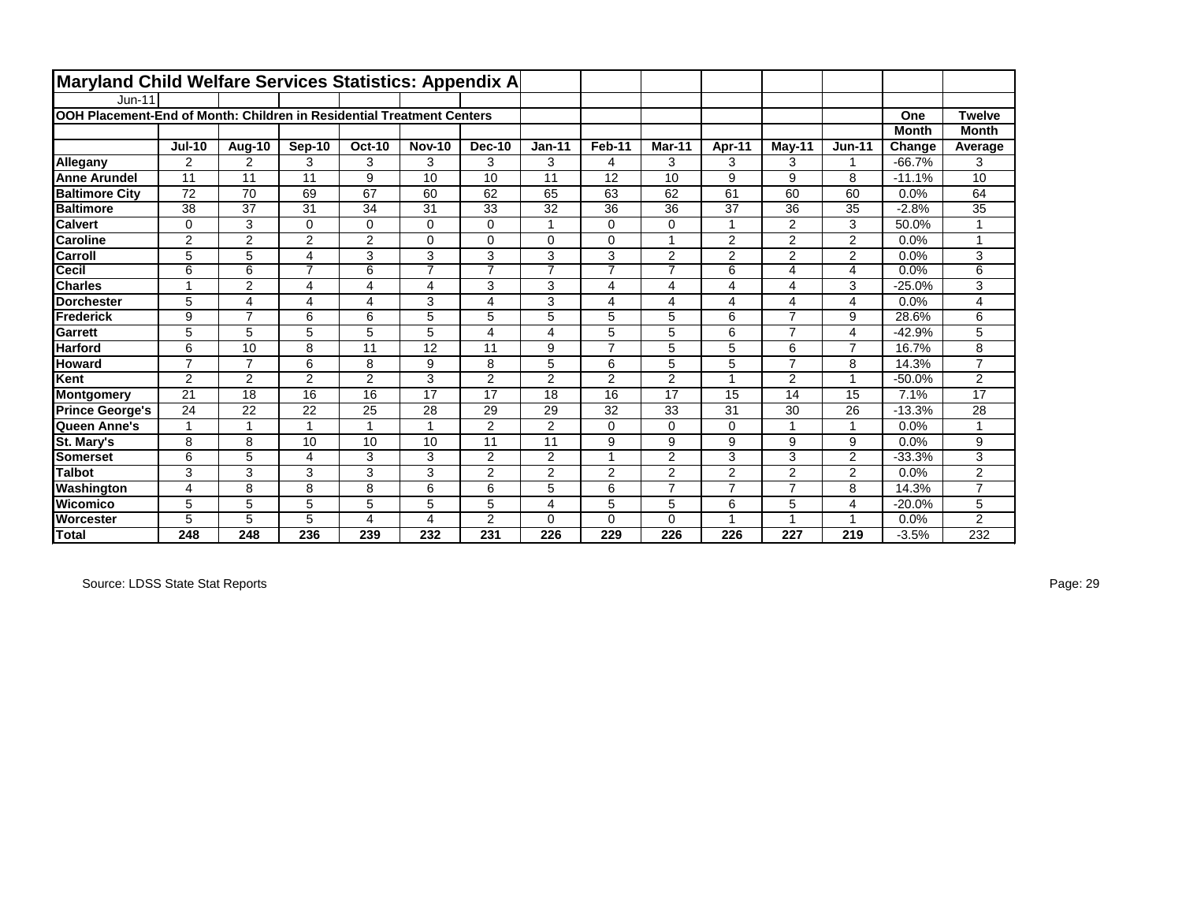# Maryland Child Welfare Services Statistics: Appendix A

Jun-11

## OOH Placement-End of Month: Children in Residential Treatment Centers

| | Jul-10 | Aug-10 | Sep-10 | Oct-10 | Nov-10 | Dec-10 | Jan-11 | Feb-11 | Mar-11 | Apr-11 | May-11 | Jun-11 | One Month Change | Twelve Month Average |
|---|---|---|---|---|---|---|---|---|---|---|---|---|---|---|
| **Allegany** | 2 | 2 | 3 | 3 | 3 | 3 | 3 | 4 | 3 | 3 | 3 | 1 | -66.7% | 3 |
| **Anne Arundel** | 11 | 11 | 11 | 9 | 10 | 10 | 11 | 12 | 10 | 9 | 9 | 8 | -11.1% | 10 |
| **Baltimore City** | 72 | 70 | 69 | 67 | 60 | 62 | 65 | 63 | 62 | 61 | 60 | 60 | 0.0% | 64 |
| **Baltimore** | 38 | 37 | 31 | 34 | 31 | 33 | 32 | 36 | 36 | 37 | 36 | 35 | -2.8% | 35 |
| **Calvert** | 0 | 3 | 0 | 0 | 0 | 0 | 1 | 0 | 0 | 1 | 2 | 3 | 50.0% | 1 |
| **Caroline** | 2 | 2 | 2 | 2 | 0 | 0 | 0 | 0 | 1 | 2 | 2 | 2 | 0.0% | 1 |
| **Carroll** | 5 | 5 | 4 | 3 | 3 | 3 | 3 | 3 | 2 | 2 | 2 | 2 | 0.0% | 3 |
| **Cecil** | 6 | 6 | 7 | 6 | 7 | 7 | 7 | 7 | 7 | 6 | 4 | 4 | 0.0% | 6 |
| **Charles** | 1 | 2 | 4 | 4 | 4 | 3 | 3 | 4 | 4 | 4 | 4 | 3 | -25.0% | 3 |
| **Dorchester** | 5 | 4 | 4 | 4 | 3 | 4 | 3 | 4 | 4 | 4 | 4 | 4 | 0.0% | 4 |
| **Frederick** | 9 | 7 | 6 | 6 | 5 | 5 | 5 | 5 | 5 | 6 | 7 | 9 | 28.6% | 6 |
| **Garrett** | 5 | 5 | 5 | 5 | 5 | 4 | 4 | 5 | 5 | 6 | 7 | 4 | -42.9% | 5 |
| **Harford** | 6 | 10 | 8 | 11 | 12 | 11 | 9 | 7 | 5 | 5 | 6 | 7 | 16.7% | 8 |
| **Howard** | 7 | 7 | 6 | 8 | 9 | 8 | 5 | 6 | 5 | 5 | 7 | 8 | 14.3% | 7 |
| **Kent** | 2 | 2 | 2 | 2 | 3 | 2 | 2 | 2 | 2 | 1 | 2 | 1 | -50.0% | 2 |
| **Montgomery** | 21 | 18 | 16 | 16 | 17 | 17 | 18 | 16 | 17 | 15 | 14 | 15 | 7.1% | 17 |
| **Prince George's** | 24 | 22 | 22 | 25 | 28 | 29 | 29 | 32 | 33 | 31 | 30 | 26 | -13.3% | 28 |
| **Queen Anne's** | 1 | 1 | 1 | 1 | 1 | 2 | 2 | 0 | 0 | 0 | 1 | 1 | 0.0% | 1 |
| **St. Mary's** | 8 | 8 | 10 | 10 | 10 | 11 | 11 | 9 | 9 | 9 | 9 | 9 | 0.0% | 9 |
| **Somerset** | 6 | 5 | 4 | 3 | 3 | 2 | 2 | 1 | 2 | 3 | 3 | 2 | -33.3% | 3 |
| **Talbot** | 3 | 3 | 3 | 3 | 3 | 2 | 2 | 2 | 2 | 2 | 2 | 2 | 0.0% | 2 |
| **Washington** | 4 | 8 | 8 | 8 | 6 | 6 | 5 | 6 | 7 | 7 | 7 | 8 | 14.3% | 7 |
| **Wicomico** | 5 | 5 | 5 | 5 | 5 | 5 | 4 | 5 | 5 | 6 | 5 | 4 | -20.0% | 5 |
| **Worcester** | 5 | 5 | 5 | 4 | 4 | 2 | 0 | 0 | 0 | 1 | 1 | 1 | 0.0% | 2 |
| **Total** | **248** | **248** | **236** | **239** | **232** | **231** | **226** | **229** | **226** | **226** | **227** | **219** | -3.5% | 232 |

Source: LDSS State Stat Reports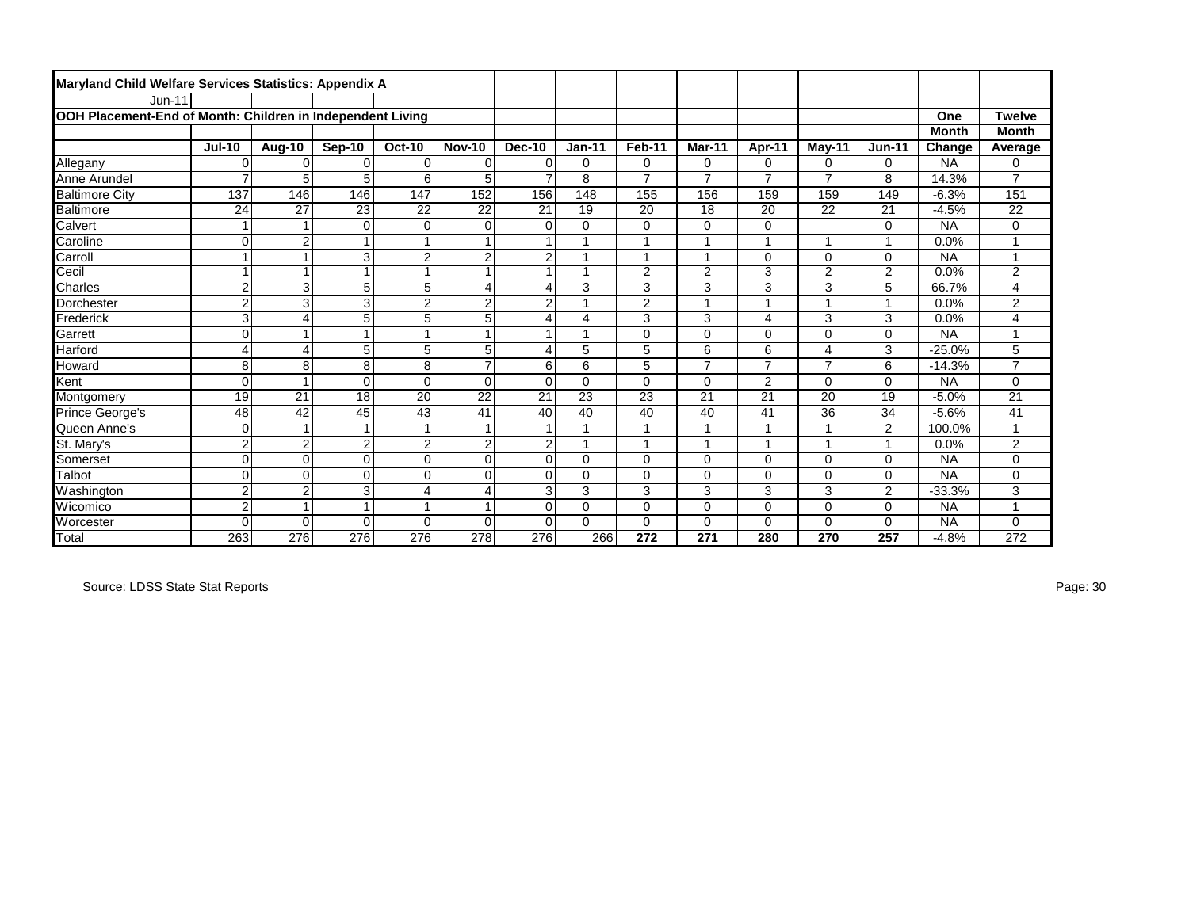**Maryland Child Welfare Services Statistics: Appendix A**

Jun-11

**OOH Placement-End of Month: Children in Independent Living**

| | Jul-10 | Aug-10 | Sep-10 | Oct-10 | Nov-10 | Dec-10 | Jan-11 | Feb-11 | Mar-11 | Apr-11 | May-11 | Jun-11 | One Month Change | Twelve Month Average |
|---|---|---|---|---|---|---|---|---|---|---|---|---|---|---|
| Allegany | 0 | 0 | 0 | 0 | 0 | 0 | 0 | 0 | 0 | 0 | 0 | 0 | NA | 0 |
| Anne Arundel | 7 | 5 | 5 | 6 | 5 | 7 | 8 | 7 | 7 | 7 | 7 | 8 | 14.3% | 7 |
| Baltimore City | 137 | 146 | 146 | 147 | 152 | 156 | 148 | 155 | 156 | 159 | 159 | 149 | -6.3% | 151 |
| Baltimore | 24 | 27 | 23 | 22 | 22 | 21 | 19 | 20 | 18 | 20 | 22 | 21 | -4.5% | 22 |
| Calvert | 1 | 1 | 0 | 0 | 0 | 0 | 0 | 0 | 0 | 0 | | 0 | NA | 0 |
| Caroline | 0 | 2 | 1 | 1 | 1 | 1 | 1 | 1 | 1 | 1 | 1 | 1 | 0.0% | 1 |
| Carroll | 1 | 1 | 3 | 2 | 2 | 2 | 1 | 1 | 1 | 0 | 0 | 0 | NA | 1 |
| Cecil | 1 | 1 | 1 | 1 | 1 | 1 | 1 | 2 | 2 | 3 | 2 | 2 | 0.0% | 2 |
| Charles | 2 | 3 | 5 | 5 | 4 | 4 | 3 | 3 | 3 | 3 | 3 | 5 | 66.7% | 4 |
| Dorchester | 2 | 3 | 3 | 2 | 2 | 2 | 1 | 2 | 1 | 1 | 1 | 1 | 0.0% | 2 |
| Frederick | 3 | 4 | 5 | 5 | 5 | 4 | 4 | 3 | 3 | 4 | 3 | 3 | 0.0% | 4 |
| Garrett | 0 | 1 | 1 | 1 | 1 | 1 | 1 | 0 | 0 | 0 | 0 | 0 | NA | 1 |
| Harford | 4 | 4 | 5 | 5 | 5 | 4 | 5 | 5 | 6 | 6 | 4 | 3 | -25.0% | 5 |
| Howard | 8 | 8 | 8 | 8 | 7 | 6 | 6 | 5 | 7 | 7 | 7 | 6 | -14.3% | 7 |
| Kent | 0 | 1 | 0 | 0 | 0 | 0 | 0 | 0 | 0 | 2 | 0 | 0 | NA | 0 |
| Montgomery | 19 | 21 | 18 | 20 | 22 | 21 | 23 | 23 | 21 | 21 | 20 | 19 | -5.0% | 21 |
| Prince George's | 48 | 42 | 45 | 43 | 41 | 40 | 40 | 40 | 40 | 41 | 36 | 34 | -5.6% | 41 |
| Queen Anne's | 0 | 1 | 1 | 1 | 1 | 1 | 1 | 1 | 1 | 1 | 1 | 2 | 100.0% | 1 |
| St. Mary's | 2 | 2 | 2 | 2 | 2 | 2 | 1 | 1 | 1 | 1 | 1 | 1 | 0.0% | 2 |
| Somerset | 0 | 0 | 0 | 0 | 0 | 0 | 0 | 0 | 0 | 0 | 0 | 0 | NA | 0 |
| Talbot | 0 | 0 | 0 | 0 | 0 | 0 | 0 | 0 | 0 | 0 | 0 | 0 | NA | 0 |
| Washington | 2 | 2 | 3 | 4 | 4 | 3 | 3 | 3 | 3 | 3 | 3 | 2 | -33.3% | 3 |
| Wicomico | 2 | 1 | 1 | 1 | 1 | 0 | 0 | 0 | 0 | 0 | 0 | 0 | NA | 1 |
| Worcester | 0 | 0 | 0 | 0 | 0 | 0 | 0 | 0 | 0 | 0 | 0 | 0 | NA | 0 |
| Total | 263 | 276 | 276 | 276 | 278 | 276 | 266 | **272** | **271** | **280** | **270** | **257** | -4.8% | 272 |

Source: LDSS State Stat Reports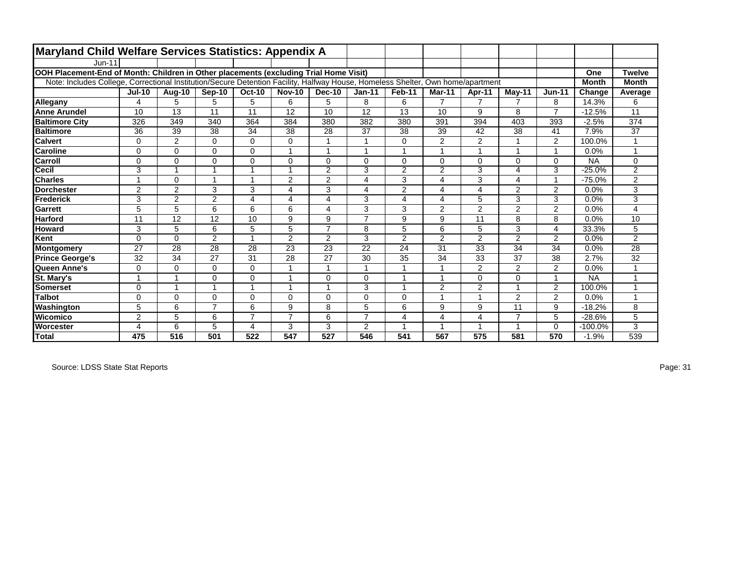# Maryland Child Welfare Services Statistics: Appendix A

Jun-11

**OOH Placement-End of Month: Children in Other placements (excluding Trial Home Visit)**

Note: Includes College, Correctional Institution/Secure Detention Facility, Halfway House, Homeless Shelter, Own home/apartment

| | Jul-10 | Aug-10 | Sep-10 | Oct-10 | Nov-10 | Dec-10 | Jan-11 | Feb-11 | Mar-11 | Apr-11 | May-11 | Jun-11 | One Month Change | Twelve Month Average |
|---|---|---|---|---|---|---|---|---|---|---|---|---|---|---|
| **Allegany** | 4 | 5 | 5 | 5 | 6 | 5 | 8 | 6 | 7 | 7 | 7 | 8 | 14.3% | 6 |
| **Anne Arundel** | 10 | 13 | 11 | 11 | 12 | 10 | 12 | 13 | 10 | 9 | 8 | 7 | -12.5% | 11 |
| **Baltimore City** | 326 | 349 | 340 | 364 | 384 | 380 | 382 | 380 | 391 | 394 | 403 | 393 | -2.5% | 374 |
| **Baltimore** | 36 | 39 | 38 | 34 | 38 | 28 | 37 | 38 | 39 | 42 | 38 | 41 | 7.9% | 37 |
| **Calvert** | 0 | 2 | 0 | 0 | 0 | 1 | 1 | 0 | 2 | 2 | 1 | 2 | 100.0% | 1 |
| **Caroline** | 0 | 0 | 0 | 0 | 1 | 1 | 1 | 1 | 1 | 1 | 1 | 1 | 0.0% | 1 |
| **Carroll** | 0 | 0 | 0 | 0 | 0 | 0 | 0 | 0 | 0 | 0 | 0 | 0 | NA | 0 |
| **Cecil** | 3 | 1 | 1 | 1 | 1 | 2 | 3 | 2 | 2 | 3 | 4 | 3 | -25.0% | 2 |
| **Charles** | 1 | 0 | 1 | 1 | 2 | 2 | 4 | 3 | 4 | 3 | 4 | 1 | -75.0% | 2 |
| **Dorchester** | 2 | 2 | 3 | 3 | 4 | 3 | 4 | 2 | 4 | 4 | 2 | 2 | 0.0% | 3 |
| **Frederick** | 3 | 2 | 2 | 4 | 4 | 4 | 3 | 4 | 4 | 5 | 3 | 3 | 0.0% | 3 |
| **Garrett** | 5 | 5 | 6 | 6 | 6 | 4 | 3 | 3 | 2 | 2 | 2 | 2 | 0.0% | 4 |
| **Harford** | 11 | 12 | 12 | 10 | 9 | 9 | 7 | 9 | 9 | 11 | 8 | 8 | 0.0% | 10 |
| **Howard** | 3 | 5 | 6 | 5 | 5 | 7 | 8 | 5 | 6 | 5 | 3 | 4 | 33.3% | 5 |
| **Kent** | 0 | 0 | 2 | 1 | 2 | 2 | 3 | 2 | 2 | 2 | 2 | 2 | 0.0% | 2 |
| **Montgomery** | 27 | 28 | 28 | 28 | 23 | 23 | 22 | 24 | 31 | 33 | 34 | 34 | 0.0% | 28 |
| **Prince George's** | 32 | 34 | 27 | 31 | 28 | 27 | 30 | 35 | 34 | 33 | 37 | 38 | 2.7% | 32 |
| **Queen Anne's** | 0 | 0 | 0 | 0 | 1 | 1 | 1 | 1 | 1 | 2 | 2 | 2 | 0.0% | 1 |
| **St. Mary's** | 1 | 1 | 0 | 0 | 1 | 0 | 0 | 1 | 1 | 0 | 0 | 1 | NA | 1 |
| **Somerset** | 0 | 1 | 1 | 1 | 1 | 1 | 3 | 1 | 2 | 2 | 1 | 2 | 100.0% | 1 |
| **Talbot** | 0 | 0 | 0 | 0 | 0 | 0 | 0 | 0 | 1 | 1 | 2 | 2 | 0.0% | 1 |
| **Washington** | 5 | 6 | 7 | 6 | 9 | 8 | 5 | 6 | 9 | 9 | 11 | 9 | -18.2% | 8 |
| **Wicomico** | 2 | 5 | 6 | 7 | 7 | 6 | 7 | 4 | 4 | 4 | 7 | 5 | -28.6% | 5 |
| **Worcester** | 4 | 6 | 5 | 4 | 3 | 3 | 2 | 1 | 1 | 1 | 1 | 0 | -100.0% | 3 |
| **Total** | **475** | **516** | **501** | **522** | **547** | **527** | **546** | **541** | **567** | **575** | **581** | **570** | -1.9% | 539 |

Source: LDSS State Stat Reports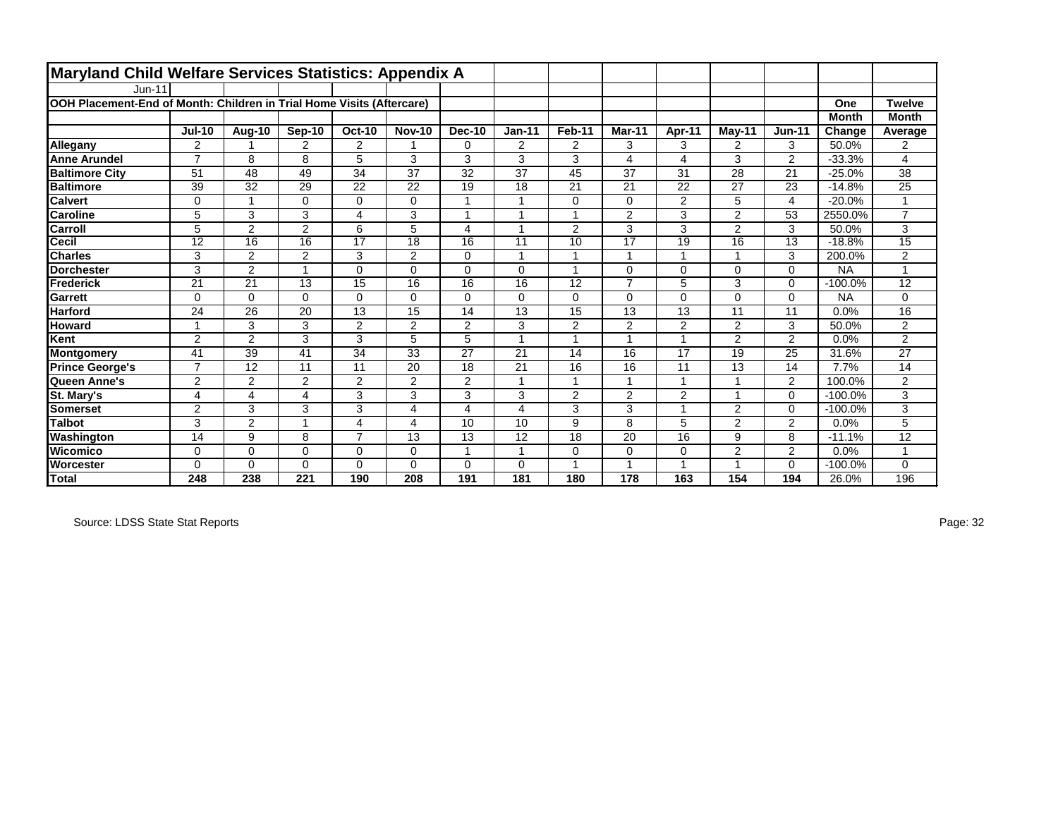# Maryland Child Welfare Services Statistics: Appendix A

Jun-11

## OOH Placement-End of Month: Children in Trial Home Visits (Aftercare)

| | Jul-10 | Aug-10 | Sep-10 | Oct-10 | Nov-10 | Dec-10 | Jan-11 | Feb-11 | Mar-11 | Apr-11 | May-11 | Jun-11 | One Month Change | Twelve Month Average |
|---|---|---|---|---|---|---|---|---|---|---|---|---|---|---|
| **Allegany** | 2 | 1 | 2 | 2 | 1 | 0 | 2 | 2 | 3 | 3 | 2 | 3 | 50.0% | 2 |
| **Anne Arundel** | 7 | 8 | 8 | 5 | 3 | 3 | 3 | 3 | 4 | 4 | 3 | 2 | -33.3% | 4 |
| **Baltimore City** | 51 | 48 | 49 | 34 | 37 | 32 | 37 | 45 | 37 | 31 | 28 | 21 | -25.0% | 38 |
| **Baltimore** | 39 | 32 | 29 | 22 | 22 | 19 | 18 | 21 | 21 | 22 | 27 | 23 | -14.8% | 25 |
| **Calvert** | 0 | 1 | 0 | 0 | 0 | 1 | 1 | 0 | 0 | 2 | 5 | 4 | -20.0% | 1 |
| **Caroline** | 5 | 3 | 3 | 4 | 3 | 1 | 1 | 1 | 2 | 3 | 2 | 53 | 2550.0% | 7 |
| **Carroll** | 5 | 2 | 2 | 6 | 5 | 4 | 1 | 2 | 3 | 3 | 2 | 3 | 50.0% | 3 |
| **Cecil** | 12 | 16 | 16 | 17 | 18 | 16 | 11 | 10 | 17 | 19 | 16 | 13 | -18.8% | 15 |
| **Charles** | 3 | 2 | 2 | 3 | 2 | 0 | 1 | 1 | 1 | 1 | 1 | 3 | 200.0% | 2 |
| **Dorchester** | 3 | 2 | 1 | 0 | 0 | 0 | 0 | 1 | 0 | 0 | 0 | 0 | NA | 1 |
| **Frederick** | 21 | 21 | 13 | 15 | 16 | 16 | 16 | 12 | 7 | 5 | 3 | 0 | -100.0% | 12 |
| **Garrett** | 0 | 0 | 0 | 0 | 0 | 0 | 0 | 0 | 0 | 0 | 0 | 0 | NA | 0 |
| **Harford** | 24 | 26 | 20 | 13 | 15 | 14 | 13 | 15 | 13 | 13 | 11 | 11 | 0.0% | 16 |
| **Howard** | 1 | 3 | 3 | 2 | 2 | 2 | 3 | 2 | 2 | 2 | 2 | 3 | 50.0% | 2 |
| **Kent** | 2 | 2 | 3 | 3 | 5 | 5 | 1 | 1 | 1 | 1 | 2 | 2 | 0.0% | 2 |
| **Montgomery** | 41 | 39 | 41 | 34 | 33 | 27 | 21 | 14 | 16 | 17 | 19 | 25 | 31.6% | 27 |
| **Prince George's** | 7 | 12 | 11 | 11 | 20 | 18 | 21 | 16 | 16 | 11 | 13 | 14 | 7.7% | 14 |
| **Queen Anne's** | 2 | 2 | 2 | 2 | 2 | 2 | 1 | 1 | 1 | 1 | 1 | 2 | 100.0% | 2 |
| **St. Mary's** | 4 | 4 | 4 | 3 | 3 | 3 | 3 | 2 | 2 | 2 | 1 | 0 | -100.0% | 3 |
| **Somerset** | 2 | 3 | 3 | 3 | 4 | 4 | 4 | 3 | 3 | 1 | 2 | 0 | -100.0% | 3 |
| **Talbot** | 3 | 2 | 1 | 4 | 4 | 10 | 10 | 9 | 8 | 5 | 2 | 2 | 0.0% | 5 |
| **Washington** | 14 | 9 | 8 | 7 | 13 | 13 | 12 | 18 | 20 | 16 | 9 | 8 | -11.1% | 12 |
| **Wicomico** | 0 | 0 | 0 | 0 | 0 | 1 | 1 | 0 | 0 | 0 | 2 | 2 | 0.0% | 1 |
| **Worcester** | 0 | 0 | 0 | 0 | 0 | 0 | 0 | 1 | 1 | 1 | 1 | 0 | -100.0% | 0 |
| **Total** | **248** | **238** | **221** | **190** | **208** | **191** | **181** | **180** | **178** | **163** | **154** | **194** | 26.0% | 196 |

Source: LDSS State Stat Reports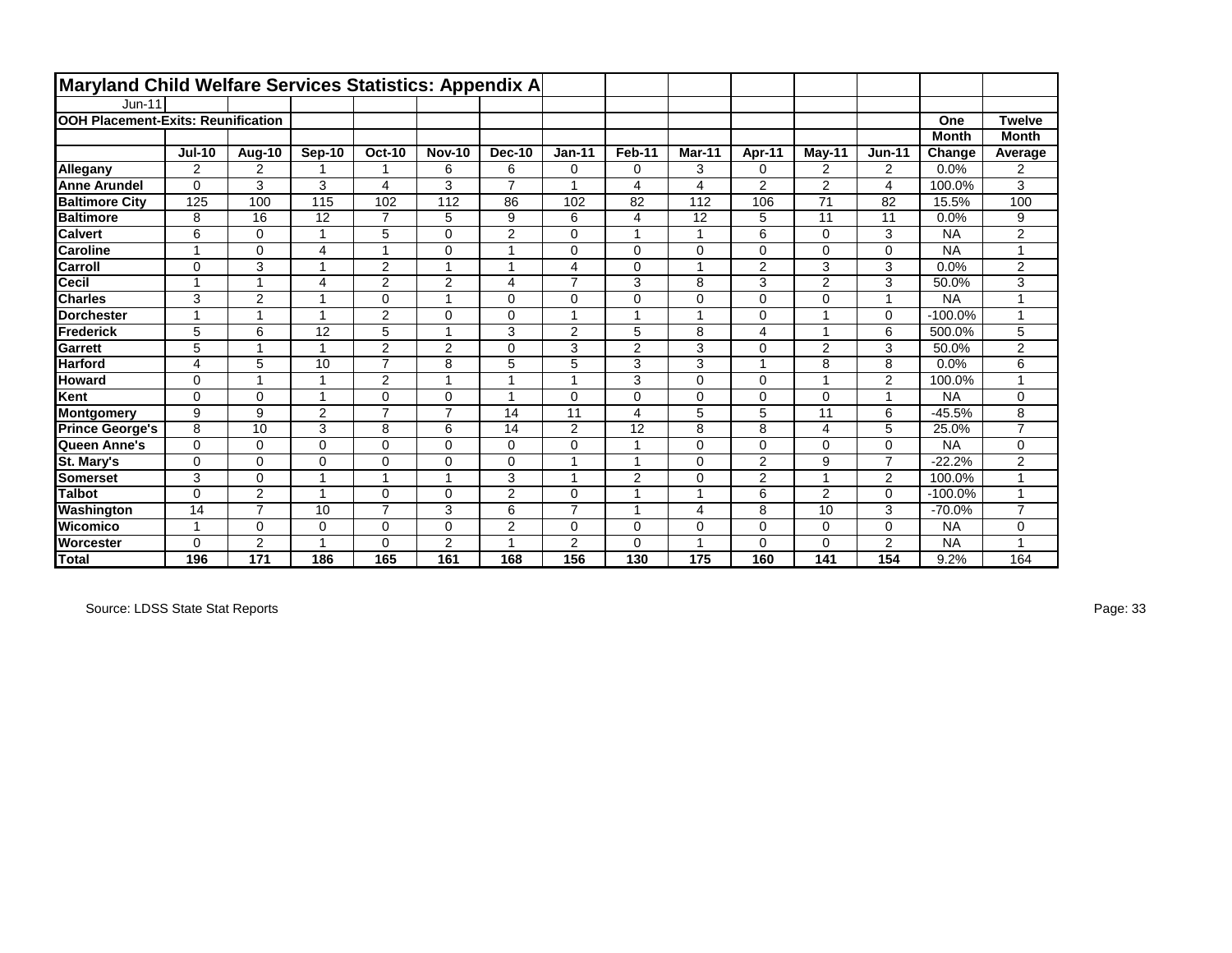# Maryland Child Welfare Services Statistics: Appendix A

Jun-11

**OOH Placement-Exits: Reunification**

| | Jul-10 | Aug-10 | Sep-10 | Oct-10 | Nov-10 | Dec-10 | Jan-11 | Feb-11 | Mar-11 | Apr-11 | May-11 | Jun-11 | One Month Change | Twelve Month Average |
|---|---|---|---|---|---|---|---|---|---|---|---|---|---|---|
| **Allegany** | 2 | 2 | 1 | 1 | 6 | 6 | 0 | 0 | 3 | 0 | 2 | 2 | 0.0% | 2 |
| **Anne Arundel** | 0 | 3 | 3 | 4 | 3 | 7 | 1 | 4 | 4 | 2 | 2 | 4 | 100.0% | 3 |
| **Baltimore City** | 125 | 100 | 115 | 102 | 112 | 86 | 102 | 82 | 112 | 106 | 71 | 82 | 15.5% | 100 |
| **Baltimore** | 8 | 16 | 12 | 7 | 5 | 9 | 6 | 4 | 12 | 5 | 11 | 11 | 0.0% | 9 |
| **Calvert** | 6 | 0 | 1 | 5 | 0 | 2 | 0 | 1 | 1 | 6 | 0 | 3 | NA | 2 |
| **Caroline** | 1 | 0 | 4 | 1 | 0 | 1 | 0 | 0 | 0 | 0 | 0 | 0 | NA | 1 |
| **Carroll** | 0 | 3 | 1 | 2 | 1 | 1 | 4 | 0 | 1 | 2 | 3 | 3 | 0.0% | 2 |
| **Cecil** | 1 | 1 | 4 | 2 | 2 | 4 | 7 | 3 | 8 | 3 | 2 | 3 | 50.0% | 3 |
| **Charles** | 3 | 2 | 1 | 0 | 1 | 0 | 0 | 0 | 0 | 0 | 0 | 1 | NA | 1 |
| **Dorchester** | 1 | 1 | 1 | 2 | 0 | 0 | 1 | 1 | 1 | 0 | 1 | 0 | -100.0% | 1 |
| **Frederick** | 5 | 6 | 12 | 5 | 1 | 3 | 2 | 5 | 8 | 4 | 1 | 6 | 500.0% | 5 |
| **Garrett** | 5 | 1 | 1 | 2 | 2 | 0 | 3 | 2 | 3 | 0 | 2 | 3 | 50.0% | 2 |
| **Harford** | 4 | 5 | 10 | 7 | 8 | 5 | 5 | 3 | 3 | 1 | 8 | 8 | 0.0% | 6 |
| **Howard** | 0 | 1 | 1 | 2 | 1 | 1 | 1 | 3 | 0 | 0 | 1 | 2 | 100.0% | 1 |
| **Kent** | 0 | 0 | 1 | 0 | 0 | 1 | 0 | 0 | 0 | 0 | 0 | 1 | NA | 0 |
| **Montgomery** | 9 | 9 | 2 | 7 | 7 | 14 | 11 | 4 | 5 | 5 | 11 | 6 | -45.5% | 8 |
| **Prince George's** | 8 | 10 | 3 | 8 | 6 | 14 | 2 | 12 | 8 | 8 | 4 | 5 | 25.0% | 7 |
| **Queen Anne's** | 0 | 0 | 0 | 0 | 0 | 0 | 0 | 1 | 0 | 0 | 0 | 0 | NA | 0 |
| **St. Mary's** | 0 | 0 | 0 | 0 | 0 | 0 | 1 | 1 | 0 | 2 | 9 | 7 | -22.2% | 2 |
| **Somerset** | 3 | 0 | 1 | 1 | 1 | 3 | 1 | 2 | 0 | 2 | 1 | 2 | 100.0% | 1 |
| **Talbot** | 0 | 2 | 1 | 0 | 0 | 2 | 0 | 1 | 1 | 6 | 2 | 0 | -100.0% | 1 |
| **Washington** | 14 | 7 | 10 | 7 | 3 | 6 | 7 | 1 | 4 | 8 | 10 | 3 | -70.0% | 7 |
| **Wicomico** | 1 | 0 | 0 | 0 | 0 | 2 | 0 | 0 | 0 | 0 | 0 | 0 | NA | 0 |
| **Worcester** | 0 | 2 | 1 | 0 | 2 | 1 | 2 | 0 | 1 | 0 | 0 | 2 | NA | 1 |
| **Total** | **196** | **171** | **186** | **165** | **161** | **168** | **156** | **130** | **175** | **160** | **141** | **154** | 9.2% | 164 |

Source: LDSS State Stat Reports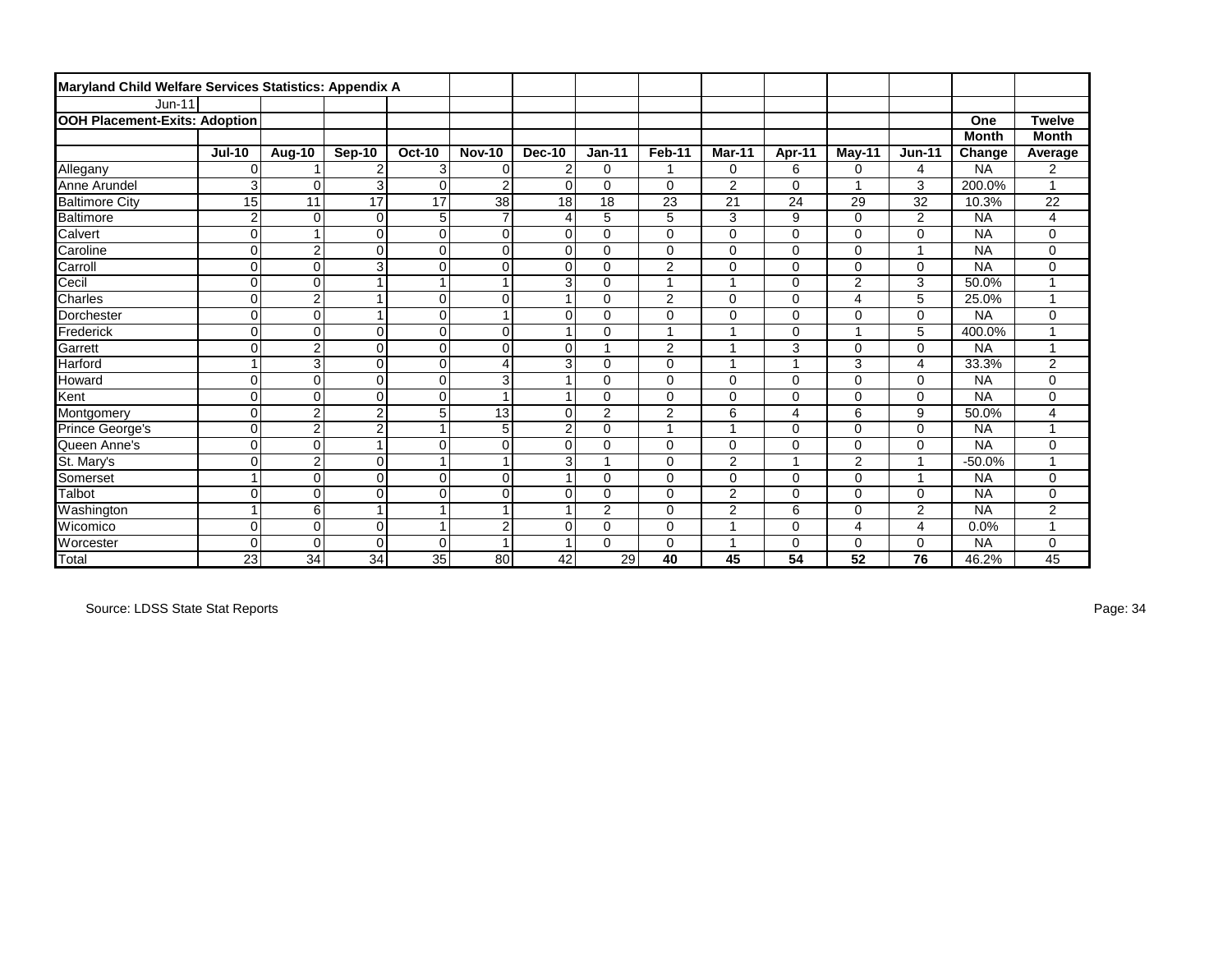**Maryland Child Welfare Services Statistics: Appendix A**

Jun-11

**OOH Placement-Exits: Adoption**

| | Jul-10 | Aug-10 | Sep-10 | Oct-10 | Nov-10 | Dec-10 | Jan-11 | Feb-11 | Mar-11 | Apr-11 | May-11 | Jun-11 | One Month Change | Twelve Month Average |
|---|---|---|---|---|---|---|---|---|---|---|---|---|---|---|
| Allegany | 0 | 1 | 2 | 3 | 0 | 2 | 0 | 1 | 0 | 6 | 0 | 4 | NA | 2 |
| Anne Arundel | 3 | 0 | 3 | 0 | 2 | 0 | 0 | 0 | 2 | 0 | 1 | 3 | 200.0% | 1 |
| Baltimore City | 15 | 11 | 17 | 17 | 38 | 18 | 18 | 23 | 21 | 24 | 29 | 32 | 10.3% | 22 |
| Baltimore | 2 | 0 | 0 | 5 | 7 | 4 | 5 | 5 | 3 | 9 | 0 | 2 | NA | 4 |
| Calvert | 0 | 1 | 0 | 0 | 0 | 0 | 0 | 0 | 0 | 0 | 0 | 0 | NA | 0 |
| Caroline | 0 | 2 | 0 | 0 | 0 | 0 | 0 | 0 | 0 | 0 | 0 | 1 | NA | 0 |
| Carroll | 0 | 0 | 3 | 0 | 0 | 0 | 0 | 2 | 0 | 0 | 0 | 0 | NA | 0 |
| Cecil | 0 | 0 | 1 | 1 | 1 | 3 | 0 | 1 | 1 | 0 | 2 | 3 | 50.0% | 1 |
| Charles | 0 | 2 | 1 | 0 | 0 | 1 | 0 | 2 | 0 | 0 | 4 | 5 | 25.0% | 1 |
| Dorchester | 0 | 0 | 1 | 0 | 1 | 0 | 0 | 0 | 0 | 0 | 0 | 0 | NA | 0 |
| Frederick | 0 | 0 | 0 | 0 | 0 | 1 | 0 | 1 | 1 | 0 | 1 | 5 | 400.0% | 1 |
| Garrett | 0 | 2 | 0 | 0 | 0 | 0 | 1 | 2 | 1 | 3 | 0 | 0 | NA | 1 |
| Harford | 1 | 3 | 0 | 0 | 4 | 3 | 0 | 0 | 1 | 1 | 3 | 4 | 33.3% | 2 |
| Howard | 0 | 0 | 0 | 0 | 3 | 1 | 0 | 0 | 0 | 0 | 0 | 0 | NA | 0 |
| Kent | 0 | 0 | 0 | 0 | 1 | 1 | 0 | 0 | 0 | 0 | 0 | 0 | NA | 0 |
| Montgomery | 0 | 2 | 2 | 5 | 13 | 0 | 2 | 2 | 6 | 4 | 6 | 9 | 50.0% | 4 |
| Prince George's | 0 | 2 | 2 | 1 | 5 | 2 | 0 | 1 | 1 | 0 | 0 | 0 | NA | 1 |
| Queen Anne's | 0 | 0 | 1 | 0 | 0 | 0 | 0 | 0 | 0 | 0 | 0 | 0 | NA | 0 |
| St. Mary's | 0 | 2 | 0 | 1 | 1 | 3 | 1 | 0 | 2 | 1 | 2 | 1 | -50.0% | 1 |
| Somerset | 1 | 0 | 0 | 0 | 0 | 1 | 0 | 0 | 0 | 0 | 0 | 1 | NA | 0 |
| Talbot | 0 | 0 | 0 | 0 | 0 | 0 | 0 | 0 | 2 | 0 | 0 | 0 | NA | 0 |
| Washington | 1 | 6 | 1 | 1 | 1 | 1 | 2 | 0 | 2 | 6 | 0 | 2 | NA | 2 |
| Wicomico | 0 | 0 | 0 | 1 | 2 | 0 | 0 | 0 | 1 | 0 | 4 | 4 | 0.0% | 1 |
| Worcester | 0 | 0 | 0 | 0 | 1 | 1 | 0 | 0 | 1 | 0 | 0 | 0 | NA | 0 |
| Total | 23 | 34 | 34 | 35 | 80 | 42 | 29 | 40 | 45 | 54 | 52 | 76 | 46.2% | 45 |

Source: LDSS State Stat Reports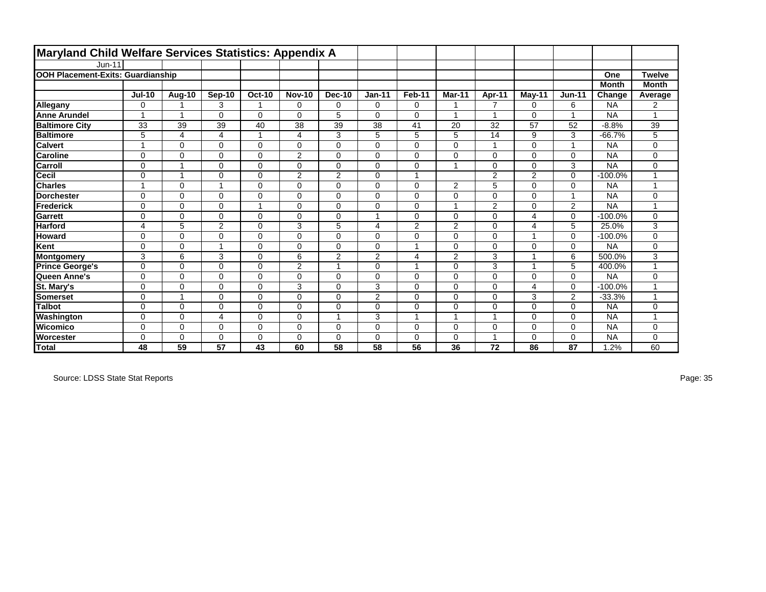# Maryland Child Welfare Services Statistics: Appendix A

Jun-11

**OOH Placement-Exits: Guardianship**

| | Jul-10 | Aug-10 | Sep-10 | Oct-10 | Nov-10 | Dec-10 | Jan-11 | Feb-11 | Mar-11 | Apr-11 | May-11 | Jun-11 | One Month Change | Twelve Month Average |
|---|---|---|---|---|---|---|---|---|---|---|---|---|---|---|
| **Allegany** | 0 | 1 | 3 | 1 | 0 | 0 | 0 | 0 | 1 | 7 | 0 | 6 | NA | 2 |
| **Anne Arundel** | 1 | 1 | 0 | 0 | 0 | 5 | 0 | 0 | 1 | 1 | 0 | 1 | NA | 1 |
| **Baltimore City** | 33 | 39 | 39 | 40 | 38 | 39 | 38 | 41 | 20 | 32 | 57 | 52 | -8.8% | 39 |
| **Baltimore** | 5 | 4 | 4 | 1 | 4 | 3 | 5 | 5 | 5 | 14 | 9 | 3 | -66.7% | 5 |
| **Calvert** | 1 | 0 | 0 | 0 | 0 | 0 | 0 | 0 | 0 | 1 | 0 | 1 | NA | 0 |
| **Caroline** | 0 | 0 | 0 | 0 | 2 | 0 | 0 | 0 | 0 | 0 | 0 | 0 | NA | 0 |
| **Carroll** | 0 | 1 | 0 | 0 | 0 | 0 | 0 | 0 | 1 | 0 | 0 | 3 | NA | 0 |
| **Cecil** | 0 | 1 | 0 | 0 | 2 | 2 | 0 | 1 | | 2 | 2 | 0 | -100.0% | 1 |
| **Charles** | 1 | 0 | 1 | 0 | 0 | 0 | 0 | 0 | 2 | 5 | 0 | 0 | NA | 1 |
| **Dorchester** | 0 | 0 | 0 | 0 | 0 | 0 | 0 | 0 | 0 | 0 | 0 | 1 | NA | 0 |
| **Frederick** | 0 | 0 | 0 | 1 | 0 | 0 | 0 | 0 | 1 | 2 | 0 | 2 | NA | 1 |
| **Garrett** | 0 | 0 | 0 | 0 | 0 | 0 | 1 | 0 | 0 | 0 | 4 | 0 | -100.0% | 0 |
| **Harford** | 4 | 5 | 2 | 0 | 3 | 5 | 4 | 2 | 2 | 0 | 4 | 5 | 25.0% | 3 |
| **Howard** | 0 | 0 | 0 | 0 | 0 | 0 | 0 | 0 | 0 | 0 | 1 | 0 | -100.0% | 0 |
| **Kent** | 0 | 0 | 1 | 0 | 0 | 0 | 0 | 1 | 0 | 0 | 0 | 0 | NA | 0 |
| **Montgomery** | 3 | 6 | 3 | 0 | 6 | 2 | 2 | 4 | 2 | 3 | 1 | 6 | 500.0% | 3 |
| **Prince George's** | 0 | 0 | 0 | 0 | 2 | 1 | 0 | 1 | 0 | 3 | 1 | 5 | 400.0% | 1 |
| **Queen Anne's** | 0 | 0 | 0 | 0 | 0 | 0 | 0 | 0 | 0 | 0 | 0 | 0 | NA | 0 |
| **St. Mary's** | 0 | 0 | 0 | 0 | 3 | 0 | 3 | 0 | 0 | 0 | 4 | 0 | -100.0% | 1 |
| **Somerset** | 0 | 1 | 0 | 0 | 0 | 0 | 2 | 0 | 0 | 0 | 3 | 2 | -33.3% | 1 |
| **Talbot** | 0 | 0 | 0 | 0 | 0 | 0 | 0 | 0 | 0 | 0 | 0 | 0 | NA | 0 |
| **Washington** | 0 | 0 | 4 | 0 | 0 | 1 | 3 | 1 | 1 | 1 | 0 | 0 | NA | 1 |
| **Wicomico** | 0 | 0 | 0 | 0 | 0 | 0 | 0 | 0 | 0 | 0 | 0 | 0 | NA | 0 |
| **Worcester** | 0 | 0 | 0 | 0 | 0 | 0 | 0 | 0 | 0 | 1 | 0 | 0 | NA | 0 |
| **Total** | **48** | **59** | **57** | **43** | **60** | **58** | **58** | **56** | **36** | **72** | **86** | **87** | 1.2% | 60 |

Source: LDSS State Stat Reports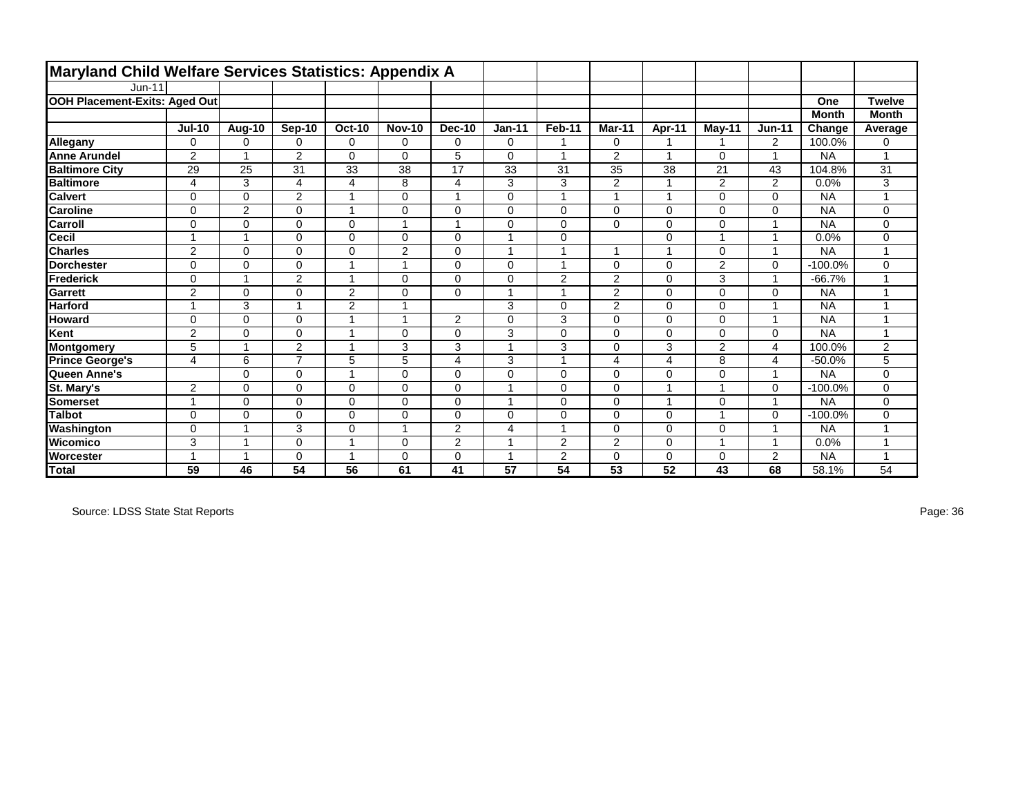# Maryland Child Welfare Services Statistics: Appendix A

Jun-11

**OOH Placement-Exits: Aged Out**

| | Jul-10 | Aug-10 | Sep-10 | Oct-10 | Nov-10 | Dec-10 | Jan-11 | Feb-11 | Mar-11 | Apr-11 | May-11 | Jun-11 | One Month Change | Twelve Month Average |
|---|---|---|---|---|---|---|---|---|---|---|---|---|---|---|
| **Allegany** | 0 | 0 | 0 | 0 | 0 | 0 | 0 | 1 | 0 | 1 | 1 | 2 | 100.0% | 0 |
| **Anne Arundel** | 2 | 1 | 2 | 0 | 0 | 5 | 0 | 1 | 2 | 1 | 0 | 1 | NA | 1 |
| **Baltimore City** | 29 | 25 | 31 | 33 | 38 | 17 | 33 | 31 | 35 | 38 | 21 | 43 | 104.8% | 31 |
| **Baltimore** | 4 | 3 | 4 | 4 | 8 | 4 | 3 | 3 | 2 | 1 | 2 | 2 | 0.0% | 3 |
| **Calvert** | 0 | 0 | 2 | 1 | 0 | 1 | 0 | 1 | 1 | 1 | 0 | 0 | NA | 1 |
| **Caroline** | 0 | 2 | 0 | 1 | 0 | 0 | 0 | 0 | 0 | 0 | 0 | 0 | NA | 0 |
| **Carroll** | 0 | 0 | 0 | 0 | 1 | 1 | 0 | 0 | 0 | 0 | 0 | 1 | NA | 0 |
| **Cecil** | 1 | 1 | 0 | 0 | 0 | 0 | 1 | 0 | | 0 | 1 | 1 | 0.0% | 0 |
| **Charles** | 2 | 0 | 0 | 0 | 2 | 0 | 1 | 1 | 1 | 1 | 0 | 1 | NA | 1 |
| **Dorchester** | 0 | 0 | 0 | 1 | 1 | 0 | 0 | 1 | 0 | 0 | 2 | 0 | -100.0% | 0 |
| **Frederick** | 0 | 1 | 2 | 1 | 0 | 0 | 0 | 2 | 2 | 0 | 3 | 1 | -66.7% | 1 |
| **Garrett** | 2 | 0 | 0 | 2 | 0 | 0 | 1 | 1 | 2 | 0 | 0 | 0 | NA | 1 |
| **Harford** | 1 | 3 | 1 | 2 | 1 | | 3 | 0 | 2 | 0 | 0 | 1 | NA | 1 |
| **Howard** | 0 | 0 | 0 | 1 | 1 | 2 | 0 | 3 | 0 | 0 | 0 | 1 | NA | 1 |
| **Kent** | 2 | 0 | 0 | 1 | 0 | 0 | 3 | 0 | 0 | 0 | 0 | 0 | NA | 1 |
| **Montgomery** | 5 | 1 | 2 | 1 | 3 | 3 | 1 | 3 | 0 | 3 | 2 | 4 | 100.0% | 2 |
| **Prince George's** | 4 | 6 | 7 | 5 | 5 | 4 | 3 | 1 | 4 | 4 | 8 | 4 | -50.0% | 5 |
| **Queen Anne's** | | 0 | 0 | 1 | 0 | 0 | 0 | 0 | 0 | 0 | 0 | 1 | NA | 0 |
| **St. Mary's** | 2 | 0 | 0 | 0 | 0 | 0 | 1 | 0 | 0 | 1 | 1 | 0 | -100.0% | 0 |
| **Somerset** | 1 | 0 | 0 | 0 | 0 | 0 | 1 | 0 | 0 | 1 | 0 | 1 | NA | 0 |
| **Talbot** | 0 | 0 | 0 | 0 | 0 | 0 | 0 | 0 | 0 | 0 | 1 | 0 | -100.0% | 0 |
| **Washington** | 0 | 1 | 3 | 0 | 1 | 2 | 4 | 1 | 0 | 0 | 0 | 1 | NA | 1 |
| **Wicomico** | 3 | 1 | 0 | 1 | 0 | 2 | 1 | 2 | 2 | 0 | 1 | 1 | 0.0% | 1 |
| **Worcester** | 1 | 1 | 0 | 1 | 0 | 0 | 1 | 2 | 0 | 0 | 0 | 2 | NA | 1 |
| **Total** | **59** | **46** | **54** | **56** | **61** | **41** | **57** | **54** | **53** | **52** | **43** | **68** | 58.1% | 54 |

Source: LDSS State Stat Reports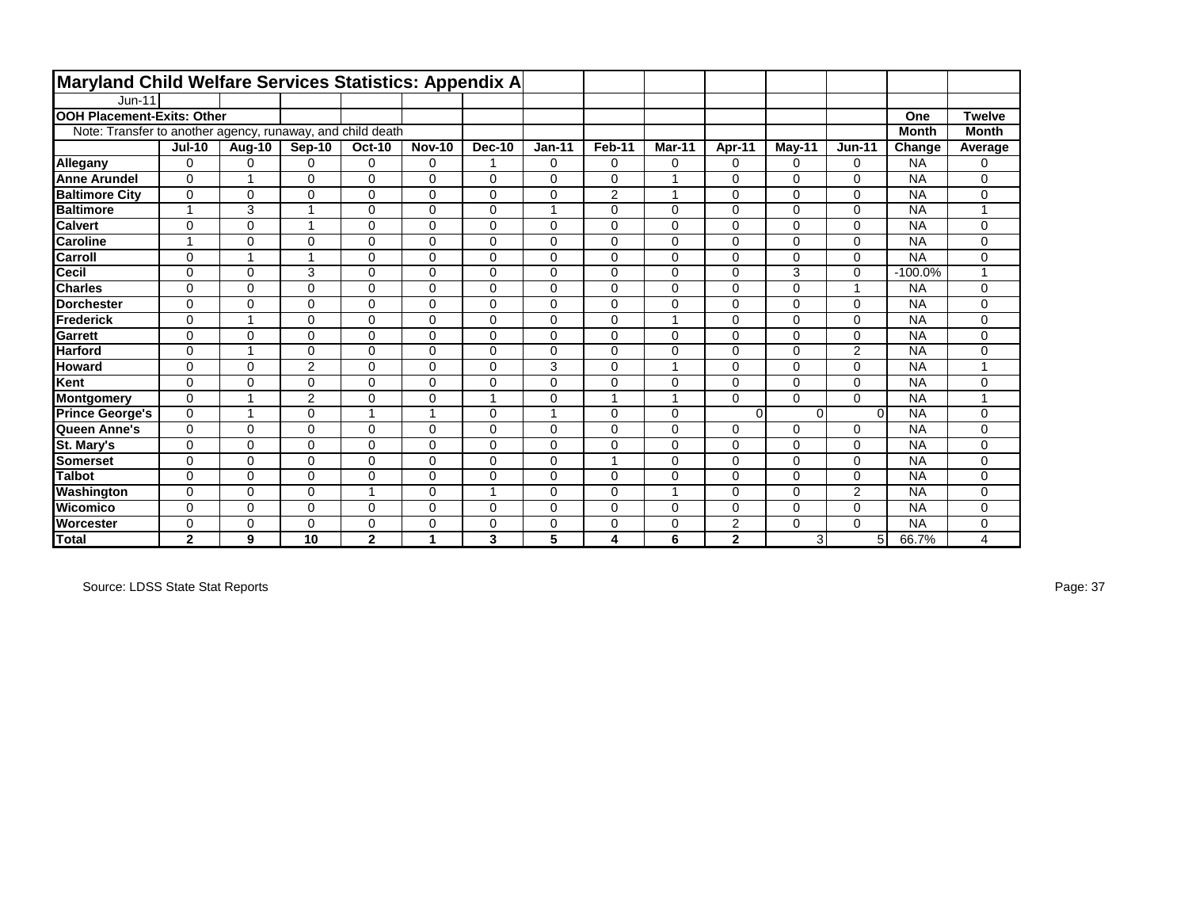# Maryland Child Welfare Services Statistics: Appendix A

Jun-11

**OOH Placement-Exits: Other**

Note: Transfer to another agency, runaway, and child death

| | Jul-10 | Aug-10 | Sep-10 | Oct-10 | Nov-10 | Dec-10 | Jan-11 | Feb-11 | Mar-11 | Apr-11 | May-11 | Jun-11 | One Month Change | Twelve Month Average |
|---|---|---|---|---|---|---|---|---|---|---|---|---|---|---|
| **Allegany** | 0 | 0 | 0 | 0 | 0 | 1 | 0 | 0 | 0 | 0 | 0 | 0 | NA | 0 |
| **Anne Arundel** | 0 | 1 | 0 | 0 | 0 | 0 | 0 | 0 | 1 | 0 | 0 | 0 | NA | 0 |
| **Baltimore City** | 0 | 0 | 0 | 0 | 0 | 0 | 0 | 2 | 1 | 0 | 0 | 0 | NA | 0 |
| **Baltimore** | 1 | 3 | 1 | 0 | 0 | 0 | 1 | 0 | 0 | 0 | 0 | 0 | NA | 1 |
| **Calvert** | 0 | 0 | 1 | 0 | 0 | 0 | 0 | 0 | 0 | 0 | 0 | 0 | NA | 0 |
| **Caroline** | 1 | 0 | 0 | 0 | 0 | 0 | 0 | 0 | 0 | 0 | 0 | 0 | NA | 0 |
| **Carroll** | 0 | 1 | 1 | 0 | 0 | 0 | 0 | 0 | 0 | 0 | 0 | 0 | NA | 0 |
| **Cecil** | 0 | 0 | 3 | 0 | 0 | 0 | 0 | 0 | 0 | 0 | 3 | 0 | -100.0% | 1 |
| **Charles** | 0 | 0 | 0 | 0 | 0 | 0 | 0 | 0 | 0 | 0 | 0 | 1 | NA | 0 |
| **Dorchester** | 0 | 0 | 0 | 0 | 0 | 0 | 0 | 0 | 0 | 0 | 0 | 0 | NA | 0 |
| **Frederick** | 0 | 1 | 0 | 0 | 0 | 0 | 0 | 0 | 1 | 0 | 0 | 0 | NA | 0 |
| **Garrett** | 0 | 0 | 0 | 0 | 0 | 0 | 0 | 0 | 0 | 0 | 0 | 0 | NA | 0 |
| **Harford** | 0 | 1 | 0 | 0 | 0 | 0 | 0 | 0 | 0 | 0 | 0 | 2 | NA | 0 |
| **Howard** | 0 | 0 | 2 | 0 | 0 | 0 | 3 | 0 | 1 | 0 | 0 | 0 | NA | 1 |
| **Kent** | 0 | 0 | 0 | 0 | 0 | 0 | 0 | 0 | 0 | 0 | 0 | 0 | NA | 0 |
| **Montgomery** | 0 | 1 | 2 | 0 | 0 | 1 | 0 | 1 | 1 | 0 | 0 | 0 | NA | 1 |
| **Prince George's** | 0 | 1 | 0 | 1 | 1 | 0 | 1 | 0 | 0 | 0 | 0 | 0 | NA | 0 |
| **Queen Anne's** | 0 | 0 | 0 | 0 | 0 | 0 | 0 | 0 | 0 | 0 | 0 | 0 | NA | 0 |
| **St. Mary's** | 0 | 0 | 0 | 0 | 0 | 0 | 0 | 0 | 0 | 0 | 0 | 0 | NA | 0 |
| **Somerset** | 0 | 0 | 0 | 0 | 0 | 0 | 0 | 1 | 0 | 0 | 0 | 0 | NA | 0 |
| **Talbot** | 0 | 0 | 0 | 0 | 0 | 0 | 0 | 0 | 0 | 0 | 0 | 0 | NA | 0 |
| **Washington** | 0 | 0 | 0 | 1 | 0 | 1 | 0 | 0 | 1 | 0 | 0 | 2 | NA | 0 |
| **Wicomico** | 0 | 0 | 0 | 0 | 0 | 0 | 0 | 0 | 0 | 0 | 0 | 0 | NA | 0 |
| **Worcester** | 0 | 0 | 0 | 0 | 0 | 0 | 0 | 0 | 0 | 2 | 0 | 0 | NA | 0 |
| **Total** | **2** | **9** | **10** | **2** | **1** | **3** | **5** | **4** | **6** | **2** | 3 | 5 | 66.7% | 4 |

Source: LDSS State Stat Reports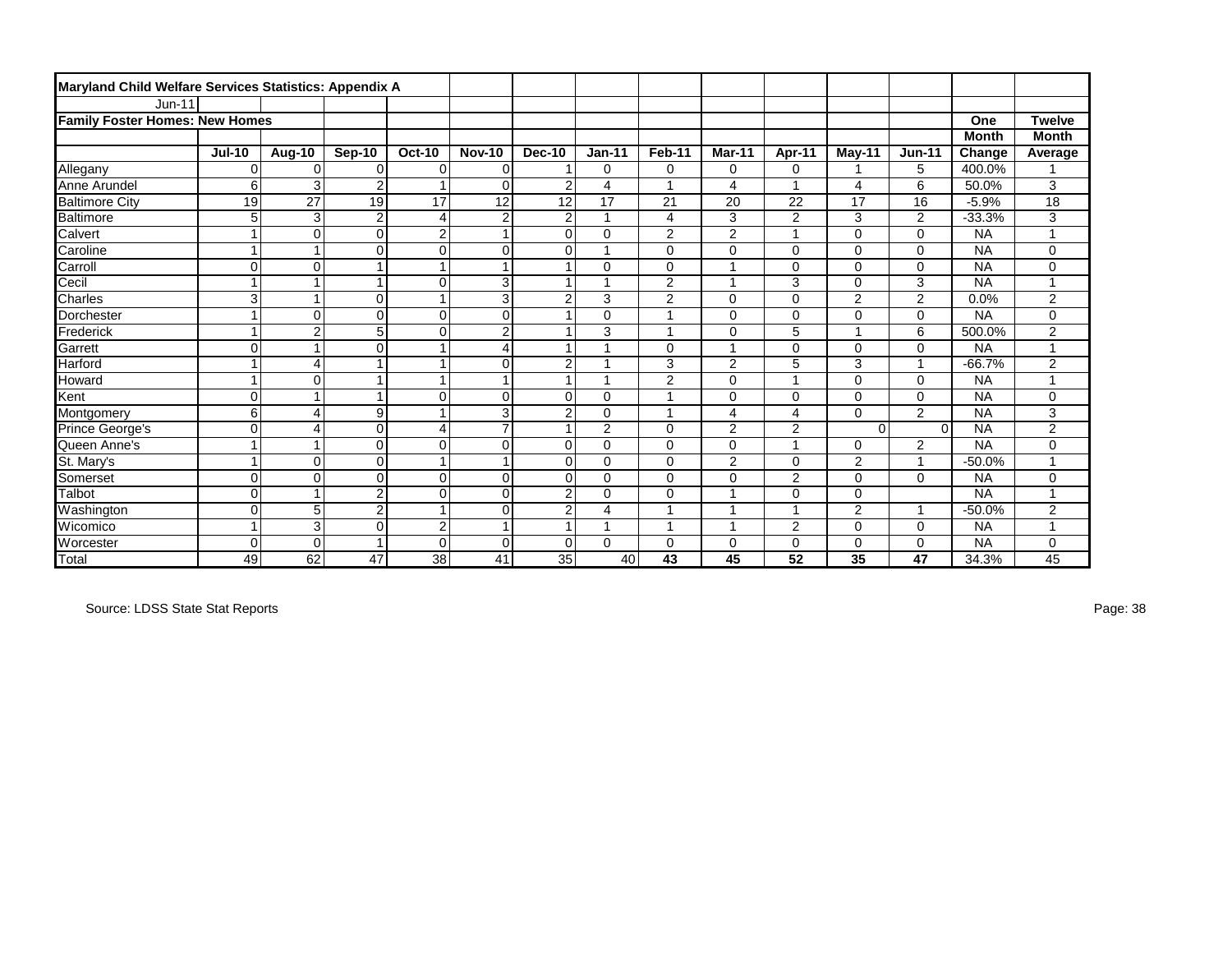**Maryland Child Welfare Services Statistics: Appendix A**

Jun-11

**Family Foster Homes: New Homes**

| | Jul-10 | Aug-10 | Sep-10 | Oct-10 | Nov-10 | Dec-10 | Jan-11 | Feb-11 | Mar-11 | Apr-11 | May-11 | Jun-11 | One Month Change | Twelve Month Average |
|---|---|---|---|---|---|---|---|---|---|---|---|---|---|---|
| Allegany | 0 | 0 | 0 | 0 | 0 | 1 | 0 | 0 | 0 | 0 | 1 | 5 | 400.0% | 1 |
| Anne Arundel | 6 | 3 | 2 | 1 | 0 | 2 | 4 | 1 | 4 | 1 | 4 | 6 | 50.0% | 3 |
| Baltimore City | 19 | 27 | 19 | 17 | 12 | 12 | 17 | 21 | 20 | 22 | 17 | 16 | -5.9% | 18 |
| Baltimore | 5 | 3 | 2 | 4 | 2 | 2 | 1 | 4 | 3 | 2 | 3 | 2 | -33.3% | 3 |
| Calvert | 1 | 0 | 0 | 2 | 1 | 0 | 0 | 2 | 2 | 1 | 0 | 0 | NA | 1 |
| Caroline | 1 | 1 | 0 | 0 | 0 | 0 | 1 | 0 | 0 | 0 | 0 | 0 | NA | 0 |
| Carroll | 0 | 0 | 1 | 1 | 1 | 1 | 0 | 0 | 1 | 0 | 0 | 0 | NA | 0 |
| Cecil | 1 | 1 | 1 | 0 | 3 | 1 | 1 | 2 | 1 | 3 | 0 | 3 | NA | 1 |
| Charles | 3 | 1 | 0 | 1 | 3 | 2 | 3 | 2 | 0 | 0 | 2 | 2 | 0.0% | 2 |
| Dorchester | 1 | 0 | 0 | 0 | 0 | 1 | 0 | 1 | 0 | 0 | 0 | 0 | NA | 0 |
| Frederick | 1 | 2 | 5 | 0 | 2 | 1 | 3 | 1 | 0 | 5 | 1 | 6 | 500.0% | 2 |
| Garrett | 0 | 1 | 0 | 1 | 4 | 1 | 1 | 0 | 1 | 0 | 0 | 0 | NA | 1 |
| Harford | 1 | 4 | 1 | 1 | 0 | 2 | 1 | 3 | 2 | 5 | 3 | 1 | -66.7% | 2 |
| Howard | 1 | 0 | 1 | 1 | 1 | 1 | 1 | 2 | 0 | 1 | 0 | 0 | NA | 1 |
| Kent | 0 | 1 | 1 | 0 | 0 | 0 | 0 | 1 | 0 | 0 | 0 | 0 | NA | 0 |
| Montgomery | 6 | 4 | 9 | 1 | 3 | 2 | 0 | 1 | 4 | 4 | 0 | 2 | NA | 3 |
| Prince George's | 0 | 4 | 0 | 4 | 7 | 1 | 2 | 0 | 2 | 2 | 0 | 0 | NA | 2 |
| Queen Anne's | 1 | 1 | 0 | 0 | 0 | 0 | 0 | 0 | 0 | 1 | 0 | 2 | NA | 0 |
| St. Mary's | 1 | 0 | 0 | 1 | 1 | 0 | 0 | 0 | 2 | 0 | 2 | 1 | -50.0% | 1 |
| Somerset | 0 | 0 | 0 | 0 | 0 | 0 | 0 | 0 | 0 | 2 | 0 | 0 | NA | 0 |
| Talbot | 0 | 1 | 2 | 0 | 0 | 2 | 0 | 0 | 1 | 0 | 0 | | NA | 1 |
| Washington | 0 | 5 | 2 | 1 | 0 | 2 | 4 | 1 | 1 | 1 | 2 | 1 | -50.0% | 2 |
| Wicomico | 1 | 3 | 0 | 2 | 1 | 1 | 1 | 1 | 1 | 2 | 0 | 0 | NA | 1 |
| Worcester | 0 | 0 | 1 | 0 | 0 | 0 | 0 | 0 | 0 | 0 | 0 | 0 | NA | 0 |
| Total | 49 | 62 | 47 | 38 | 41 | 35 | 40 | **43** | **45** | **52** | **35** | **47** | 34.3% | 45 |

Source: LDSS State Stat Reports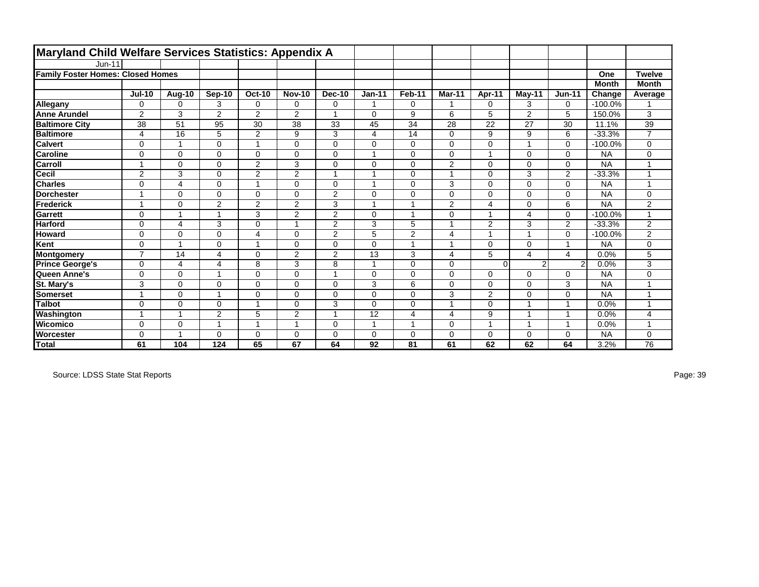## Maryland Child Welfare Services Statistics: Appendix A

Jun-11

**Family Foster Homes: Closed Homes**

| | Jul-10 | Aug-10 | Sep-10 | Oct-10 | Nov-10 | Dec-10 | Jan-11 | Feb-11 | Mar-11 | Apr-11 | May-11 | Jun-11 | One Month Change | Twelve Month Average |
|---|---|---|---|---|---|---|---|---|---|---|---|---|---|---|
| **Allegany** | 0 | 0 | 3 | 0 | 0 | 0 | 1 | 0 | 1 | 0 | 3 | 0 | -100.0% | 1 |
| **Anne Arundel** | 2 | 3 | 2 | 2 | 2 | 1 | 0 | 9 | 6 | 5 | 2 | 5 | 150.0% | 3 |
| **Baltimore City** | 38 | 51 | 95 | 30 | 38 | 33 | 45 | 34 | 28 | 22 | 27 | 30 | 11.1% | 39 |
| **Baltimore** | 4 | 16 | 5 | 2 | 9 | 3 | 4 | 14 | 0 | 9 | 9 | 6 | -33.3% | 7 |
| **Calvert** | 0 | 1 | 0 | 1 | 0 | 0 | 0 | 0 | 0 | 0 | 1 | 0 | -100.0% | 0 |
| **Caroline** | 0 | 0 | 0 | 0 | 0 | 0 | 1 | 0 | 0 | 1 | 0 | 0 | NA | 0 |
| **Carroll** | 1 | 0 | 0 | 2 | 3 | 0 | 0 | 0 | 2 | 0 | 0 | 0 | NA | 1 |
| **Cecil** | 2 | 3 | 0 | 2 | 2 | 1 | 1 | 0 | 1 | 0 | 3 | 2 | -33.3% | 1 |
| **Charles** | 0 | 4 | 0 | 1 | 0 | 0 | 1 | 0 | 3 | 0 | 0 | 0 | NA | 1 |
| **Dorchester** | 1 | 0 | 0 | 0 | 0 | 2 | 0 | 0 | 0 | 0 | 0 | 0 | NA | 0 |
| **Frederick** | 1 | 0 | 2 | 2 | 2 | 3 | 1 | 1 | 2 | 4 | 0 | 6 | NA | 2 |
| **Garrett** | 0 | 1 | 1 | 3 | 2 | 2 | 0 | 1 | 0 | 1 | 4 | 0 | -100.0% | 1 |
| **Harford** | 0 | 4 | 3 | 0 | 1 | 2 | 3 | 5 | 1 | 2 | 3 | 2 | -33.3% | 2 |
| **Howard** | 0 | 0 | 0 | 4 | 0 | 2 | 5 | 2 | 4 | 1 | 1 | 0 | -100.0% | 2 |
| **Kent** | 0 | 1 | 0 | 1 | 0 | 0 | 0 | 1 | 1 | 0 | 0 | 1 | NA | 0 |
| **Montgomery** | 7 | 14 | 4 | 0 | 2 | 2 | 13 | 3 | 4 | 5 | 4 | 4 | 0.0% | 5 |
| **Prince George's** | 0 | 4 | 4 | 8 | 3 | 8 | 1 | 0 | 0 | 0 | 2 | 2 | 0.0% | 3 |
| **Queen Anne's** | 0 | 0 | 1 | 0 | 0 | 1 | 0 | 0 | 0 | 0 | 0 | 0 | NA | 0 |
| **St. Mary's** | 3 | 0 | 0 | 0 | 0 | 0 | 3 | 6 | 0 | 0 | 0 | 3 | NA | 1 |
| **Somerset** | 1 | 0 | 1 | 0 | 0 | 0 | 0 | 0 | 3 | 2 | 0 | 0 | NA | 1 |
| **Talbot** | 0 | 0 | 0 | 1 | 0 | 3 | 0 | 0 | 1 | 0 | 1 | 1 | 0.0% | 1 |
| **Washington** | 1 | 1 | 2 | 5 | 2 | 1 | 12 | 4 | 4 | 9 | 1 | 1 | 0.0% | 4 |
| **Wicomico** | 0 | 0 | 1 | 1 | 1 | 0 | 1 | 1 | 0 | 1 | 1 | 1 | 0.0% | 1 |
| **Worcester** | 0 | 1 | 0 | 0 | 0 | 0 | 0 | 0 | 0 | 0 | 0 | 0 | NA | 0 |
| **Total** | **61** | **104** | **124** | **65** | **67** | **64** | **92** | **81** | **61** | **62** | **62** | **64** | 3.2% | 76 |

Source: LDSS State Stat Reports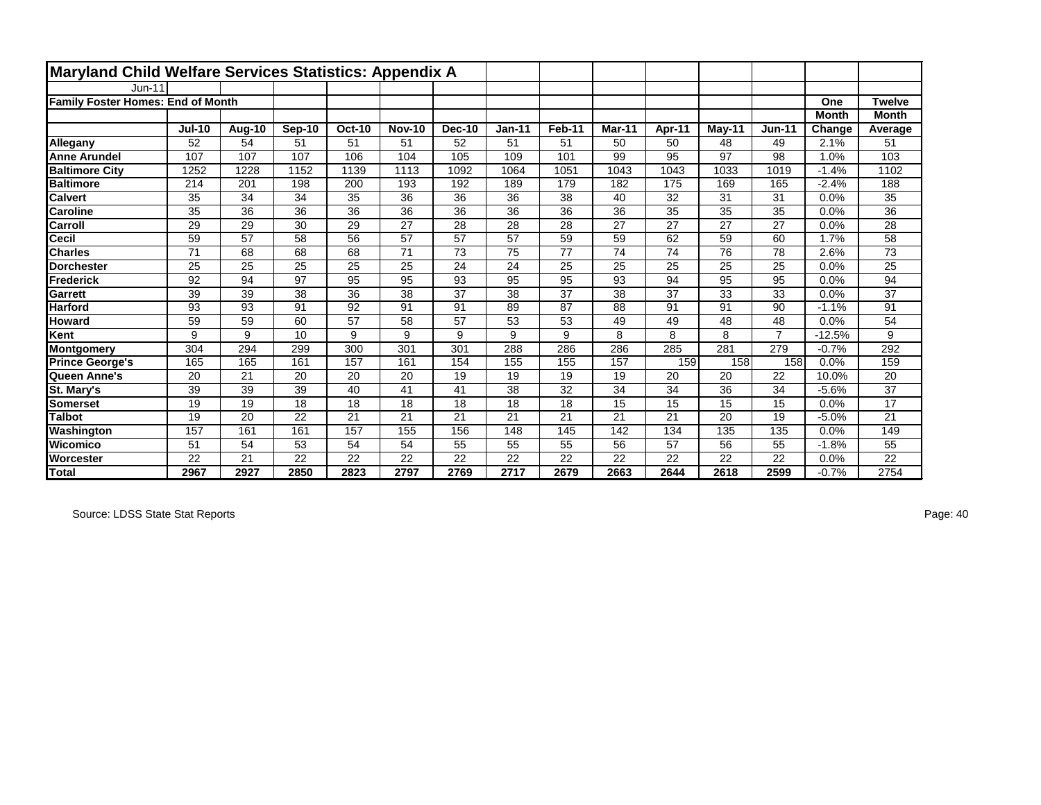# Maryland Child Welfare Services Statistics: Appendix A

Jun-11

**Family Foster Homes: End of Month**

| | Jul-10 | Aug-10 | Sep-10 | Oct-10 | Nov-10 | Dec-10 | Jan-11 | Feb-11 | Mar-11 | Apr-11 | May-11 | Jun-11 | One Month Change | Twelve Month Average |
|---|---|---|---|---|---|---|---|---|---|---|---|---|---|---|
| **Allegany** | 52 | 54 | 51 | 51 | 51 | 52 | 51 | 51 | 50 | 50 | 48 | 49 | 2.1% | 51 |
| **Anne Arundel** | 107 | 107 | 107 | 106 | 104 | 105 | 109 | 101 | 99 | 95 | 97 | 98 | 1.0% | 103 |
| **Baltimore City** | 1252 | 1228 | 1152 | 1139 | 1113 | 1092 | 1064 | 1051 | 1043 | 1043 | 1033 | 1019 | -1.4% | 1102 |
| **Baltimore** | 214 | 201 | 198 | 200 | 193 | 192 | 189 | 179 | 182 | 175 | 169 | 165 | -2.4% | 188 |
| **Calvert** | 35 | 34 | 34 | 35 | 36 | 36 | 36 | 38 | 40 | 32 | 31 | 31 | 0.0% | 35 |
| **Caroline** | 35 | 36 | 36 | 36 | 36 | 36 | 36 | 36 | 36 | 35 | 35 | 35 | 0.0% | 36 |
| **Carroll** | 29 | 29 | 30 | 29 | 27 | 28 | 28 | 28 | 27 | 27 | 27 | 27 | 0.0% | 28 |
| **Cecil** | 59 | 57 | 58 | 56 | 57 | 57 | 57 | 59 | 59 | 62 | 59 | 60 | 1.7% | 58 |
| **Charles** | 71 | 68 | 68 | 68 | 71 | 73 | 75 | 77 | 74 | 74 | 76 | 78 | 2.6% | 73 |
| **Dorchester** | 25 | 25 | 25 | 25 | 25 | 24 | 24 | 25 | 25 | 25 | 25 | 25 | 0.0% | 25 |
| **Frederick** | 92 | 94 | 97 | 95 | 95 | 93 | 95 | 95 | 93 | 94 | 95 | 95 | 0.0% | 94 |
| **Garrett** | 39 | 39 | 38 | 36 | 38 | 37 | 38 | 37 | 38 | 37 | 33 | 33 | 0.0% | 37 |
| **Harford** | 93 | 93 | 91 | 92 | 91 | 91 | 89 | 87 | 88 | 91 | 91 | 90 | -1.1% | 91 |
| **Howard** | 59 | 59 | 60 | 57 | 58 | 57 | 53 | 53 | 49 | 49 | 48 | 48 | 0.0% | 54 |
| **Kent** | 9 | 9 | 10 | 9 | 9 | 9 | 9 | 9 | 8 | 8 | 8 | 7 | -12.5% | 9 |
| **Montgomery** | 304 | 294 | 299 | 300 | 301 | 301 | 288 | 286 | 286 | 285 | 281 | 279 | -0.7% | 292 |
| **Prince George's** | 165 | 165 | 161 | 157 | 161 | 154 | 155 | 155 | 157 | 159 | 158 | 158 | 0.0% | 159 |
| **Queen Anne's** | 20 | 21 | 20 | 20 | 20 | 19 | 19 | 19 | 19 | 20 | 20 | 22 | 10.0% | 20 |
| **St. Mary's** | 39 | 39 | 39 | 40 | 41 | 41 | 38 | 32 | 34 | 34 | 36 | 34 | -5.6% | 37 |
| **Somerset** | 19 | 19 | 18 | 18 | 18 | 18 | 18 | 18 | 15 | 15 | 15 | 15 | 0.0% | 17 |
| **Talbot** | 19 | 20 | 22 | 21 | 21 | 21 | 21 | 21 | 21 | 21 | 20 | 19 | -5.0% | 21 |
| **Washington** | 157 | 161 | 161 | 157 | 155 | 156 | 148 | 145 | 142 | 134 | 135 | 135 | 0.0% | 149 |
| **Wicomico** | 51 | 54 | 53 | 54 | 54 | 55 | 55 | 55 | 56 | 57 | 56 | 55 | -1.8% | 55 |
| **Worcester** | 22 | 21 | 22 | 22 | 22 | 22 | 22 | 22 | 22 | 22 | 22 | 22 | 0.0% | 22 |
| **Total** | **2967** | **2927** | **2850** | **2823** | **2797** | **2769** | **2717** | **2679** | **2663** | **2644** | **2618** | **2599** | -0.7% | 2754 |

Source: LDSS State Stat Reports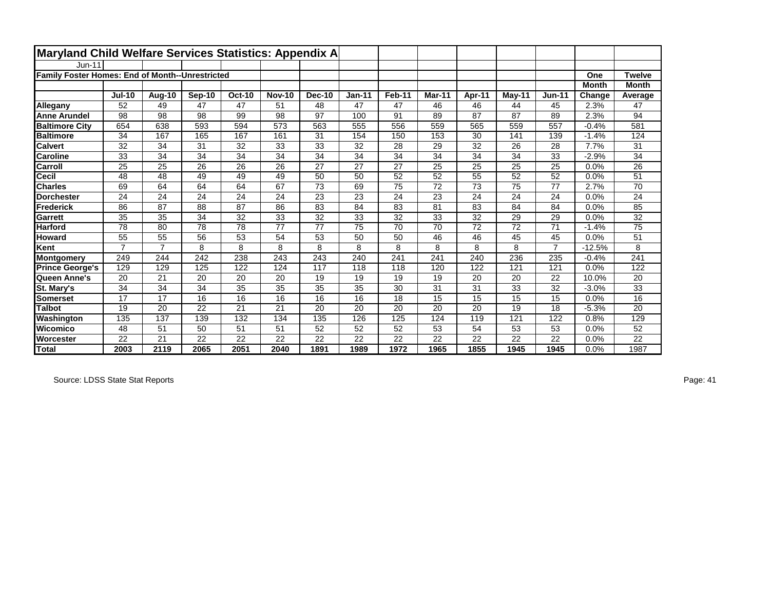# Maryland Child Welfare Services Statistics: Appendix A

Jun-11

**Family Foster Homes: End of Month--Unrestricted**

| | Jul-10 | Aug-10 | Sep-10 | Oct-10 | Nov-10 | Dec-10 | Jan-11 | Feb-11 | Mar-11 | Apr-11 | May-11 | Jun-11 | One Month Change | Twelve Month Average |
|---|---|---|---|---|---|---|---|---|---|---|---|---|---|---|
| **Allegany** | 52 | 49 | 47 | 47 | 51 | 48 | 47 | 47 | 46 | 46 | 44 | 45 | 2.3% | 47 |
| **Anne Arundel** | 98 | 98 | 98 | 99 | 98 | 97 | 100 | 91 | 89 | 87 | 87 | 89 | 2.3% | 94 |
| **Baltimore City** | 654 | 638 | 593 | 594 | 573 | 563 | 555 | 556 | 559 | 565 | 559 | 557 | -0.4% | 581 |
| **Baltimore** | 34 | 167 | 165 | 167 | 161 | 31 | 154 | 150 | 153 | 30 | 141 | 139 | -1.4% | 124 |
| **Calvert** | 32 | 34 | 31 | 32 | 33 | 33 | 32 | 28 | 29 | 32 | 26 | 28 | 7.7% | 31 |
| **Caroline** | 33 | 34 | 34 | 34 | 34 | 34 | 34 | 34 | 34 | 34 | 34 | 33 | -2.9% | 34 |
| **Carroll** | 25 | 25 | 26 | 26 | 26 | 27 | 27 | 27 | 25 | 25 | 25 | 25 | 0.0% | 26 |
| **Cecil** | 48 | 48 | 49 | 49 | 49 | 50 | 50 | 52 | 52 | 55 | 52 | 52 | 0.0% | 51 |
| **Charles** | 69 | 64 | 64 | 64 | 67 | 73 | 69 | 75 | 72 | 73 | 75 | 77 | 2.7% | 70 |
| **Dorchester** | 24 | 24 | 24 | 24 | 24 | 23 | 23 | 24 | 23 | 24 | 24 | 24 | 0.0% | 24 |
| **Frederick** | 86 | 87 | 88 | 87 | 86 | 83 | 84 | 83 | 81 | 83 | 84 | 84 | 0.0% | 85 |
| **Garrett** | 35 | 35 | 34 | 32 | 33 | 32 | 33 | 32 | 33 | 32 | 29 | 29 | 0.0% | 32 |
| **Harford** | 78 | 80 | 78 | 78 | 77 | 77 | 75 | 70 | 70 | 72 | 72 | 71 | -1.4% | 75 |
| **Howard** | 55 | 55 | 56 | 53 | 54 | 53 | 50 | 50 | 46 | 46 | 45 | 45 | 0.0% | 51 |
| **Kent** | 7 | 7 | 8 | 8 | 8 | 8 | 8 | 8 | 8 | 8 | 8 | 7 | -12.5% | 8 |
| **Montgomery** | 249 | 244 | 242 | 238 | 243 | 243 | 240 | 241 | 241 | 240 | 236 | 235 | -0.4% | 241 |
| **Prince George's** | 129 | 129 | 125 | 122 | 124 | 117 | 118 | 118 | 120 | 122 | 121 | 121 | 0.0% | 122 |
| **Queen Anne's** | 20 | 21 | 20 | 20 | 20 | 19 | 19 | 19 | 19 | 20 | 20 | 22 | 10.0% | 20 |
| **St. Mary's** | 34 | 34 | 34 | 35 | 35 | 35 | 35 | 30 | 31 | 31 | 33 | 32 | -3.0% | 33 |
| **Somerset** | 17 | 17 | 16 | 16 | 16 | 16 | 16 | 18 | 15 | 15 | 15 | 15 | 0.0% | 16 |
| **Talbot** | 19 | 20 | 22 | 21 | 21 | 20 | 20 | 20 | 20 | 20 | 19 | 18 | -5.3% | 20 |
| **Washington** | 135 | 137 | 139 | 132 | 134 | 135 | 126 | 125 | 124 | 119 | 121 | 122 | 0.8% | 129 |
| **Wicomico** | 48 | 51 | 50 | 51 | 51 | 52 | 52 | 52 | 53 | 54 | 53 | 53 | 0.0% | 52 |
| **Worcester** | 22 | 21 | 22 | 22 | 22 | 22 | 22 | 22 | 22 | 22 | 22 | 22 | 0.0% | 22 |
| **Total** | **2003** | **2119** | **2065** | **2051** | **2040** | **1891** | **1989** | **1972** | **1965** | **1855** | **1945** | **1945** | 0.0% | 1987 |

Source: LDSS State Stat Reports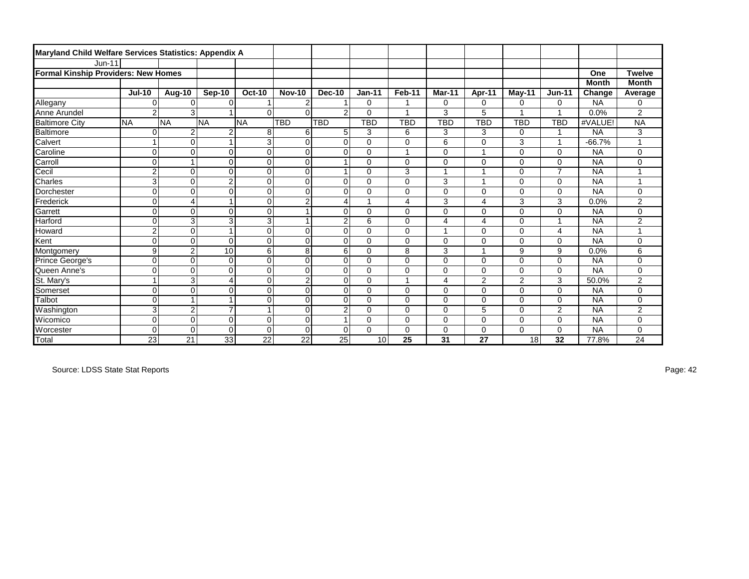**Maryland Child Welfare Services Statistics: Appendix A**

Jun-11

**Formal Kinship Providers: New Homes**

| | Jul-10 | Aug-10 | Sep-10 | Oct-10 | Nov-10 | Dec-10 | Jan-11 | Feb-11 | Mar-11 | Apr-11 | May-11 | Jun-11 | One Month Change | Twelve Month Average |
|---|---|---|---|---|---|---|---|---|---|---|---|---|---|---|
| Allegany | 0 | 0 | 0 | 1 | 2 | 1 | 0 | 1 | 0 | 0 | 0 | 0 | NA | 0 |
| Anne Arundel | 2 | 3 | 1 | 0 | 0 | 2 | 0 | 1 | 3 | 5 | 1 | 1 | 0.0% | 2 |
| Baltimore City | NA | NA | NA | NA | TBD | TBD | TBD | TBD | TBD | TBD | TBD | TBD | #VALUE! | NA |
| Baltimore | 0 | 2 | 2 | 8 | 6 | 5 | 3 | 6 | 3 | 3 | 0 | 1 | NA | 3 |
| Calvert | 1 | 0 | 1 | 3 | 0 | 0 | 0 | 0 | 6 | 0 | 3 | 1 | -66.7% | 1 |
| Caroline | 0 | 0 | 0 | 0 | 0 | 0 | 0 | 1 | 0 | 1 | 0 | 0 | NA | 0 |
| Carroll | 0 | 1 | 0 | 0 | 0 | 1 | 0 | 0 | 0 | 0 | 0 | 0 | NA | 0 |
| Cecil | 2 | 0 | 0 | 0 | 0 | 1 | 0 | 3 | 1 | 1 | 0 | 7 | NA | 1 |
| Charles | 3 | 0 | 2 | 0 | 0 | 0 | 0 | 0 | 3 | 1 | 0 | 0 | NA | 1 |
| Dorchester | 0 | 0 | 0 | 0 | 0 | 0 | 0 | 0 | 0 | 0 | 0 | 0 | NA | 0 |
| Frederick | 0 | 4 | 1 | 0 | 2 | 4 | 1 | 4 | 3 | 4 | 3 | 3 | 0.0% | 2 |
| Garrett | 0 | 0 | 0 | 0 | 1 | 0 | 0 | 0 | 0 | 0 | 0 | 0 | NA | 0 |
| Harford | 0 | 3 | 3 | 3 | 1 | 2 | 6 | 0 | 4 | 4 | 0 | 1 | NA | 2 |
| Howard | 2 | 0 | 1 | 0 | 0 | 0 | 0 | 0 | 1 | 0 | 0 | 4 | NA | 1 |
| Kent | 0 | 0 | 0 | 0 | 0 | 0 | 0 | 0 | 0 | 0 | 0 | 0 | NA | 0 |
| Montgomery | 9 | 2 | 10 | 6 | 8 | 6 | 0 | 8 | 3 | 1 | 9 | 9 | 0.0% | 6 |
| Prince George's | 0 | 0 | 0 | 0 | 0 | 0 | 0 | 0 | 0 | 0 | 0 | 0 | NA | 0 |
| Queen Anne's | 0 | 0 | 0 | 0 | 0 | 0 | 0 | 0 | 0 | 0 | 0 | 0 | NA | 0 |
| St. Mary's | 1 | 3 | 4 | 0 | 2 | 0 | 0 | 1 | 4 | 2 | 2 | 3 | 50.0% | 2 |
| Somerset | 0 | 0 | 0 | 0 | 0 | 0 | 0 | 0 | 0 | 0 | 0 | 0 | NA | 0 |
| Talbot | 0 | 1 | 1 | 0 | 0 | 0 | 0 | 0 | 0 | 0 | 0 | 0 | NA | 0 |
| Washington | 3 | 2 | 7 | 1 | 0 | 2 | 0 | 0 | 0 | 5 | 0 | 2 | NA | 2 |
| Wicomico | 0 | 0 | 0 | 0 | 0 | 1 | 0 | 0 | 0 | 0 | 0 | 0 | NA | 0 |
| Worcester | 0 | 0 | 0 | 0 | 0 | 0 | 0 | 0 | 0 | 0 | 0 | 0 | NA | 0 |
| Total | 23 | 21 | 33 | 22 | 22 | 25 | 10 | 25 | 31 | 27 | 18 | 32 | 77.8% | 24 |

Source: LDSS State Stat Reports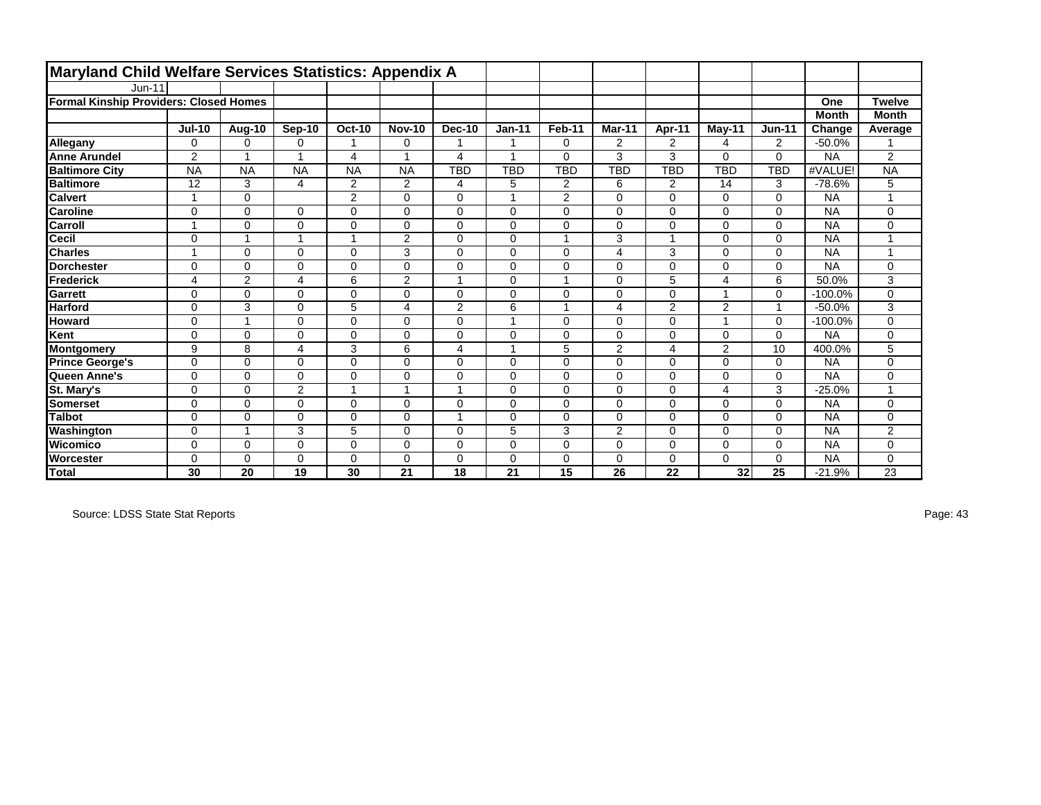# Maryland Child Welfare Services Statistics: Appendix A

Jun-11

**Formal Kinship Providers: Closed Homes**

| | Jul-10 | Aug-10 | Sep-10 | Oct-10 | Nov-10 | Dec-10 | Jan-11 | Feb-11 | Mar-11 | Apr-11 | May-11 | Jun-11 | One Month Change | Twelve Month Average |
|---|---|---|---|---|---|---|---|---|---|---|---|---|---|---|
| **Allegany** | 0 | 0 | 0 | 1 | 0 | 1 | 1 | 0 | 2 | 2 | 4 | 2 | -50.0% | 1 |
| **Anne Arundel** | 2 | 1 | 1 | 4 | 1 | 4 | 1 | 0 | 3 | 3 | 0 | 0 | NA | 2 |
| **Baltimore City** | NA | NA | NA | NA | NA | TBD | TBD | TBD | TBD | TBD | TBD | TBD | #VALUE! | NA |
| **Baltimore** | 12 | 3 | 4 | 2 | 2 | 4 | 5 | 2 | 6 | 2 | 14 | 3 | -78.6% | 5 |
| **Calvert** | 1 | 0 | | 2 | 0 | 0 | 1 | 2 | 0 | 0 | 0 | 0 | NA | 1 |
| **Caroline** | 0 | 0 | 0 | 0 | 0 | 0 | 0 | 0 | 0 | 0 | 0 | 0 | NA | 0 |
| **Carroll** | 1 | 0 | 0 | 0 | 0 | 0 | 0 | 0 | 0 | 0 | 0 | 0 | NA | 0 |
| **Cecil** | 0 | 1 | 1 | 1 | 2 | 0 | 0 | 1 | 3 | 1 | 0 | 0 | NA | 1 |
| **Charles** | 1 | 0 | 0 | 0 | 3 | 0 | 0 | 0 | 4 | 3 | 0 | 0 | NA | 1 |
| **Dorchester** | 0 | 0 | 0 | 0 | 0 | 0 | 0 | 0 | 0 | 0 | 0 | 0 | NA | 0 |
| **Frederick** | 4 | 2 | 4 | 6 | 2 | 1 | 0 | 1 | 0 | 5 | 4 | 6 | 50.0% | 3 |
| **Garrett** | 0 | 0 | 0 | 0 | 0 | 0 | 0 | 0 | 0 | 0 | 1 | 0 | -100.0% | 0 |
| **Harford** | 0 | 3 | 0 | 5 | 4 | 2 | 6 | 1 | 4 | 2 | 2 | 1 | -50.0% | 3 |
| **Howard** | 0 | 1 | 0 | 0 | 0 | 0 | 1 | 0 | 0 | 0 | 1 | 0 | -100.0% | 0 |
| **Kent** | 0 | 0 | 0 | 0 | 0 | 0 | 0 | 0 | 0 | 0 | 0 | 0 | NA | 0 |
| **Montgomery** | 9 | 8 | 4 | 3 | 6 | 4 | 1 | 5 | 2 | 4 | 2 | 10 | 400.0% | 5 |
| **Prince George's** | 0 | 0 | 0 | 0 | 0 | 0 | 0 | 0 | 0 | 0 | 0 | 0 | NA | 0 |
| **Queen Anne's** | 0 | 0 | 0 | 0 | 0 | 0 | 0 | 0 | 0 | 0 | 0 | 0 | NA | 0 |
| **St. Mary's** | 0 | 0 | 2 | 1 | 1 | 1 | 0 | 0 | 0 | 0 | 4 | 3 | -25.0% | 1 |
| **Somerset** | 0 | 0 | 0 | 0 | 0 | 0 | 0 | 0 | 0 | 0 | 0 | 0 | NA | 0 |
| **Talbot** | 0 | 0 | 0 | 0 | 0 | 1 | 0 | 0 | 0 | 0 | 0 | 0 | NA | 0 |
| **Washington** | 0 | 1 | 3 | 5 | 0 | 0 | 5 | 3 | 2 | 0 | 0 | 0 | NA | 2 |
| **Wicomico** | 0 | 0 | 0 | 0 | 0 | 0 | 0 | 0 | 0 | 0 | 0 | 0 | NA | 0 |
| **Worcester** | 0 | 0 | 0 | 0 | 0 | 0 | 0 | 0 | 0 | 0 | 0 | 0 | NA | 0 |
| **Total** | **30** | **20** | **19** | **30** | **21** | **18** | **21** | **15** | **26** | **22** | **32** | **25** | -21.9% | 23 |

Source: LDSS State Stat Reports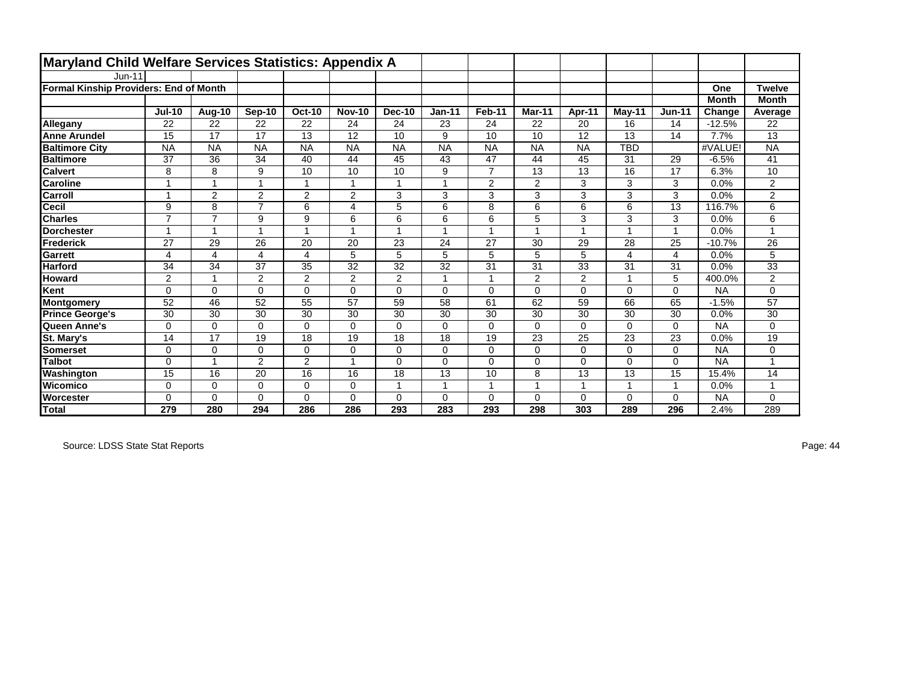# Maryland Child Welfare Services Statistics: Appendix A

Jun-11

**Formal Kinship Providers: End of Month**

| | Jul-10 | Aug-10 | Sep-10 | Oct-10 | Nov-10 | Dec-10 | Jan-11 | Feb-11 | Mar-11 | Apr-11 | May-11 | Jun-11 | One Month Change | Twelve Month Average |
|---|---|---|---|---|---|---|---|---|---|---|---|---|---|---|
| **Allegany** | 22 | 22 | 22 | 22 | 24 | 24 | 23 | 24 | 22 | 20 | 16 | 14 | -12.5% | 22 |
| **Anne Arundel** | 15 | 17 | 17 | 13 | 12 | 10 | 9 | 10 | 10 | 12 | 13 | 14 | 7.7% | 13 |
| **Baltimore City** | NA | NA | NA | NA | NA | NA | NA | NA | NA | NA | TBD | | #VALUE! | NA |
| **Baltimore** | 37 | 36 | 34 | 40 | 44 | 45 | 43 | 47 | 44 | 45 | 31 | 29 | -6.5% | 41 |
| **Calvert** | 8 | 8 | 9 | 10 | 10 | 10 | 9 | 7 | 13 | 13 | 16 | 17 | 6.3% | 10 |
| **Caroline** | 1 | 1 | 1 | 1 | 1 | 1 | 1 | 2 | 2 | 3 | 3 | 3 | 0.0% | 2 |
| **Carroll** | 1 | 2 | 2 | 2 | 2 | 3 | 3 | 3 | 3 | 3 | 3 | 3 | 0.0% | 2 |
| **Cecil** | 9 | 8 | 7 | 6 | 4 | 5 | 6 | 8 | 6 | 6 | 6 | 13 | 116.7% | 6 |
| **Charles** | 7 | 7 | 9 | 9 | 6 | 6 | 6 | 6 | 5 | 3 | 3 | 3 | 0.0% | 6 |
| **Dorchester** | 1 | 1 | 1 | 1 | 1 | 1 | 1 | 1 | 1 | 1 | 1 | 1 | 0.0% | 1 |
| **Frederick** | 27 | 29 | 26 | 20 | 20 | 23 | 24 | 27 | 30 | 29 | 28 | 25 | -10.7% | 26 |
| **Garrett** | 4 | 4 | 4 | 4 | 5 | 5 | 5 | 5 | 5 | 5 | 4 | 4 | 0.0% | 5 |
| **Harford** | 34 | 34 | 37 | 35 | 32 | 32 | 32 | 31 | 31 | 33 | 31 | 31 | 0.0% | 33 |
| **Howard** | 2 | 1 | 2 | 2 | 2 | 2 | 1 | 1 | 2 | 2 | 1 | 5 | 400.0% | 2 |
| **Kent** | 0 | 0 | 0 | 0 | 0 | 0 | 0 | 0 | 0 | 0 | 0 | 0 | NA | 0 |
| **Montgomery** | 52 | 46 | 52 | 55 | 57 | 59 | 58 | 61 | 62 | 59 | 66 | 65 | -1.5% | 57 |
| **Prince George's** | 30 | 30 | 30 | 30 | 30 | 30 | 30 | 30 | 30 | 30 | 30 | 30 | 0.0% | 30 |
| **Queen Anne's** | 0 | 0 | 0 | 0 | 0 | 0 | 0 | 0 | 0 | 0 | 0 | 0 | NA | 0 |
| **St. Mary's** | 14 | 17 | 19 | 18 | 19 | 18 | 18 | 19 | 23 | 25 | 23 | 23 | 0.0% | 19 |
| **Somerset** | 0 | 0 | 0 | 0 | 0 | 0 | 0 | 0 | 0 | 0 | 0 | 0 | NA | 0 |
| **Talbot** | 0 | 1 | 2 | 2 | 1 | 0 | 0 | 0 | 0 | 0 | 0 | 0 | NA | 1 |
| **Washington** | 15 | 16 | 20 | 16 | 16 | 18 | 13 | 10 | 8 | 13 | 13 | 15 | 15.4% | 14 |
| **Wicomico** | 0 | 0 | 0 | 0 | 0 | 1 | 1 | 1 | 1 | 1 | 1 | 1 | 0.0% | 1 |
| **Worcester** | 0 | 0 | 0 | 0 | 0 | 0 | 0 | 0 | 0 | 0 | 0 | 0 | NA | 0 |
| **Total** | **279** | **280** | **294** | **286** | **286** | **293** | **283** | **293** | **298** | **303** | **289** | **296** | 2.4% | 289 |

Source: LDSS State Stat Reports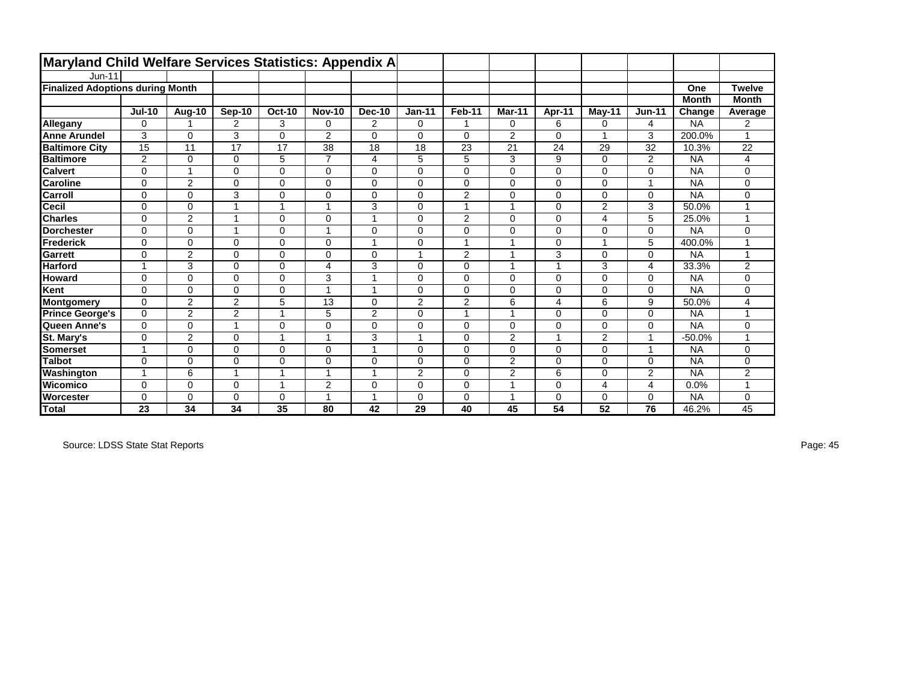# Maryland Child Welfare Services Statistics: Appendix A

Jun-11

**Finalized Adoptions during Month**

| | Jul-10 | Aug-10 | Sep-10 | Oct-10 | Nov-10 | Dec-10 | Jan-11 | Feb-11 | Mar-11 | Apr-11 | May-11 | Jun-11 | One Month Change | Twelve Month Average |
|---|---|---|---|---|---|---|---|---|---|---|---|---|---|---|
| **Allegany** | 0 | 1 | 2 | 3 | 0 | 2 | 0 | 1 | 0 | 6 | 0 | 4 | NA | 2 |
| **Anne Arundel** | 3 | 0 | 3 | 0 | 2 | 0 | 0 | 0 | 2 | 0 | 1 | 3 | 200.0% | 1 |
| **Baltimore City** | 15 | 11 | 17 | 17 | 38 | 18 | 18 | 23 | 21 | 24 | 29 | 32 | 10.3% | 22 |
| **Baltimore** | 2 | 0 | 0 | 5 | 7 | 4 | 5 | 5 | 3 | 9 | 0 | 2 | NA | 4 |
| **Calvert** | 0 | 1 | 0 | 0 | 0 | 0 | 0 | 0 | 0 | 0 | 0 | 0 | NA | 0 |
| **Caroline** | 0 | 2 | 0 | 0 | 0 | 0 | 0 | 0 | 0 | 0 | 0 | 1 | NA | 0 |
| **Carroll** | 0 | 0 | 3 | 0 | 0 | 0 | 0 | 2 | 0 | 0 | 0 | 0 | NA | 0 |
| **Cecil** | 0 | 0 | 1 | 1 | 1 | 3 | 0 | 1 | 1 | 0 | 2 | 3 | 50.0% | 1 |
| **Charles** | 0 | 2 | 1 | 0 | 0 | 1 | 0 | 2 | 0 | 0 | 4 | 5 | 25.0% | 1 |
| **Dorchester** | 0 | 0 | 1 | 0 | 1 | 0 | 0 | 0 | 0 | 0 | 0 | 0 | NA | 0 |
| **Frederick** | 0 | 0 | 0 | 0 | 0 | 1 | 0 | 1 | 1 | 0 | 1 | 5 | 400.0% | 1 |
| **Garrett** | 0 | 2 | 0 | 0 | 0 | 0 | 1 | 2 | 1 | 3 | 0 | 0 | NA | 1 |
| **Harford** | 1 | 3 | 0 | 0 | 4 | 3 | 0 | 0 | 1 | 1 | 3 | 4 | 33.3% | 2 |
| **Howard** | 0 | 0 | 0 | 0 | 3 | 1 | 0 | 0 | 0 | 0 | 0 | 0 | NA | 0 |
| **Kent** | 0 | 0 | 0 | 0 | 1 | 1 | 0 | 0 | 0 | 0 | 0 | 0 | NA | 0 |
| **Montgomery** | 0 | 2 | 2 | 5 | 13 | 0 | 2 | 2 | 6 | 4 | 6 | 9 | 50.0% | 4 |
| **Prince George's** | 0 | 2 | 2 | 1 | 5 | 2 | 0 | 1 | 1 | 0 | 0 | 0 | NA | 1 |
| **Queen Anne's** | 0 | 0 | 1 | 0 | 0 | 0 | 0 | 0 | 0 | 0 | 0 | 0 | NA | 0 |
| **St. Mary's** | 0 | 2 | 0 | 1 | 1 | 3 | 1 | 0 | 2 | 1 | 2 | 1 | -50.0% | 1 |
| **Somerset** | 1 | 0 | 0 | 0 | 0 | 1 | 0 | 0 | 0 | 0 | 0 | 1 | NA | 0 |
| **Talbot** | 0 | 0 | 0 | 0 | 0 | 0 | 0 | 0 | 2 | 0 | 0 | 0 | NA | 0 |
| **Washington** | 1 | 6 | 1 | 1 | 1 | 1 | 2 | 0 | 2 | 6 | 0 | 2 | NA | 2 |
| **Wicomico** | 0 | 0 | 0 | 1 | 2 | 0 | 0 | 0 | 1 | 0 | 4 | 4 | 0.0% | 1 |
| **Worcester** | 0 | 0 | 0 | 0 | 1 | 1 | 0 | 0 | 1 | 0 | 0 | 0 | NA | 0 |
| **Total** | **23** | **34** | **34** | **35** | **80** | **42** | **29** | **40** | **45** | **54** | **52** | **76** | 46.2% | 45 |

Source: LDSS State Stat Reports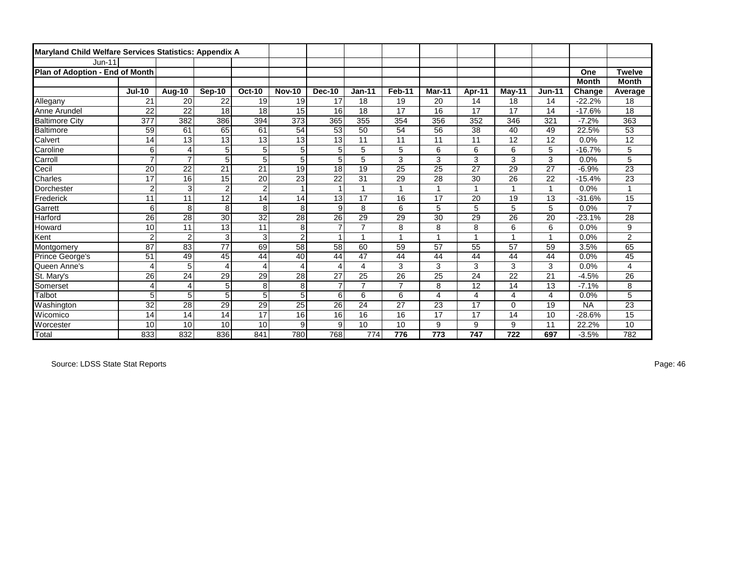**Maryland Child Welfare Services Statistics: Appendix A**

Jun-11

**Plan of Adoption - End of Month**

| | Jul-10 | Aug-10 | Sep-10 | Oct-10 | Nov-10 | Dec-10 | Jan-11 | Feb-11 | Mar-11 | Apr-11 | May-11 | Jun-11 | One Month Change | Twelve Month Average |
|---|---|---|---|---|---|---|---|---|---|---|---|---|---|---|
| Allegany | 21 | 20 | 22 | 19 | 19 | 17 | 18 | 19 | 20 | 14 | 18 | 14 | -22.2% | 18 |
| Anne Arundel | 22 | 22 | 18 | 18 | 15 | 16 | 18 | 17 | 16 | 17 | 17 | 14 | -17.6% | 18 |
| Baltimore City | 377 | 382 | 386 | 394 | 373 | 365 | 355 | 354 | 356 | 352 | 346 | 321 | -7.2% | 363 |
| Baltimore | 59 | 61 | 65 | 61 | 54 | 53 | 50 | 54 | 56 | 38 | 40 | 49 | 22.5% | 53 |
| Calvert | 14 | 13 | 13 | 13 | 13 | 13 | 11 | 11 | 11 | 11 | 12 | 12 | 0.0% | 12 |
| Caroline | 6 | 4 | 5 | 5 | 5 | 5 | 5 | 5 | 6 | 6 | 6 | 5 | -16.7% | 5 |
| Carroll | 7 | 7 | 5 | 5 | 5 | 5 | 5 | 3 | 3 | 3 | 3 | 3 | 0.0% | 5 |
| Cecil | 20 | 22 | 21 | 21 | 19 | 18 | 19 | 25 | 25 | 27 | 29 | 27 | -6.9% | 23 |
| Charles | 17 | 16 | 15 | 20 | 23 | 22 | 31 | 29 | 28 | 30 | 26 | 22 | -15.4% | 23 |
| Dorchester | 2 | 3 | 2 | 2 | 1 | 1 | 1 | 1 | 1 | 1 | 1 | 1 | 0.0% | 1 |
| Frederick | 11 | 11 | 12 | 14 | 14 | 13 | 17 | 16 | 17 | 20 | 19 | 13 | -31.6% | 15 |
| Garrett | 6 | 8 | 8 | 8 | 8 | 9 | 8 | 6 | 5 | 5 | 5 | 5 | 0.0% | 7 |
| Harford | 26 | 28 | 30 | 32 | 28 | 26 | 29 | 29 | 30 | 29 | 26 | 20 | -23.1% | 28 |
| Howard | 10 | 11 | 13 | 11 | 8 | 7 | 7 | 8 | 8 | 8 | 6 | 6 | 0.0% | 9 |
| Kent | 2 | 2 | 3 | 3 | 2 | 1 | 1 | 1 | 1 | 1 | 1 | 1 | 0.0% | 2 |
| Montgomery | 87 | 83 | 77 | 69 | 58 | 58 | 60 | 59 | 57 | 55 | 57 | 59 | 3.5% | 65 |
| Prince George's | 51 | 49 | 45 | 44 | 40 | 44 | 47 | 44 | 44 | 44 | 44 | 44 | 0.0% | 45 |
| Queen Anne's | 4 | 5 | 4 | 4 | 4 | 4 | 4 | 3 | 3 | 3 | 3 | 3 | 0.0% | 4 |
| St. Mary's | 26 | 24 | 29 | 29 | 28 | 27 | 25 | 26 | 25 | 24 | 22 | 21 | -4.5% | 26 |
| Somerset | 4 | 4 | 5 | 8 | 8 | 7 | 7 | 7 | 8 | 12 | 14 | 13 | -7.1% | 8 |
| Talbot | 5 | 5 | 5 | 5 | 5 | 6 | 6 | 6 | 4 | 4 | 4 | 4 | 0.0% | 5 |
| Washington | 32 | 28 | 29 | 29 | 25 | 26 | 24 | 27 | 23 | 17 | 0 | 19 | NA | 23 |
| Wicomico | 14 | 14 | 14 | 17 | 16 | 16 | 16 | 16 | 17 | 17 | 14 | 10 | -28.6% | 15 |
| Worcester | 10 | 10 | 10 | 10 | 9 | 9 | 10 | 10 | 9 | 9 | 9 | 11 | 22.2% | 10 |
| Total | 833 | 832 | 836 | 841 | 780 | 768 | 774 | **776** | **773** | **747** | **722** | **697** | -3.5% | 782 |

Source: LDSS State Stat Reports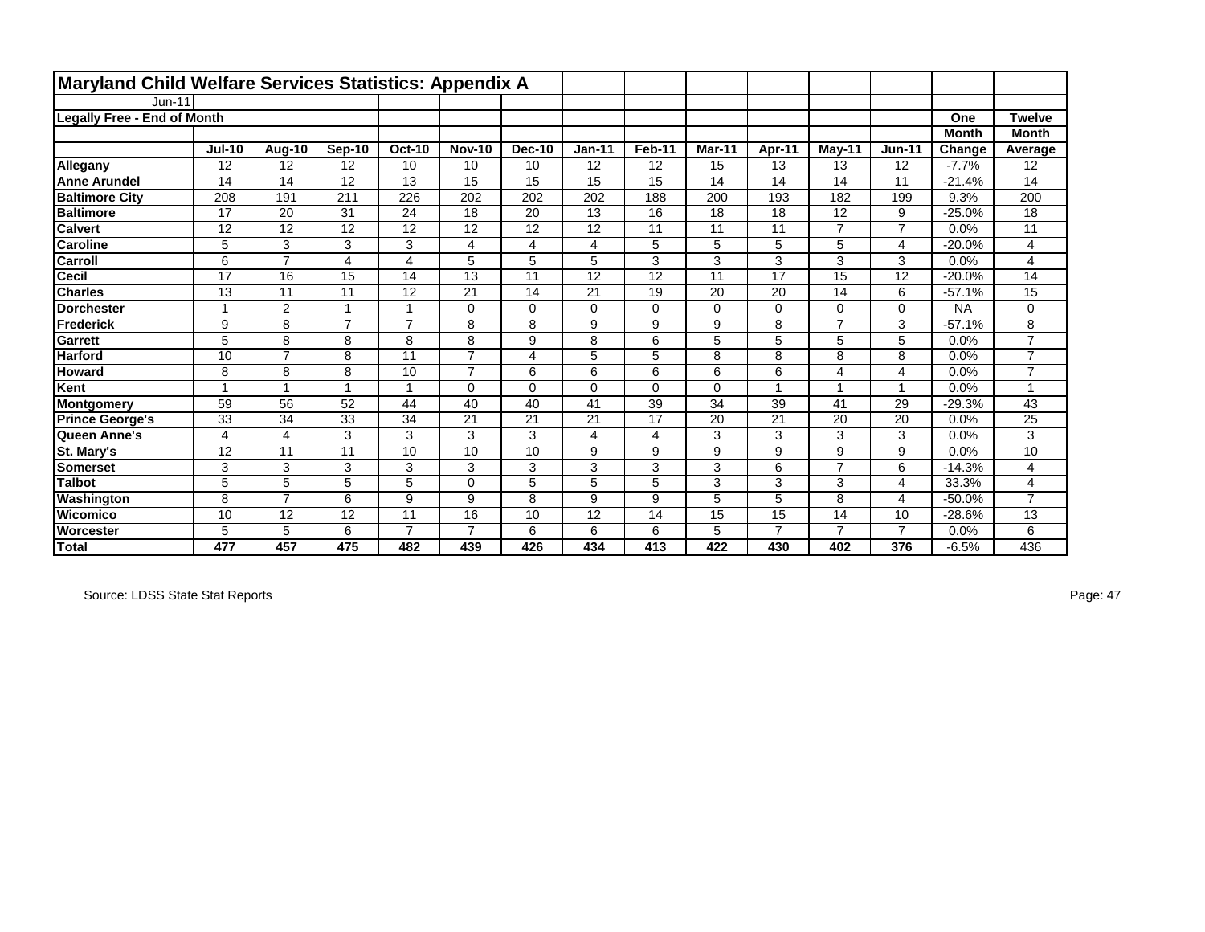# Maryland Child Welfare Services Statistics: Appendix A

Jun-11

## Legally Free - End of Month

| | Jul-10 | Aug-10 | Sep-10 | Oct-10 | Nov-10 | Dec-10 | Jan-11 | Feb-11 | Mar-11 | Apr-11 | May-11 | Jun-11 | One Month Change | Twelve Month Average |
|---|---|---|---|---|---|---|---|---|---|---|---|---|---|---|
| **Allegany** | 12 | 12 | 12 | 10 | 10 | 10 | 12 | 12 | 15 | 13 | 13 | 12 | -7.7% | 12 |
| **Anne Arundel** | 14 | 14 | 12 | 13 | 15 | 15 | 15 | 15 | 14 | 14 | 14 | 11 | -21.4% | 14 |
| **Baltimore City** | 208 | 191 | 211 | 226 | 202 | 202 | 202 | 188 | 200 | 193 | 182 | 199 | 9.3% | 200 |
| **Baltimore** | 17 | 20 | 31 | 24 | 18 | 20 | 13 | 16 | 18 | 18 | 12 | 9 | -25.0% | 18 |
| **Calvert** | 12 | 12 | 12 | 12 | 12 | 12 | 12 | 11 | 11 | 11 | 7 | 7 | 0.0% | 11 |
| **Caroline** | 5 | 3 | 3 | 3 | 4 | 4 | 4 | 5 | 5 | 5 | 5 | 4 | -20.0% | 4 |
| **Carroll** | 6 | 7 | 4 | 4 | 5 | 5 | 5 | 3 | 3 | 3 | 3 | 3 | 0.0% | 4 |
| **Cecil** | 17 | 16 | 15 | 14 | 13 | 11 | 12 | 12 | 11 | 17 | 15 | 12 | -20.0% | 14 |
| **Charles** | 13 | 11 | 11 | 12 | 21 | 14 | 21 | 19 | 20 | 20 | 14 | 6 | -57.1% | 15 |
| **Dorchester** | 1 | 2 | 1 | 1 | 0 | 0 | 0 | 0 | 0 | 0 | 0 | 0 | NA | 0 |
| **Frederick** | 9 | 8 | 7 | 7 | 8 | 8 | 9 | 9 | 9 | 8 | 7 | 3 | -57.1% | 8 |
| **Garrett** | 5 | 8 | 8 | 8 | 8 | 9 | 8 | 6 | 5 | 5 | 5 | 5 | 0.0% | 7 |
| **Harford** | 10 | 7 | 8 | 11 | 7 | 4 | 5 | 5 | 8 | 8 | 8 | 8 | 0.0% | 7 |
| **Howard** | 8 | 8 | 8 | 10 | 7 | 6 | 6 | 6 | 6 | 6 | 4 | 4 | 0.0% | 7 |
| **Kent** | 1 | 1 | 1 | 1 | 0 | 0 | 0 | 0 | 0 | 1 | 1 | 1 | 0.0% | 1 |
| **Montgomery** | 59 | 56 | 52 | 44 | 40 | 40 | 41 | 39 | 34 | 39 | 41 | 29 | -29.3% | 43 |
| **Prince George's** | 33 | 34 | 33 | 34 | 21 | 21 | 21 | 17 | 20 | 21 | 20 | 20 | 0.0% | 25 |
| **Queen Anne's** | 4 | 4 | 3 | 3 | 3 | 3 | 4 | 4 | 3 | 3 | 3 | 3 | 0.0% | 3 |
| **St. Mary's** | 12 | 11 | 11 | 10 | 10 | 10 | 9 | 9 | 9 | 9 | 9 | 9 | 0.0% | 10 |
| **Somerset** | 3 | 3 | 3 | 3 | 3 | 3 | 3 | 3 | 3 | 6 | 7 | 6 | -14.3% | 4 |
| **Talbot** | 5 | 5 | 5 | 5 | 0 | 5 | 5 | 5 | 3 | 3 | 3 | 4 | 33.3% | 4 |
| **Washington** | 8 | 7 | 6 | 9 | 9 | 8 | 9 | 9 | 5 | 5 | 8 | 4 | -50.0% | 7 |
| **Wicomico** | 10 | 12 | 12 | 11 | 16 | 10 | 12 | 14 | 15 | 15 | 14 | 10 | -28.6% | 13 |
| **Worcester** | 5 | 5 | 6 | 7 | 7 | 6 | 6 | 6 | 5 | 7 | 7 | 7 | 0.0% | 6 |
| **Total** | **477** | **457** | **475** | **482** | **439** | **426** | **434** | **413** | **422** | **430** | **402** | **376** | -6.5% | 436 |

Source: LDSS State Stat Reports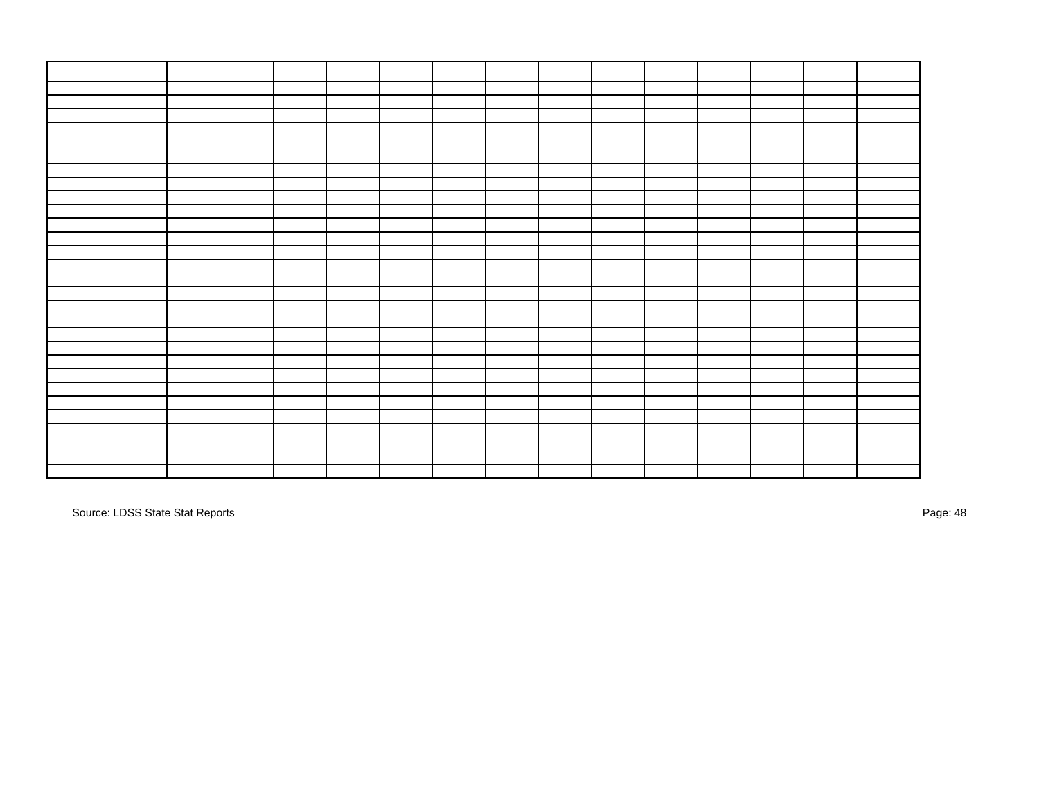Source: LDSS State Stat Reports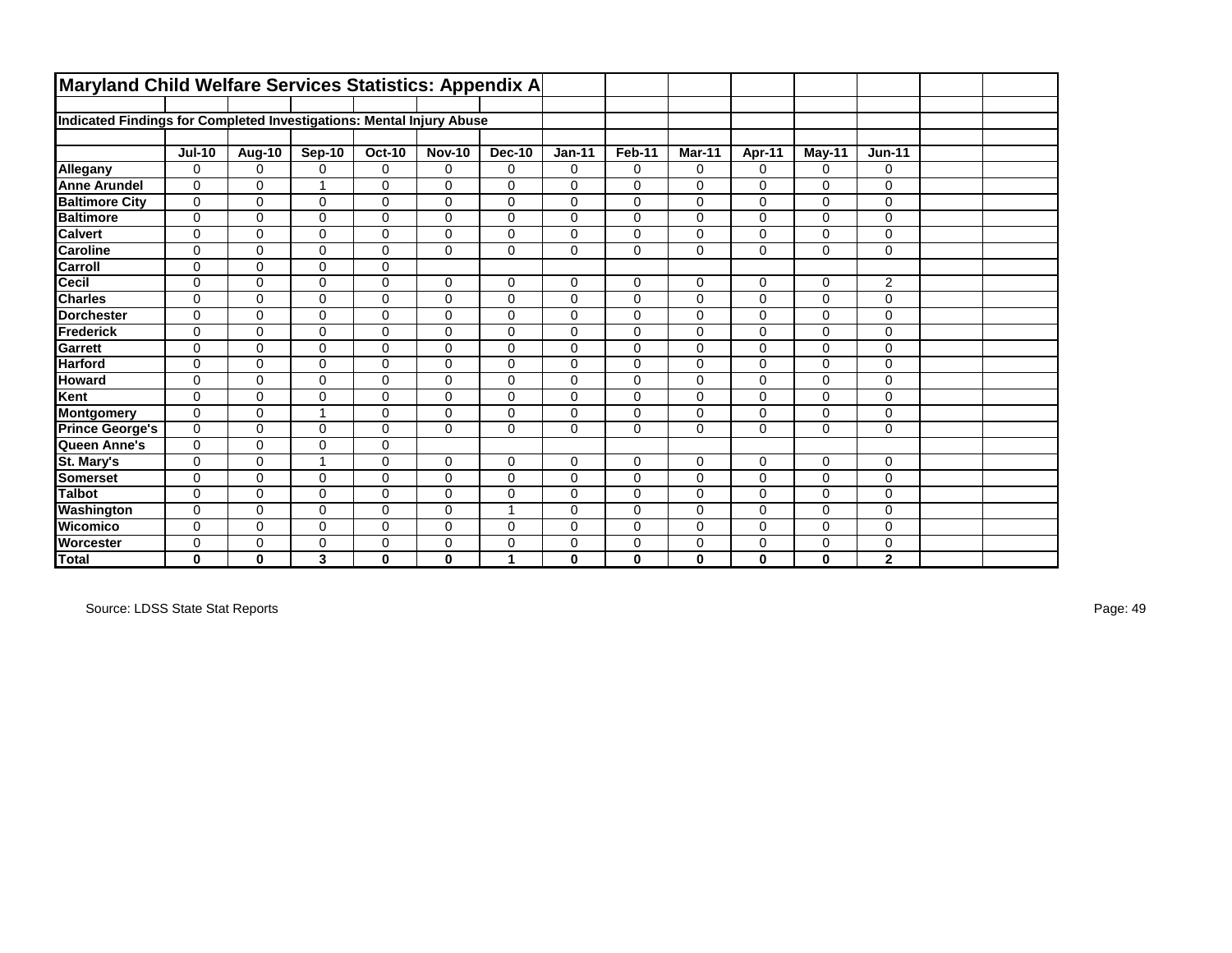# Maryland Child Welfare Services Statistics: Appendix A

**Indicated Findings for Completed Investigations: Mental Injury Abuse**

| | Jul-10 | Aug-10 | Sep-10 | Oct-10 | Nov-10 | Dec-10 | Jan-11 | Feb-11 | Mar-11 | Apr-11 | May-11 | Jun-11 |
|---|---|---|---|---|---|---|---|---|---|---|---|---|
| **Allegany** | 0 | 0 | 0 | 0 | 0 | 0 | 0 | 0 | 0 | 0 | 0 | 0 |
| **Anne Arundel** | 0 | 0 | 1 | 0 | 0 | 0 | 0 | 0 | 0 | 0 | 0 | 0 |
| **Baltimore City** | 0 | 0 | 0 | 0 | 0 | 0 | 0 | 0 | 0 | 0 | 0 | 0 |
| **Baltimore** | 0 | 0 | 0 | 0 | 0 | 0 | 0 | 0 | 0 | 0 | 0 | 0 |
| **Calvert** | 0 | 0 | 0 | 0 | 0 | 0 | 0 | 0 | 0 | 0 | 0 | 0 |
| **Caroline** | 0 | 0 | 0 | 0 | 0 | 0 | 0 | 0 | 0 | 0 | 0 | 0 |
| **Carroll** | 0 | 0 | 0 | 0 | | | | | | | | |
| **Cecil** | 0 | 0 | 0 | 0 | 0 | 0 | 0 | 0 | 0 | 0 | 0 | 2 |
| **Charles** | 0 | 0 | 0 | 0 | 0 | 0 | 0 | 0 | 0 | 0 | 0 | 0 |
| **Dorchester** | 0 | 0 | 0 | 0 | 0 | 0 | 0 | 0 | 0 | 0 | 0 | 0 |
| **Frederick** | 0 | 0 | 0 | 0 | 0 | 0 | 0 | 0 | 0 | 0 | 0 | 0 |
| **Garrett** | 0 | 0 | 0 | 0 | 0 | 0 | 0 | 0 | 0 | 0 | 0 | 0 |
| **Harford** | 0 | 0 | 0 | 0 | 0 | 0 | 0 | 0 | 0 | 0 | 0 | 0 |
| **Howard** | 0 | 0 | 0 | 0 | 0 | 0 | 0 | 0 | 0 | 0 | 0 | 0 |
| **Kent** | 0 | 0 | 0 | 0 | 0 | 0 | 0 | 0 | 0 | 0 | 0 | 0 |
| **Montgomery** | 0 | 0 | 1 | 0 | 0 | 0 | 0 | 0 | 0 | 0 | 0 | 0 |
| **Prince George's** | 0 | 0 | 0 | 0 | 0 | 0 | 0 | 0 | 0 | 0 | 0 | 0 |
| **Queen Anne's** | 0 | 0 | 0 | 0 | | | | | | | | |
| **St. Mary's** | 0 | 0 | 1 | 0 | 0 | 0 | 0 | 0 | 0 | 0 | 0 | 0 |
| **Somerset** | 0 | 0 | 0 | 0 | 0 | 0 | 0 | 0 | 0 | 0 | 0 | 0 |
| **Talbot** | 0 | 0 | 0 | 0 | 0 | 0 | 0 | 0 | 0 | 0 | 0 | 0 |
| **Washington** | 0 | 0 | 0 | 0 | 0 | 1 | 0 | 0 | 0 | 0 | 0 | 0 |
| **Wicomico** | 0 | 0 | 0 | 0 | 0 | 0 | 0 | 0 | 0 | 0 | 0 | 0 |
| **Worcester** | 0 | 0 | 0 | 0 | 0 | 0 | 0 | 0 | 0 | 0 | 0 | 0 |
| **Total** | **0** | **0** | **3** | **0** | **0** | **1** | **0** | **0** | **0** | **0** | **0** | **2** |

Source: LDSS State Stat Reports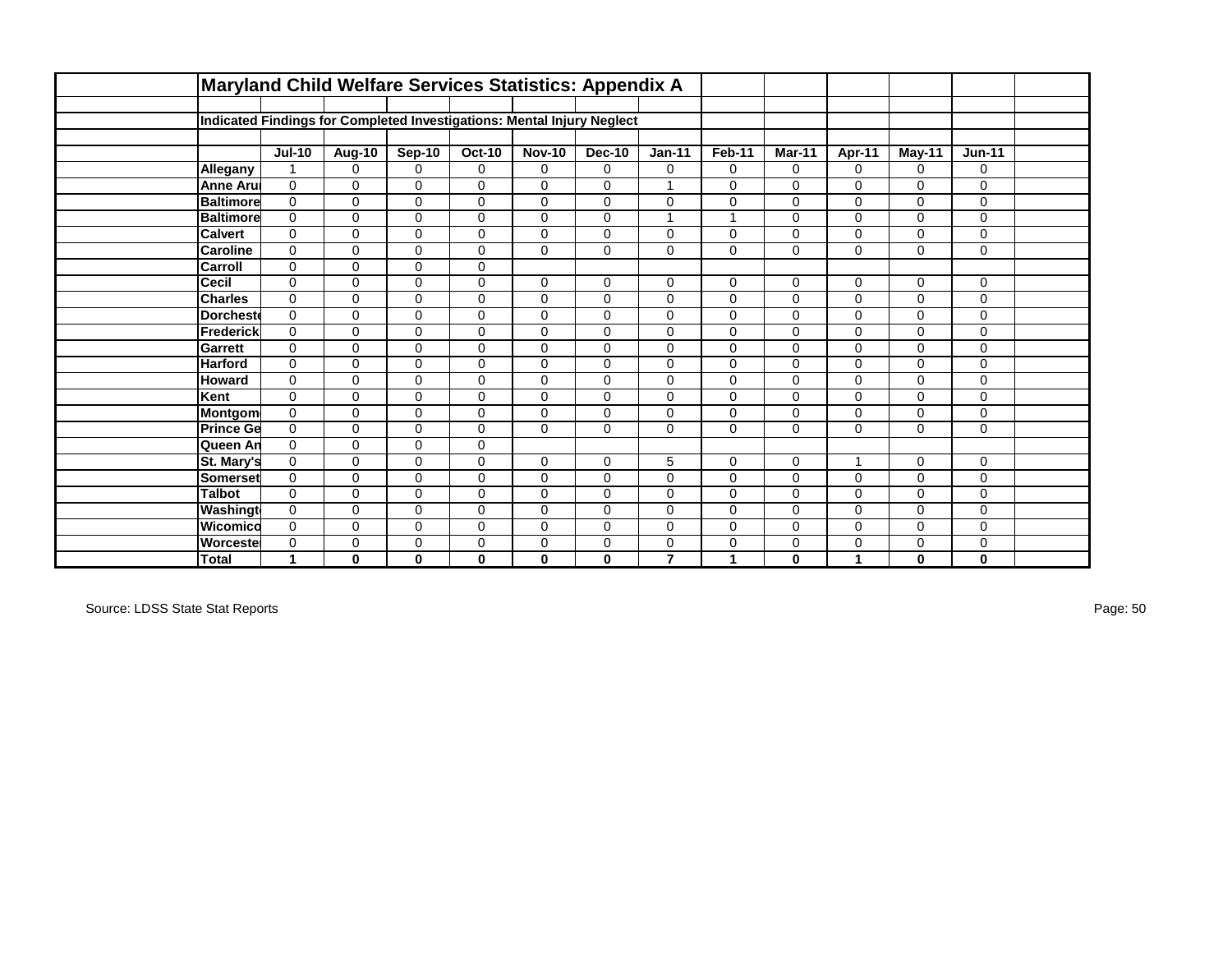# Maryland Child Welfare Services Statistics: Appendix A

## Indicated Findings for Completed Investigations: Mental Injury Neglect

| | Jul-10 | Aug-10 | Sep-10 | Oct-10 | Nov-10 | Dec-10 | Jan-11 | Feb-11 | Mar-11 | Apr-11 | May-11 | Jun-11 |
|---|---|---|---|---|---|---|---|---|---|---|---|---|
| **Allegany** | 1 | 0 | 0 | 0 | 0 | 0 | 0 | 0 | 0 | 0 | 0 | 0 |
| **Anne Aru** | 0 | 0 | 0 | 0 | 0 | 0 | 1 | 0 | 0 | 0 | 0 | 0 |
| **Baltimore** | 0 | 0 | 0 | 0 | 0 | 0 | 0 | 0 | 0 | 0 | 0 | 0 |
| **Baltimore** | 0 | 0 | 0 | 0 | 0 | 0 | 1 | 1 | 0 | 0 | 0 | 0 |
| **Calvert** | 0 | 0 | 0 | 0 | 0 | 0 | 0 | 0 | 0 | 0 | 0 | 0 |
| **Caroline** | 0 | 0 | 0 | 0 | 0 | 0 | 0 | 0 | 0 | 0 | 0 | 0 |
| **Carroll** | 0 | 0 | 0 | 0 | | | | | | | | |
| **Cecil** | 0 | 0 | 0 | 0 | 0 | 0 | 0 | 0 | 0 | 0 | 0 | 0 |
| **Charles** | 0 | 0 | 0 | 0 | 0 | 0 | 0 | 0 | 0 | 0 | 0 | 0 |
| **Dorchest** | 0 | 0 | 0 | 0 | 0 | 0 | 0 | 0 | 0 | 0 | 0 | 0 |
| **Frederick** | 0 | 0 | 0 | 0 | 0 | 0 | 0 | 0 | 0 | 0 | 0 | 0 |
| **Garrett** | 0 | 0 | 0 | 0 | 0 | 0 | 0 | 0 | 0 | 0 | 0 | 0 |
| **Harford** | 0 | 0 | 0 | 0 | 0 | 0 | 0 | 0 | 0 | 0 | 0 | 0 |
| **Howard** | 0 | 0 | 0 | 0 | 0 | 0 | 0 | 0 | 0 | 0 | 0 | 0 |
| **Kent** | 0 | 0 | 0 | 0 | 0 | 0 | 0 | 0 | 0 | 0 | 0 | 0 |
| **Montgom** | 0 | 0 | 0 | 0 | 0 | 0 | 0 | 0 | 0 | 0 | 0 | 0 |
| **Prince Ge** | 0 | 0 | 0 | 0 | 0 | 0 | 0 | 0 | 0 | 0 | 0 | 0 |
| **Queen An** | 0 | 0 | 0 | 0 | | | | | | | | |
| **St. Mary's** | 0 | 0 | 0 | 0 | 0 | 0 | 5 | 0 | 0 | 1 | 0 | 0 |
| **Somerset** | 0 | 0 | 0 | 0 | 0 | 0 | 0 | 0 | 0 | 0 | 0 | 0 |
| **Talbot** | 0 | 0 | 0 | 0 | 0 | 0 | 0 | 0 | 0 | 0 | 0 | 0 |
| **Washingt** | 0 | 0 | 0 | 0 | 0 | 0 | 0 | 0 | 0 | 0 | 0 | 0 |
| **Wicomico** | 0 | 0 | 0 | 0 | 0 | 0 | 0 | 0 | 0 | 0 | 0 | 0 |
| **Worceste** | 0 | 0 | 0 | 0 | 0 | 0 | 0 | 0 | 0 | 0 | 0 | 0 |
| **Total** | **1** | **0** | **0** | **0** | **0** | **0** | **7** | **1** | **0** | **1** | **0** | **0** |

Source: LDSS State Stat Reports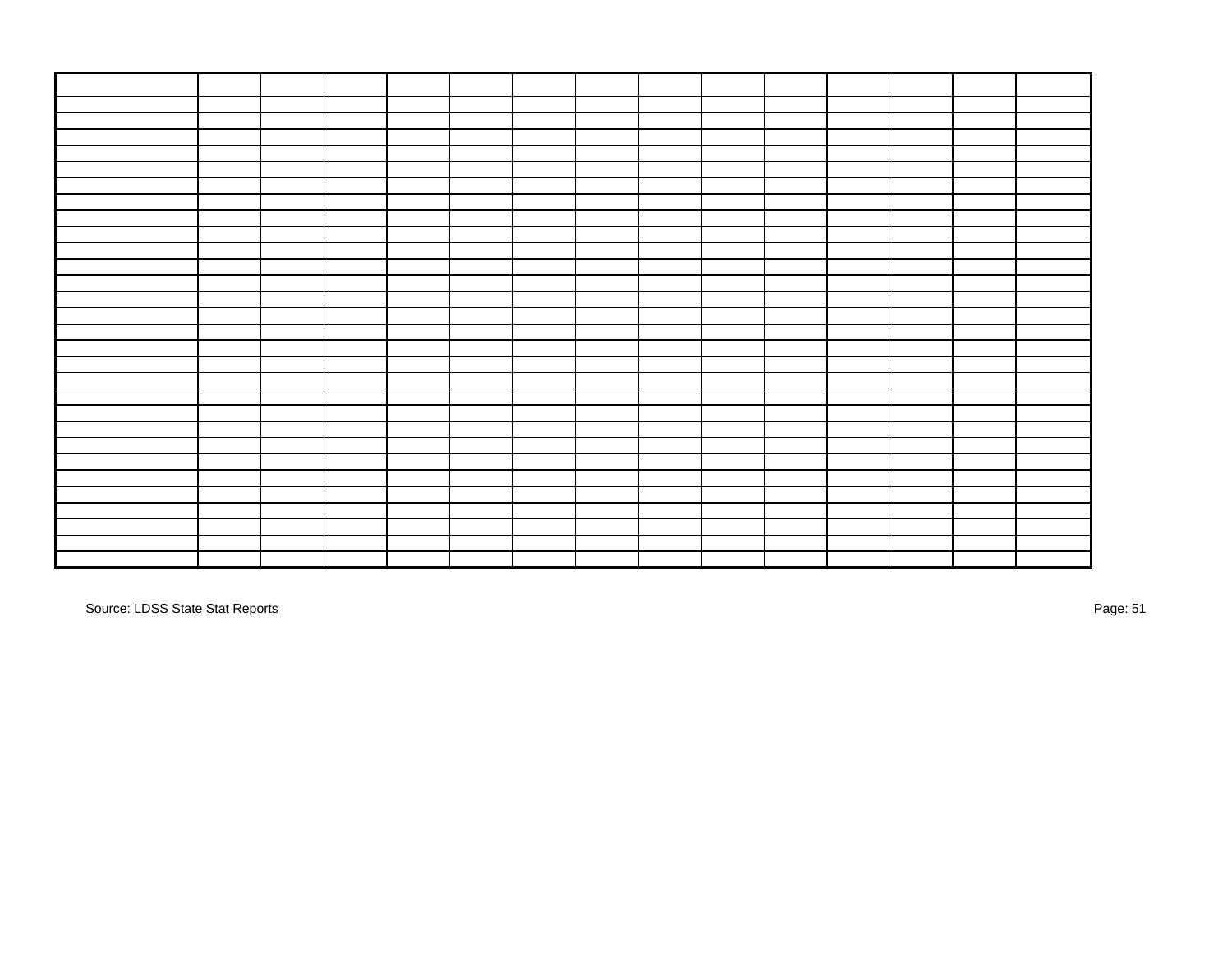Source: LDSS State Stat Reports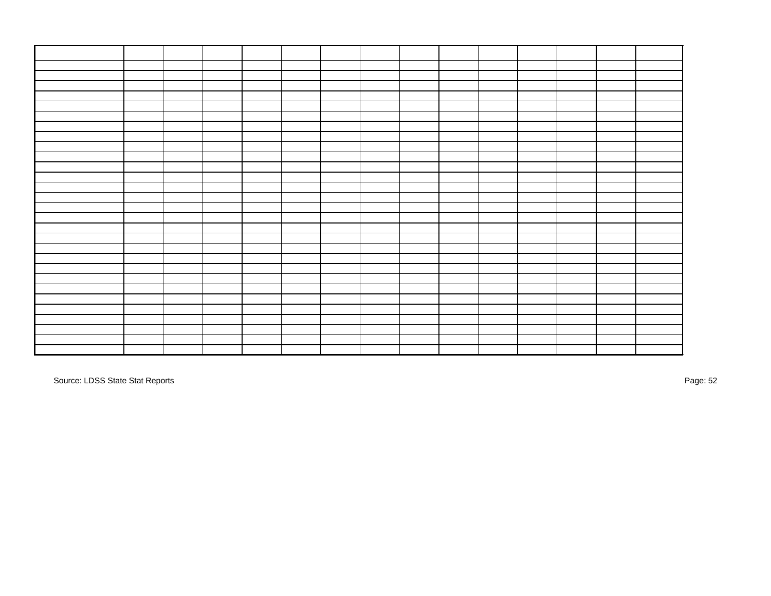Source: LDSS State Stat Reports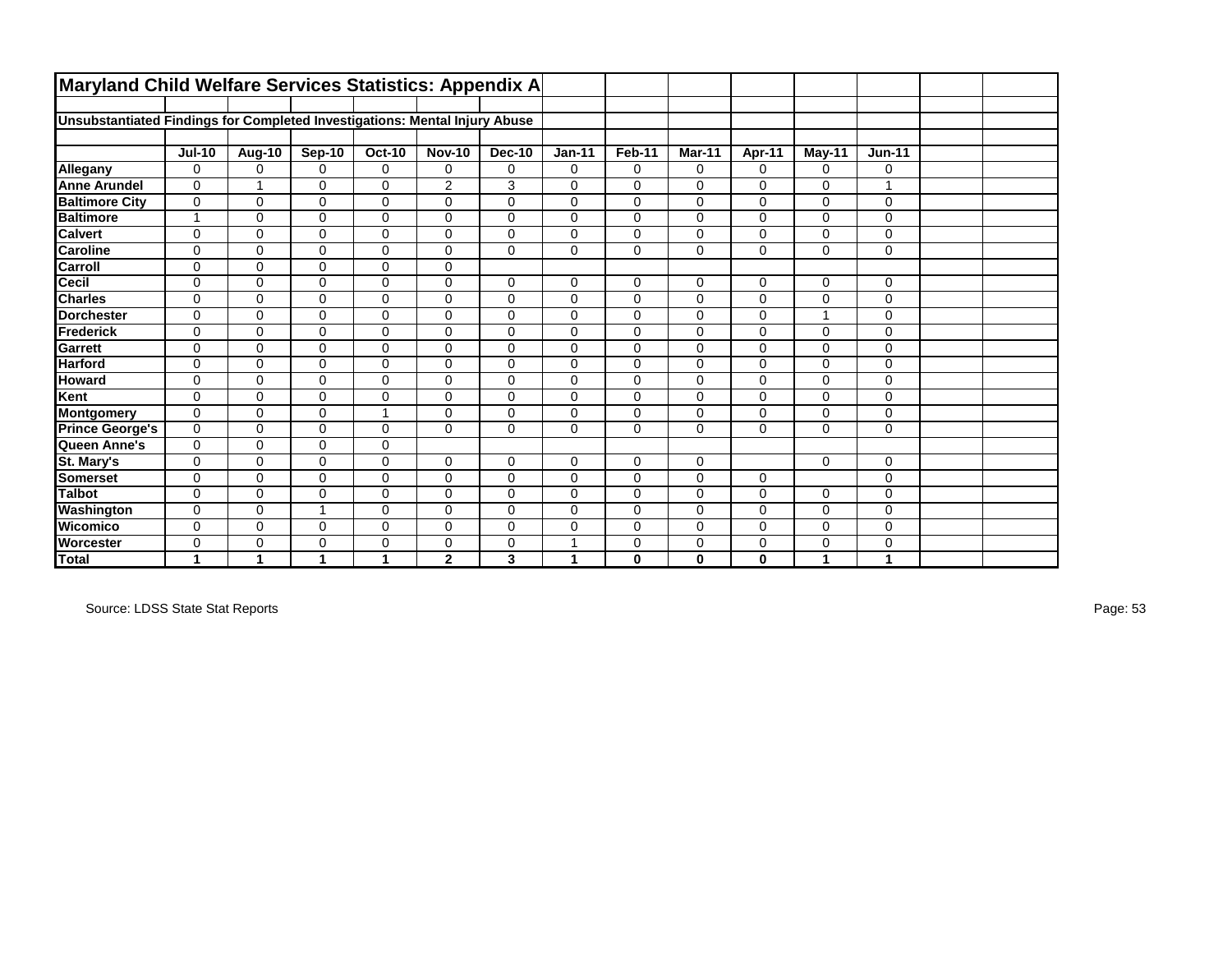# Maryland Child Welfare Services Statistics: Appendix A

## Unsubstantiated Findings for Completed Investigations: Mental Injury Abuse

| | Jul-10 | Aug-10 | Sep-10 | Oct-10 | Nov-10 | Dec-10 | Jan-11 | Feb-11 | Mar-11 | Apr-11 | May-11 | Jun-11 |
|---|---|---|---|---|---|---|---|---|---|---|---|---|
| **Allegany** | 0 | 0 | 0 | 0 | 0 | 0 | 0 | 0 | 0 | 0 | 0 | 0 |
| **Anne Arundel** | 0 | 1 | 0 | 0 | 2 | 3 | 0 | 0 | 0 | 0 | 0 | 1 |
| **Baltimore City** | 0 | 0 | 0 | 0 | 0 | 0 | 0 | 0 | 0 | 0 | 0 | 0 |
| **Baltimore** | 1 | 0 | 0 | 0 | 0 | 0 | 0 | 0 | 0 | 0 | 0 | 0 |
| **Calvert** | 0 | 0 | 0 | 0 | 0 | 0 | 0 | 0 | 0 | 0 | 0 | 0 |
| **Caroline** | 0 | 0 | 0 | 0 | 0 | 0 | 0 | 0 | 0 | 0 | 0 | 0 |
| **Carroll** | 0 | 0 | 0 | 0 | 0 | | | | | | | |
| **Cecil** | 0 | 0 | 0 | 0 | 0 | 0 | 0 | 0 | 0 | 0 | 0 | 0 |
| **Charles** | 0 | 0 | 0 | 0 | 0 | 0 | 0 | 0 | 0 | 0 | 0 | 0 |
| **Dorchester** | 0 | 0 | 0 | 0 | 0 | 0 | 0 | 0 | 0 | 0 | 1 | 0 |
| **Frederick** | 0 | 0 | 0 | 0 | 0 | 0 | 0 | 0 | 0 | 0 | 0 | 0 |
| **Garrett** | 0 | 0 | 0 | 0 | 0 | 0 | 0 | 0 | 0 | 0 | 0 | 0 |
| **Harford** | 0 | 0 | 0 | 0 | 0 | 0 | 0 | 0 | 0 | 0 | 0 | 0 |
| **Howard** | 0 | 0 | 0 | 0 | 0 | 0 | 0 | 0 | 0 | 0 | 0 | 0 |
| **Kent** | 0 | 0 | 0 | 0 | 0 | 0 | 0 | 0 | 0 | 0 | 0 | 0 |
| **Montgomery** | 0 | 0 | 0 | 1 | 0 | 0 | 0 | 0 | 0 | 0 | 0 | 0 |
| **Prince George's** | 0 | 0 | 0 | 0 | 0 | 0 | 0 | 0 | 0 | 0 | 0 | 0 |
| **Queen Anne's** | 0 | 0 | 0 | 0 | | | | | | | | |
| **St. Mary's** | 0 | 0 | 0 | 0 | 0 | 0 | 0 | 0 | 0 | | 0 | 0 |
| **Somerset** | 0 | 0 | 0 | 0 | 0 | 0 | 0 | 0 | 0 | 0 | | 0 |
| **Talbot** | 0 | 0 | 0 | 0 | 0 | 0 | 0 | 0 | 0 | 0 | 0 | 0 |
| **Washington** | 0 | 0 | 1 | 0 | 0 | 0 | 0 | 0 | 0 | 0 | 0 | 0 |
| **Wicomico** | 0 | 0 | 0 | 0 | 0 | 0 | 0 | 0 | 0 | 0 | 0 | 0 |
| **Worcester** | 0 | 0 | 0 | 0 | 0 | 0 | 1 | 0 | 0 | 0 | 0 | 0 |
| **Total** | **1** | **1** | **1** | **1** | **2** | **3** | **1** | **0** | **0** | **0** | **1** | **1** |

Source: LDSS State Stat Reports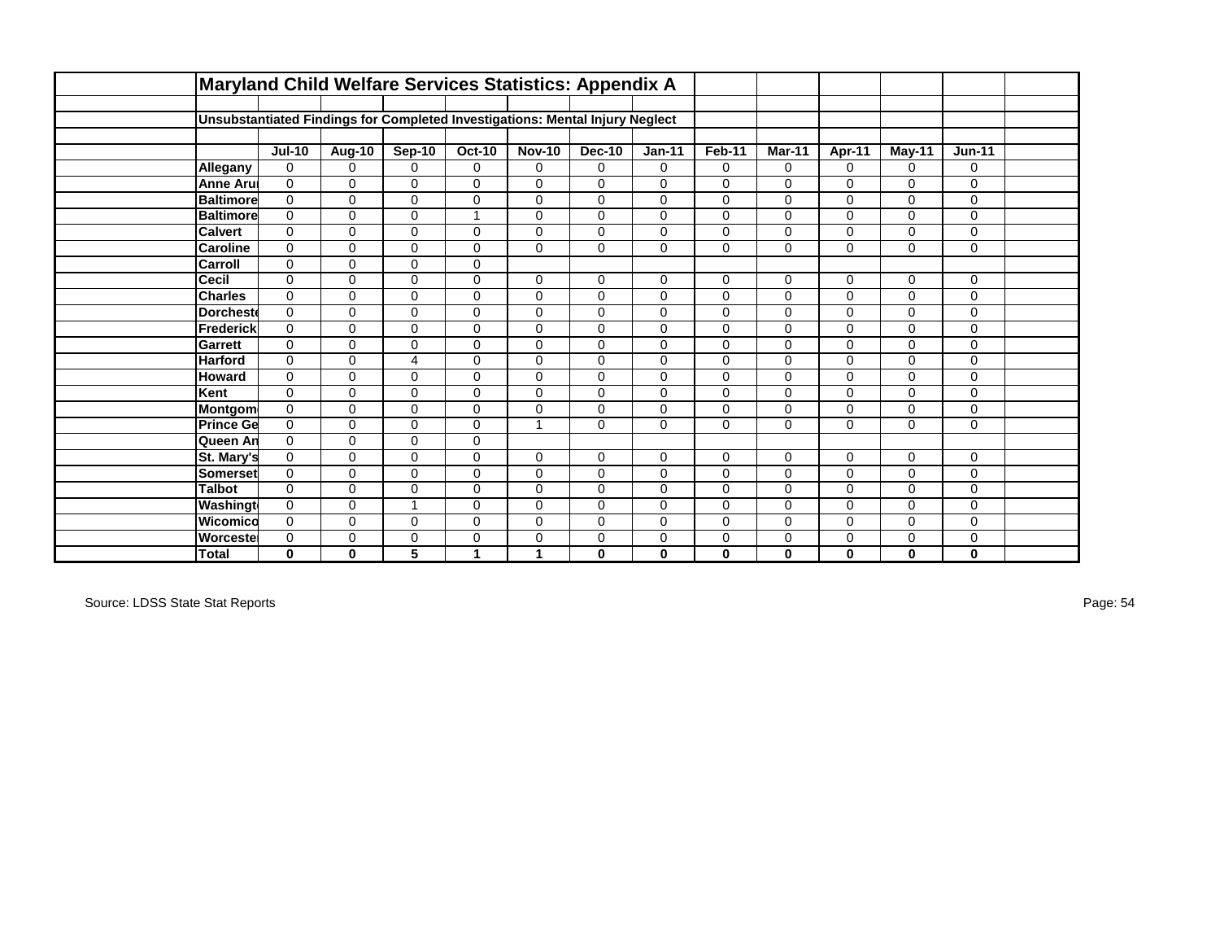# Maryland Child Welfare Services Statistics: Appendix A

## Unsubstantiated Findings for Completed Investigations: Mental Injury Neglect

| | Jul-10 | Aug-10 | Sep-10 | Oct-10 | Nov-10 | Dec-10 | Jan-11 | Feb-11 | Mar-11 | Apr-11 | May-11 | Jun-11 |
|---|---|---|---|---|---|---|---|---|---|---|---|---|
| **Allegany** | 0 | 0 | 0 | 0 | 0 | 0 | 0 | 0 | 0 | 0 | 0 | 0 |
| **Anne Aru** | 0 | 0 | 0 | 0 | 0 | 0 | 0 | 0 | 0 | 0 | 0 | 0 |
| **Baltimore** | 0 | 0 | 0 | 0 | 0 | 0 | 0 | 0 | 0 | 0 | 0 | 0 |
| **Baltimore** | 0 | 0 | 0 | 1 | 0 | 0 | 0 | 0 | 0 | 0 | 0 | 0 |
| **Calvert** | 0 | 0 | 0 | 0 | 0 | 0 | 0 | 0 | 0 | 0 | 0 | 0 |
| **Caroline** | 0 | 0 | 0 | 0 | 0 | 0 | 0 | 0 | 0 | 0 | 0 | 0 |
| **Carroll** | 0 | 0 | 0 | 0 | | | | | | | | |
| **Cecil** | 0 | 0 | 0 | 0 | 0 | 0 | 0 | 0 | 0 | 0 | 0 | 0 |
| **Charles** | 0 | 0 | 0 | 0 | 0 | 0 | 0 | 0 | 0 | 0 | 0 | 0 |
| **Dorcheste** | 0 | 0 | 0 | 0 | 0 | 0 | 0 | 0 | 0 | 0 | 0 | 0 |
| **Frederick** | 0 | 0 | 0 | 0 | 0 | 0 | 0 | 0 | 0 | 0 | 0 | 0 |
| **Garrett** | 0 | 0 | 0 | 0 | 0 | 0 | 0 | 0 | 0 | 0 | 0 | 0 |
| **Harford** | 0 | 0 | 4 | 0 | 0 | 0 | 0 | 0 | 0 | 0 | 0 | 0 |
| **Howard** | 0 | 0 | 0 | 0 | 0 | 0 | 0 | 0 | 0 | 0 | 0 | 0 |
| **Kent** | 0 | 0 | 0 | 0 | 0 | 0 | 0 | 0 | 0 | 0 | 0 | 0 |
| **Montgom** | 0 | 0 | 0 | 0 | 0 | 0 | 0 | 0 | 0 | 0 | 0 | 0 |
| **Prince Ge** | 0 | 0 | 0 | 0 | 1 | 0 | 0 | 0 | 0 | 0 | 0 | 0 |
| **Queen An** | 0 | 0 | 0 | 0 | | | | | | | | |
| **St. Mary's** | 0 | 0 | 0 | 0 | 0 | 0 | 0 | 0 | 0 | 0 | 0 | 0 |
| **Somerset** | 0 | 0 | 0 | 0 | 0 | 0 | 0 | 0 | 0 | 0 | 0 | 0 |
| **Talbot** | 0 | 0 | 0 | 0 | 0 | 0 | 0 | 0 | 0 | 0 | 0 | 0 |
| **Washingt** | 0 | 0 | 1 | 0 | 0 | 0 | 0 | 0 | 0 | 0 | 0 | 0 |
| **Wicomico** | 0 | 0 | 0 | 0 | 0 | 0 | 0 | 0 | 0 | 0 | 0 | 0 |
| **Worceste** | 0 | 0 | 0 | 0 | 0 | 0 | 0 | 0 | 0 | 0 | 0 | 0 |
| **Total** | **0** | **0** | **5** | **1** | **1** | **0** | **0** | **0** | **0** | **0** | **0** | **0** |

Source: LDSS State Stat Reports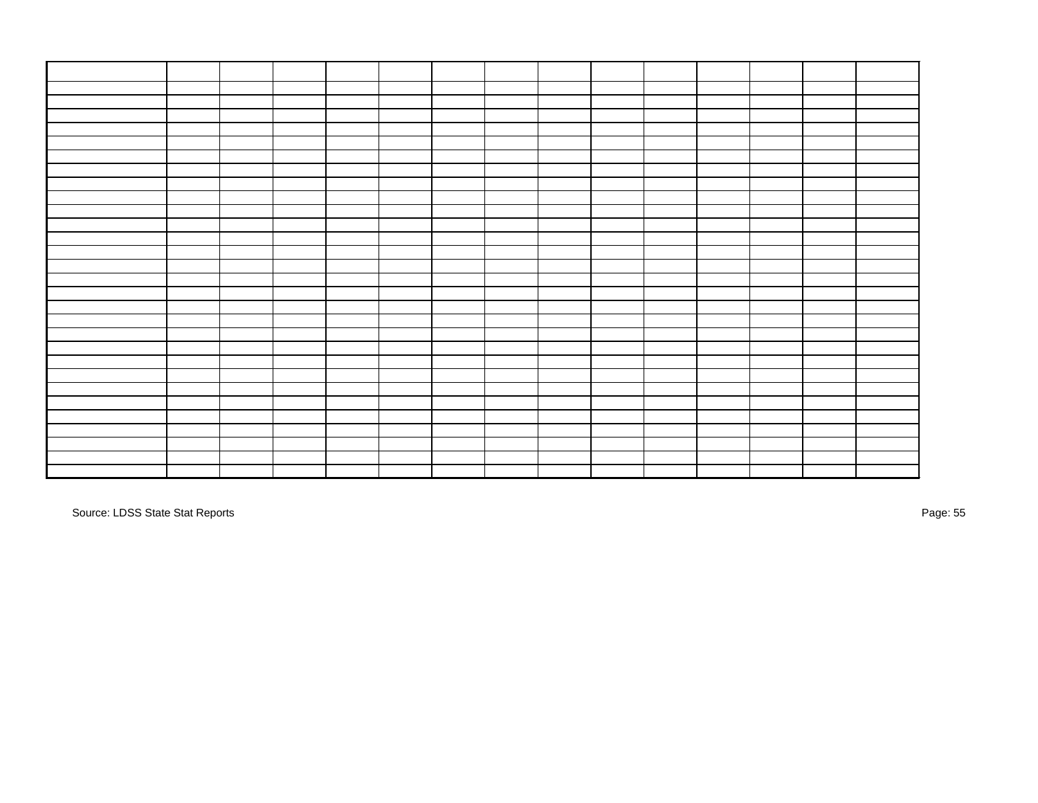Source: LDSS State Stat Reports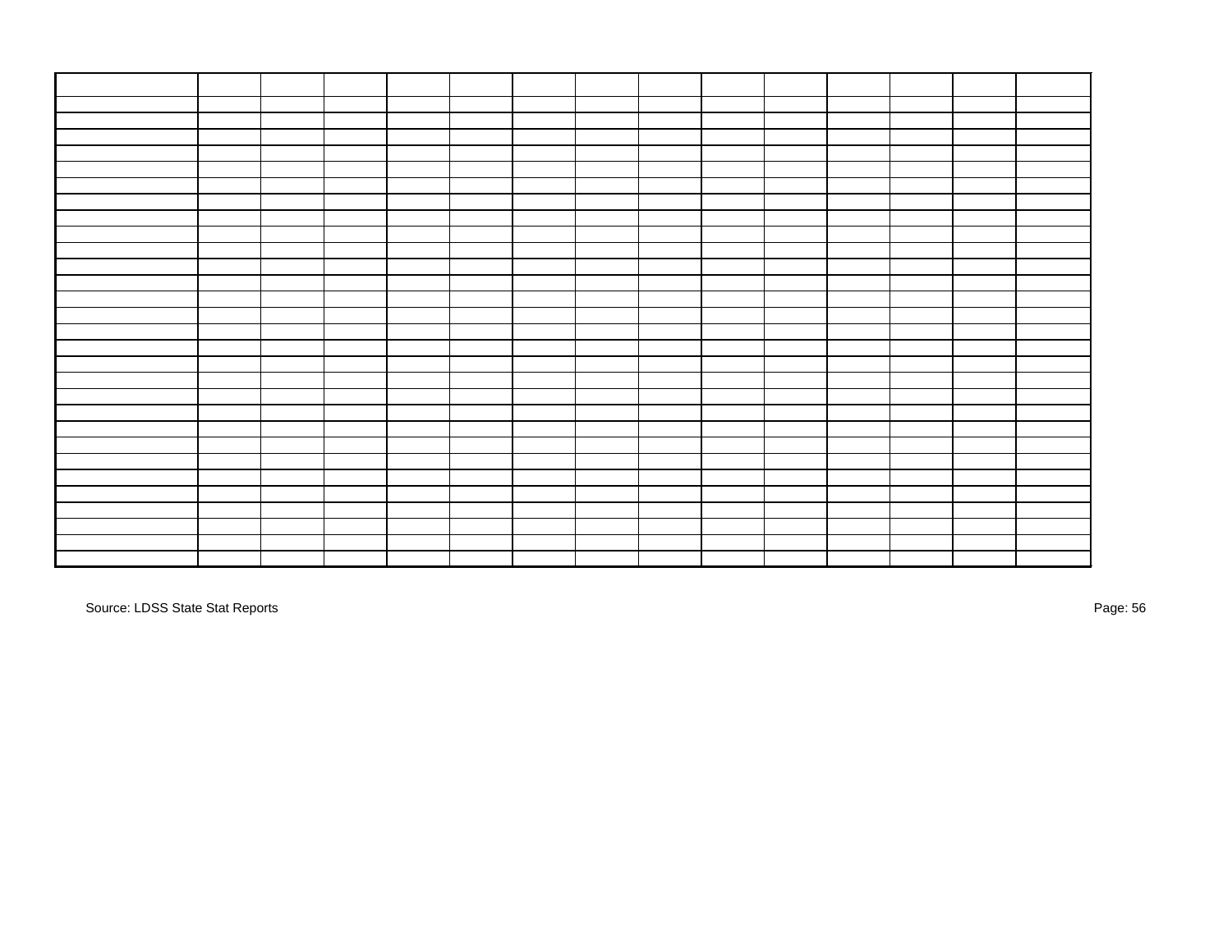Source: LDSS State Stat Reports